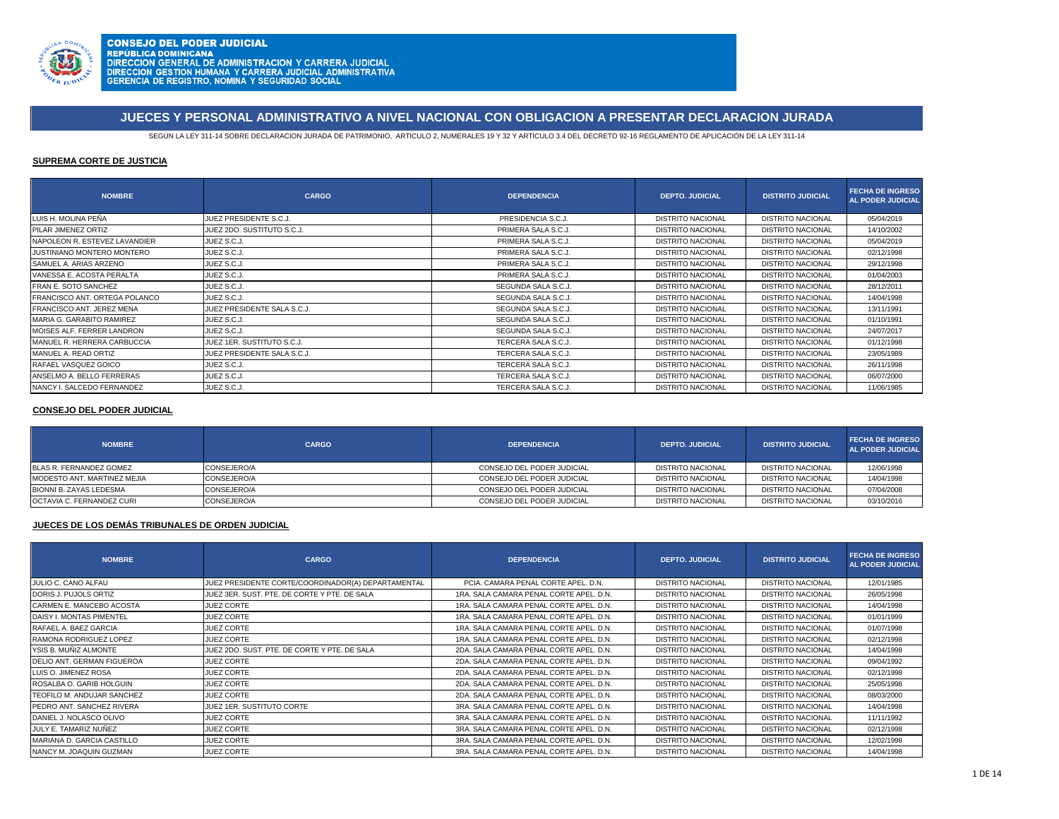**CONSEJO DEL PODER JUDICIAL**
**REPÚBLICA DOMINICANA**
**DIRECCION GENERAL DE ADMINISTRACION Y CARRERA JUDICIAL**
**DIRECCION GESTION HUMANA Y CARRERA JUDICIAL ADMINISTRATIVA**
**GERENCIA DE REGISTRO, NOMINA Y SEGURIDAD SOCIAL**

# JUECES Y PERSONAL ADMINISTRATIVO A NIVEL NACIONAL CON OBLIGACION A PRESENTAR DECLARACION JURADA

SEGÚN LA LEY 311-14 SOBRE DECLARACION JURADA DE PATRIMONIO, ARTICULO 2, NUMERALES 19 Y 32 Y ARTÍCULO 3.4 DEL DECRETO 92-16 REGLAMENTO DE APLICACIÓN DE LA LEY 311-14

## SUPREMA CORTE DE JUSTICIA

| NOMBRE | CARGO | DEPENDENCIA | DEPTO. JUDICIAL | DISTRITO JUDICIAL | FECHA DE INGRESO AL PODER JUDICIAL |
|---|---|---|---|---|---|
| LUIS H. MOLINA PEÑA | JUEZ PRESIDENTE S.C.J. | PRESIDENCIA S.C.J. | DISTRITO NACIONAL | DISTRITO NACIONAL | 05/04/2019 |
| PILAR JIMENEZ ORTIZ | JUEZ 2DO. SUSTITUTO S.C.J. | PRIMERA SALA S.C.J. | DISTRITO NACIONAL | DISTRITO NACIONAL | 14/10/2002 |
| NAPOLEON R. ESTEVEZ LAVANDIER | JUEZ S.C.J. | PRIMERA SALA S.C.J. | DISTRITO NACIONAL | DISTRITO NACIONAL | 05/04/2019 |
| JUSTINIANO MONTERO MONTERO | JUEZ S.C.J. | PRIMERA SALA S.C.J. | DISTRITO NACIONAL | DISTRITO NACIONAL | 02/12/1998 |
| SAMUEL A. ARIAS ARZENO | JUEZ S.C.J. | PRIMERA SALA S.C.J. | DISTRITO NACIONAL | DISTRITO NACIONAL | 29/12/1998 |
| VANESSA E. ACOSTA PERALTA | JUEZ S.C.J. | PRIMERA SALA S.C.J. | DISTRITO NACIONAL | DISTRITO NACIONAL | 01/04/2003 |
| FRAN E. SOTO SANCHEZ | JUEZ S.C.J. | SEGUNDA SALA S.C.J. | DISTRITO NACIONAL | DISTRITO NACIONAL | 28/12/2011 |
| FRANCISCO ANT. ORTEGA POLANCO | JUEZ S.C.J. | SEGUNDA SALA S.C.J. | DISTRITO NACIONAL | DISTRITO NACIONAL | 14/04/1998 |
| FRANCISCO ANT. JEREZ MENA | JUEZ PRESIDENTE SALA S.C.J. | SEGUNDA SALA S.C.J. | DISTRITO NACIONAL | DISTRITO NACIONAL | 13/11/1991 |
| MARIA G. GARABITO RAMIREZ | JUEZ S.C.J. | SEGUNDA SALA S.C.J. | DISTRITO NACIONAL | DISTRITO NACIONAL | 01/10/1991 |
| MOISES ALF. FERRER LANDRON | JUEZ S.C.J. | SEGUNDA SALA S.C.J. | DISTRITO NACIONAL | DISTRITO NACIONAL | 24/07/2017 |
| MANUEL R. HERRERA CARBUCCIA | JUEZ 1ER. SUSTITUTO S.C.J. | TERCERA SALA S.C.J. | DISTRITO NACIONAL | DISTRITO NACIONAL | 01/12/1998 |
| MANUEL A. READ ORTIZ | JUEZ PRESIDENTE SALA S.C.J. | TERCERA SALA S.C.J. | DISTRITO NACIONAL | DISTRITO NACIONAL | 23/05/1989 |
| RAFAEL VASQUEZ GOICO | JUEZ S.C.J. | TERCERA SALA S.C.J. | DISTRITO NACIONAL | DISTRITO NACIONAL | 26/11/1998 |
| ANSELMO A. BELLO FERRERAS | JUEZ S.C.J. | TERCERA SALA S.C.J. | DISTRITO NACIONAL | DISTRITO NACIONAL | 06/07/2000 |
| NANCY I. SALCEDO FERNANDEZ | JUEZ S.C.J. | TERCERA SALA S.C.J. | DISTRITO NACIONAL | DISTRITO NACIONAL | 11/06/1985 |

## CONSEJO DEL PODER JUDICIAL

| NOMBRE | CARGO | DEPENDENCIA | DEPTO. JUDICIAL | DISTRITO JUDICIAL | FECHA DE INGRESO AL PODER JUDICIAL |
|---|---|---|---|---|---|
| BLAS R. FERNANDEZ GOMEZ | CONSEJERO/A | CONSEJO DEL PODER JUDICIAL | DISTRITO NACIONAL | DISTRITO NACIONAL | 12/06/1998 |
| MODESTO ANT. MARTINEZ MEJIA | CONSEJERO/A | CONSEJO DEL PODER JUDICIAL | DISTRITO NACIONAL | DISTRITO NACIONAL | 14/04/1998 |
| BIONNI B. ZAYAS LEDESMA | CONSEJERO/A | CONSEJO DEL PODER JUDICIAL | DISTRITO NACIONAL | DISTRITO NACIONAL | 07/04/2008 |
| OCTAVIA C. FERNANDEZ CURI | CONSEJERO/A | CONSEJO DEL PODER JUDICIAL | DISTRITO NACIONAL | DISTRITO NACIONAL | 03/10/2016 |

## JUECES DE LOS DEMÁS TRIBUNALES DE ORDEN JUDICIAL

| NOMBRE | CARGO | DEPENDENCIA | DEPTO. JUDICIAL | DISTRITO JUDICIAL | FECHA DE INGRESO AL PODER JUDICIAL |
|---|---|---|---|---|---|
| JULIO C. CANO ALFAU | JUEZ PRESIDENTE CORTE/COORDINADOR(A) DEPARTAMENTAL | PCIA. CAMARA PENAL CORTE APEL. D.N. | DISTRITO NACIONAL | DISTRITO NACIONAL | 12/01/1985 |
| DORIS J. PUJOLS ORTIZ | JUEZ 3ER. SUST. PTE. DE CORTE Y PTE. DE SALA | 1RA. SALA CAMARA PENAL CORTE APEL. D.N. | DISTRITO NACIONAL | DISTRITO NACIONAL | 26/05/1998 |
| CARMEN E. MANCEBO ACOSTA | JUEZ CORTE | 1RA. SALA CAMARA PENAL CORTE APEL. D.N. | DISTRITO NACIONAL | DISTRITO NACIONAL | 14/04/1998 |
| DAISY I. MONTAS PIMENTEL | JUEZ CORTE | 1RA. SALA CAMARA PENAL CORTE APEL. D.N. | DISTRITO NACIONAL | DISTRITO NACIONAL | 01/01/1999 |
| RAFAEL A. BAEZ GARCIA | JUEZ CORTE | 1RA. SALA CAMARA PENAL CORTE APEL. D.N. | DISTRITO NACIONAL | DISTRITO NACIONAL | 01/07/1998 |
| RAMONA RODRIGUEZ LOPEZ | JUEZ CORTE | 1RA. SALA CAMARA PENAL CORTE APEL. D.N. | DISTRITO NACIONAL | DISTRITO NACIONAL | 02/12/1998 |
| YSIS B. MUÑIZ ALMONTE | JUEZ 2DO. SUST. PTE. DE CORTE Y PTE. DE SALA | 2DA. SALA CAMARA PENAL CORTE APEL. D.N. | DISTRITO NACIONAL | DISTRITO NACIONAL | 14/04/1998 |
| DELIO ANT. GERMAN FIGUEROA | JUEZ CORTE | 2DA. SALA CAMARA PENAL CORTE APEL. D.N. | DISTRITO NACIONAL | DISTRITO NACIONAL | 09/04/1992 |
| LUIS O. JIMENEZ ROSA | JUEZ CORTE | 2DA. SALA CAMARA PENAL CORTE APEL. D.N. | DISTRITO NACIONAL | DISTRITO NACIONAL | 02/12/1998 |
| ROSALBA O. GARIB HOLGUIN | JUEZ CORTE | 2DA. SALA CAMARA PENAL CORTE APEL. D.N. | DISTRITO NACIONAL | DISTRITO NACIONAL | 25/05/1998 |
| TEOFILO M. ANDUJAR SANCHEZ | JUEZ CORTE | 2DA. SALA CAMARA PENAL CORTE APEL. D.N. | DISTRITO NACIONAL | DISTRITO NACIONAL | 08/03/2000 |
| PEDRO ANT. SANCHEZ RIVERA | JUEZ 1ER. SUSTITUTO CORTE | 3RA. SALA CAMARA PENAL CORTE APEL. D.N. | DISTRITO NACIONAL | DISTRITO NACIONAL | 14/04/1998 |
| DANIEL J. NOLASCO OLIVO | JUEZ CORTE | 3RA. SALA CAMARA PENAL CORTE APEL. D.N. | DISTRITO NACIONAL | DISTRITO NACIONAL | 11/11/1992 |
| JULY E. TAMARIZ NUÑEZ | JUEZ CORTE | 3RA. SALA CAMARA PENAL CORTE APEL. D.N. | DISTRITO NACIONAL | DISTRITO NACIONAL | 02/12/1998 |
| MARIANA D. GARCIA CASTILLO | JUEZ CORTE | 3RA. SALA CAMARA PENAL CORTE APEL. D.N. | DISTRITO NACIONAL | DISTRITO NACIONAL | 12/02/1998 |
| NANCY M. JOAQUIN GUZMAN | JUEZ CORTE | 3RA. SALA CAMARA PENAL CORTE APEL. D.N. | DISTRITO NACIONAL | DISTRITO NACIONAL | 14/04/1998 |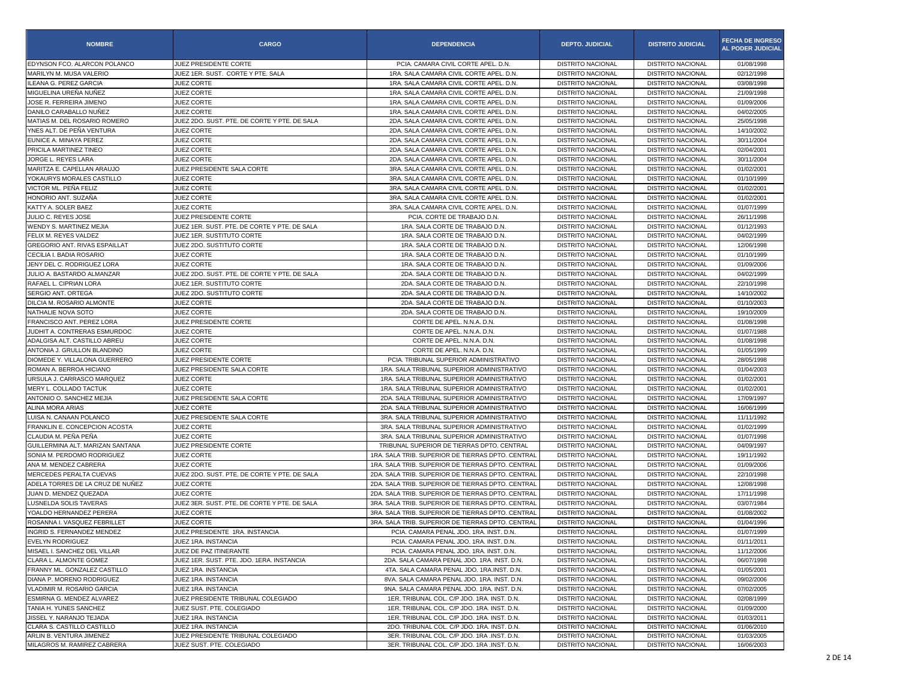| NOMBRE | CARGO | DEPENDENCIA | DEPTO. JUDICIAL | DISTRITO JUDICIAL | FECHA DE INGRESO AL PODER JUDICIAL |
|---|---|---|---|---|---|
| EDYNSON FCO. ALARCON POLANCO | JUEZ PRESIDENTE CORTE | PCIA. CAMARA CIVIL CORTE APEL. D.N. | DISTRITO NACIONAL | DISTRITO NACIONAL | 01/08/1998 |
| MARILYN M. MUSA VALERIO | JUEZ 1ER. SUST. CORTE Y PTE. SALA | 1RA. SALA CAMARA CIVIL CORTE APEL. D.N. | DISTRITO NACIONAL | DISTRITO NACIONAL | 02/12/1998 |
| ILEANA G. PEREZ GARCIA | JUEZ CORTE | 1RA. SALA CAMARA CIVIL CORTE APEL. D.N. | DISTRITO NACIONAL | DISTRITO NACIONAL | 03/08/1998 |
| MIGUELINA UREÑA NUÑEZ | JUEZ CORTE | 1RA. SALA CAMARA CIVIL CORTE APEL. D.N. | DISTRITO NACIONAL | DISTRITO NACIONAL | 21/09/1998 |
| JOSE R. FERREIRA JIMENO | JUEZ CORTE | 1RA. SALA CAMARA CIVIL CORTE APEL. D.N. | DISTRITO NACIONAL | DISTRITO NACIONAL | 01/09/2006 |
| DANILO CARABALLO NUÑEZ | JUEZ CORTE | 1RA. SALA CAMARA CIVIL CORTE APEL. D.N. | DISTRITO NACIONAL | DISTRITO NACIONAL | 04/02/2005 |
| MATIAS M. DEL ROSARIO ROMERO | JUEZ 2DO. SUST. PTE. DE CORTE Y PTE. DE SALA | 2DA. SALA CAMARA CIVIL CORTE APEL. D.N. | DISTRITO NACIONAL | DISTRITO NACIONAL | 25/05/1998 |
| YNES ALT. DE PEÑA VENTURA | JUEZ CORTE | 2DA. SALA CAMARA CIVIL CORTE APEL. D.N. | DISTRITO NACIONAL | DISTRITO NACIONAL | 14/10/2002 |
| EUNICE A. MINAYA PEREZ | JUEZ CORTE | 2DA. SALA CAMARA CIVIL CORTE APEL. D.N. | DISTRITO NACIONAL | DISTRITO NACIONAL | 30/11/2004 |
| PRICILA MARTINEZ TINEO | JUEZ CORTE | 2DA. SALA CAMARA CIVIL CORTE APEL. D.N. | DISTRITO NACIONAL | DISTRITO NACIONAL | 02/04/2001 |
| JORGE L. REYES LARA | JUEZ CORTE | 2DA. SALA CAMARA CIVIL CORTE APEL. D.N. | DISTRITO NACIONAL | DISTRITO NACIONAL | 30/11/2004 |
| MARITZA E. CAPELLAN ARAUJO | JUEZ PRESIDENTE SALA CORTE | 3RA. SALA CAMARA CIVIL CORTE APEL. D.N. | DISTRITO NACIONAL | DISTRITO NACIONAL | 01/02/2001 |
| YOKAURYS MORALES CASTILLO | JUEZ CORTE | 3RA. SALA CAMARA CIVIL CORTE APEL. D.N. | DISTRITO NACIONAL | DISTRITO NACIONAL | 01/10/1999 |
| VICTOR ML. PEÑA FELIZ | JUEZ CORTE | 3RA. SALA CAMARA CIVIL CORTE APEL. D.N. | DISTRITO NACIONAL | DISTRITO NACIONAL | 01/02/2001 |
| HONORIO ANT. SUZAÑA | JUEZ CORTE | 3RA. SALA CAMARA CIVIL CORTE APEL. D.N. | DISTRITO NACIONAL | DISTRITO NACIONAL | 01/02/2001 |
| KATTY A. SOLER BAEZ | JUEZ CORTE | 3RA. SALA CAMARA CIVIL CORTE APEL. D.N. | DISTRITO NACIONAL | DISTRITO NACIONAL | 01/07/1999 |
| JULIO C. REYES JOSE | JUEZ PRESIDENTE CORTE | PCIA. CORTE DE TRABAJO D.N. | DISTRITO NACIONAL | DISTRITO NACIONAL | 26/11/1998 |
| WENDY S. MARTINEZ MEJIA | JUEZ 1ER. SUST. PTE. DE CORTE Y PTE. DE SALA | 1RA. SALA CORTE DE TRABAJO D.N. | DISTRITO NACIONAL | DISTRITO NACIONAL | 01/12/1993 |
| FELIX M. REYES VALDEZ | JUEZ 1ER. SUSTITUTO CORTE | 1RA. SALA CORTE DE TRABAJO D.N. | DISTRITO NACIONAL | DISTRITO NACIONAL | 04/02/1999 |
| GREGORIO ANT. RIVAS ESPAILLAT | JUEZ 2DO. SUSTITUTO CORTE | 1RA. SALA CORTE DE TRABAJO D.N. | DISTRITO NACIONAL | DISTRITO NACIONAL | 12/06/1998 |
| CECILIA I. BADIA ROSARIO | JUEZ CORTE | 1RA. SALA CORTE DE TRABAJO D.N. | DISTRITO NACIONAL | DISTRITO NACIONAL | 01/10/1999 |
| JENY DEL C. RODRIGUEZ LORA | JUEZ CORTE | 1RA. SALA CORTE DE TRABAJO D.N. | DISTRITO NACIONAL | DISTRITO NACIONAL | 01/09/2006 |
| JULIO A. BASTARDO ALMANZAR | JUEZ 2DO. SUST. PTE. DE CORTE Y PTE. DE SALA | 2DA. SALA CORTE DE TRABAJO D.N. | DISTRITO NACIONAL | DISTRITO NACIONAL | 04/02/1999 |
| RAFAEL L. CIPRIAN LORA | JUEZ 1ER. SUSTITUTO CORTE | 2DA. SALA CORTE DE TRABAJO D.N. | DISTRITO NACIONAL | DISTRITO NACIONAL | 22/10/1998 |
| SERGIO ANT. ORTEGA | JUEZ 2DO. SUSTITUTO CORTE | 2DA. SALA CORTE DE TRABAJO D.N. | DISTRITO NACIONAL | DISTRITO NACIONAL | 14/10/2002 |
| DILCIA M. ROSARIO ALMONTE | JUEZ CORTE | 2DA. SALA CORTE DE TRABAJO D.N. | DISTRITO NACIONAL | DISTRITO NACIONAL | 01/10/2003 |
| NATHALIE NOVA SOTO | JUEZ CORTE | 2DA. SALA CORTE DE TRABAJO D.N. | DISTRITO NACIONAL | DISTRITO NACIONAL | 19/10/2009 |
| FRANCISCO ANT. PEREZ LORA | JUEZ PRESIDENTE CORTE | CORTE DE APEL. N.N.A. D.N. | DISTRITO NACIONAL | DISTRITO NACIONAL | 01/08/1998 |
| JUDHIT A. CONTRERAS ESMURDOC | JUEZ CORTE | CORTE DE APEL. N.N.A. D.N. | DISTRITO NACIONAL | DISTRITO NACIONAL | 01/07/1988 |
| ADALGISA ALT. CASTILLO ABREU | JUEZ CORTE | CORTE DE APEL. N.N.A. D.N. | DISTRITO NACIONAL | DISTRITO NACIONAL | 01/08/1998 |
| ANTONIA J. GRULLON BLANDINO | JUEZ CORTE | CORTE DE APEL. N.N.A. D.N. | DISTRITO NACIONAL | DISTRITO NACIONAL | 01/05/1999 |
| DIOMEDE Y. VILLALONA GUERRERO | JUEZ PRESIDENTE CORTE | PCIA. TRIBUNAL SUPERIOR ADMINISTRATIVO | DISTRITO NACIONAL | DISTRITO NACIONAL | 28/05/1998 |
| ROMAN A. BERROA HICIANO | JUEZ PRESIDENTE SALA CORTE | 1RA. SALA TRIBUNAL SUPERIOR ADMINISTRATIVO | DISTRITO NACIONAL | DISTRITO NACIONAL | 01/04/2003 |
| URSULA J. CARRASCO MARQUEZ | JUEZ CORTE | 1RA. SALA TRIBUNAL SUPERIOR ADMINISTRATIVO | DISTRITO NACIONAL | DISTRITO NACIONAL | 01/02/2001 |
| MERY L. COLLADO TACTUK | JUEZ CORTE | 1RA. SALA TRIBUNAL SUPERIOR ADMINISTRATIVO | DISTRITO NACIONAL | DISTRITO NACIONAL | 01/02/2001 |
| ANTONIO O. SANCHEZ MEJIA | JUEZ PRESIDENTE SALA CORTE | 2DA. SALA TRIBUNAL SUPERIOR ADMINISTRATIVO | DISTRITO NACIONAL | DISTRITO NACIONAL | 17/09/1997 |
| ALINA MORA ARIAS | JUEZ CORTE | 2DA. SALA TRIBUNAL SUPERIOR ADMINISTRATIVO | DISTRITO NACIONAL | DISTRITO NACIONAL | 16/06/1999 |
| LUISA N. CANAAN POLANCO | JUEZ PRESIDENTE SALA CORTE | 3RA. SALA TRIBUNAL SUPERIOR ADMINISTRATIVO | DISTRITO NACIONAL | DISTRITO NACIONAL | 11/11/1992 |
| FRANKLIN E. CONCEPCION ACOSTA | JUEZ CORTE | 3RA. SALA TRIBUNAL SUPERIOR ADMINISTRATIVO | DISTRITO NACIONAL | DISTRITO NACIONAL | 01/02/1999 |
| CLAUDIA M. PEÑA PEÑA | JUEZ CORTE | 3RA. SALA TRIBUNAL SUPERIOR ADMINISTRATIVO | DISTRITO NACIONAL | DISTRITO NACIONAL | 01/07/1998 |
| GUILLERMINA ALT. MARIZAN SANTANA | JUEZ PRESIDENTE CORTE | TRIBUNAL SUPERIOR DE TIERRAS DPTO. CENTRAL | DISTRITO NACIONAL | DISTRITO NACIONAL | 04/09/1997 |
| SONIA M. PERDOMO RODRIGUEZ | JUEZ CORTE | 1RA. SALA TRIB. SUPERIOR DE TIERRAS DPTO. CENTRAL | DISTRITO NACIONAL | DISTRITO NACIONAL | 19/11/1992 |
| ANA M. MENDEZ CABRERA | JUEZ CORTE | 1RA. SALA TRIB. SUPERIOR DE TIERRAS DPTO. CENTRAL | DISTRITO NACIONAL | DISTRITO NACIONAL | 01/09/2006 |
| MERCEDES PERALTA CUEVAS | JUEZ 2DO. SUST. PTE. DE CORTE Y PTE. DE SALA | 2DA. SALA TRIB. SUPERIOR DE TIERRAS DPTO. CENTRAL | DISTRITO NACIONAL | DISTRITO NACIONAL | 22/10/1998 |
| ADELA TORRES DE LA CRUZ DE NUÑEZ | JUEZ CORTE | 2DA. SALA TRIB. SUPERIOR DE TIERRAS DPTO. CENTRAL | DISTRITO NACIONAL | DISTRITO NACIONAL | 12/08/1998 |
| JUAN D. MENDEZ QUEZADA | JUEZ CORTE | 2DA. SALA TRIB. SUPERIOR DE TIERRAS DPTO. CENTRAL | DISTRITO NACIONAL | DISTRITO NACIONAL | 17/11/1998 |
| LUSNELDA SOLIS TAVERAS | JUEZ 3ER. SUST. PTE. DE CORTE Y PTE. DE SALA | 3RA. SALA TRIB. SUPERIOR DE TIERRAS DPTO. CENTRAL | DISTRITO NACIONAL | DISTRITO NACIONAL | 03/07/1984 |
| YOALDO HERNANDEZ PERERA | JUEZ CORTE | 3RA. SALA TRIB. SUPERIOR DE TIERRAS DPTO. CENTRAL | DISTRITO NACIONAL | DISTRITO NACIONAL | 01/08/2002 |
| ROSANNA I. VASQUEZ FEBRILLET | JUEZ CORTE | 3RA. SALA TRIB. SUPERIOR DE TIERRAS DPTO. CENTRAL | DISTRITO NACIONAL | DISTRITO NACIONAL | 01/04/1996 |
| INGRID S. FERNANDEZ MENDEZ | JUEZ PRESIDENTE 1RA. INSTANCIA | PCIA. CAMARA PENAL JDO. 1RA. INST. D.N. | DISTRITO NACIONAL | DISTRITO NACIONAL | 01/07/1999 |
| EVELYN RODRIGUEZ | JUEZ 1RA. INSTANCIA | PCIA. CAMARA PENAL JDO. 1RA. INST. D.N. | DISTRITO NACIONAL | DISTRITO NACIONAL | 01/11/2011 |
| MISAEL I. SANCHEZ DEL VILLAR | JUEZ DE PAZ ITINERANTE | PCIA. CAMARA PENAL JDO. 1RA. INST. D.N. | DISTRITO NACIONAL | DISTRITO NACIONAL | 11/12/2006 |
| CLARA L. ALMONTE GOMEZ | JUEZ 1ER. SUST. PTE. JDO. 1ERA. INSTANCIA | 2DA. SALA CAMARA PENAL JDO. 1RA. INST. D.N. | DISTRITO NACIONAL | DISTRITO NACIONAL | 06/07/1998 |
| FRANNY ML. GONZALEZ CASTILLO | JUEZ 1RA. INSTANCIA | 4TA. SALA CAMARA PENAL JDO. 1RA.INST. D.N. | DISTRITO NACIONAL | DISTRITO NACIONAL | 01/05/2001 |
| DIANA P. MORENO RODRIGUEZ | JUEZ 1RA. INSTANCIA | 8VA. SALA CAMARA PENAL JDO. 1RA. INST. D.N. | DISTRITO NACIONAL | DISTRITO NACIONAL | 09/02/2006 |
| VLADIMIR M. ROSARIO GARCIA | JUEZ 1RA. INSTANCIA | 9NA. SALA CAMARA PENAL JDO. 1RA. INST. D.N. | DISTRITO NACIONAL | DISTRITO NACIONAL | 07/02/2005 |
| ESMIRNA G. MENDEZ ALVAREZ | JUEZ PRESIDENTE TRIBUNAL COLEGIADO | 1ER. TRIBUNAL COL. C/P JDO. 1RA. INST. D.N. | DISTRITO NACIONAL | DISTRITO NACIONAL | 02/08/1999 |
| TANIA H. YUNES SANCHEZ | JUEZ SUST. PTE. COLEGIADO | 1ER. TRIBUNAL COL. C/P JDO. 1RA. INST. D.N. | DISTRITO NACIONAL | DISTRITO NACIONAL | 01/09/2000 |
| JISSEL Y. NARANJO TEJADA | JUEZ 1RA. INSTANCIA | 1ER. TRIBUNAL COL. C/P JDO. 1RA. INST. D.N. | DISTRITO NACIONAL | DISTRITO NACIONAL | 01/03/2011 |
| CLARA S. CASTILLO CASTILLO | JUEZ 1RA. INSTANCIA | 2DO. TRIBUNAL COL. C/P JDO. 1RA. INST. D.N. | DISTRITO NACIONAL | DISTRITO NACIONAL | 01/06/2010 |
| ARLIN B. VENTURA JIMENEZ | JUEZ PRESIDENTE TRIBUNAL COLEGIADO | 3ER. TRIBUNAL COL. C/P JDO. 1RA .INST. D.N. | DISTRITO NACIONAL | DISTRITO NACIONAL | 01/03/2005 |
| MILAGROS M. RAMIREZ CABRERA | JUEZ SUST. PTE. COLEGIADO | 3ER. TRIBUNAL COL. C/P JDO. 1RA .INST. D.N. | DISTRITO NACIONAL | DISTRITO NACIONAL | 16/06/2003 |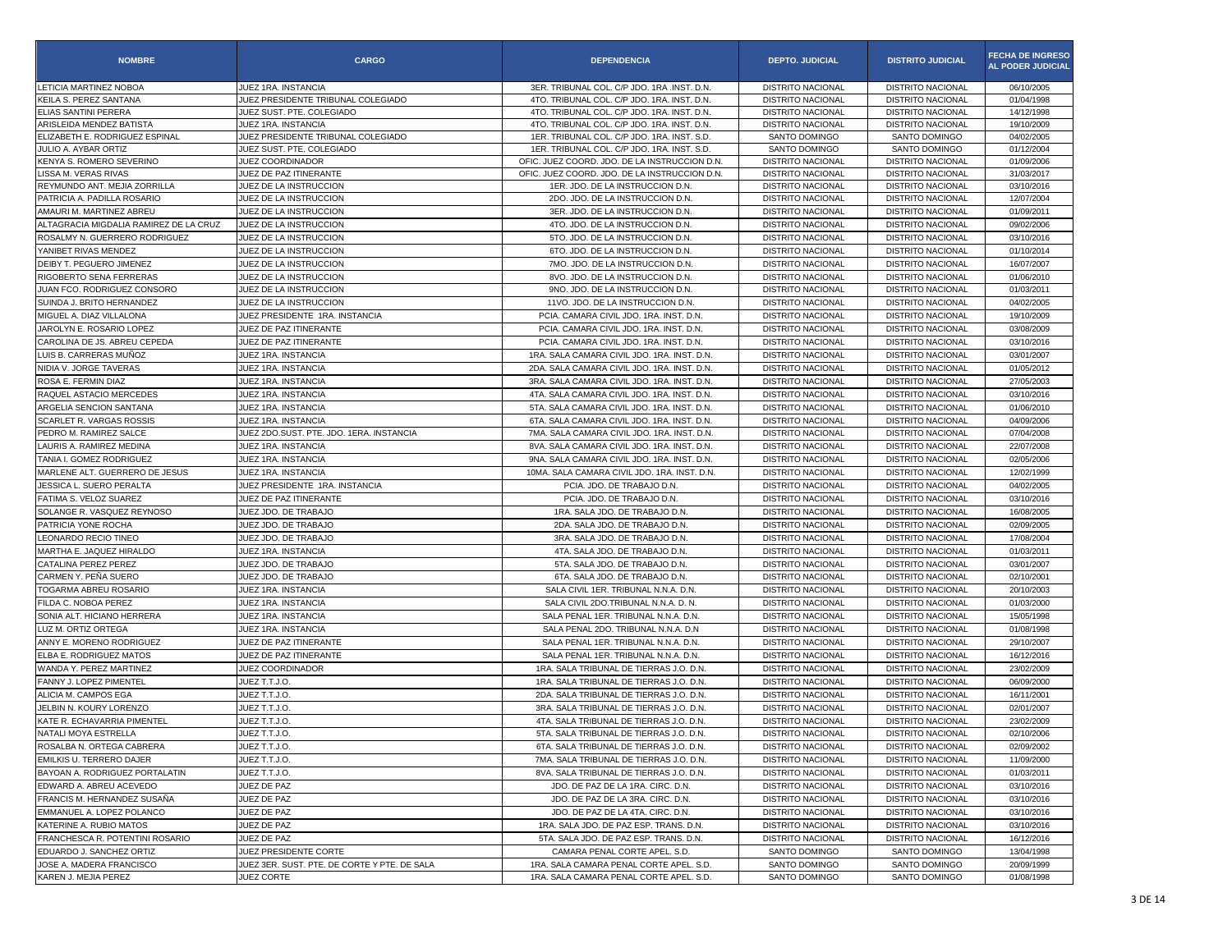| NOMBRE | CARGO | DEPENDENCIA | DEPTO. JUDICIAL | DISTRITO JUDICIAL | FECHA DE INGRESO AL PODER JUDICIAL |
|---|---|---|---|---|---|
| LETICIA MARTINEZ NOBOA | JUEZ 1RA. INSTANCIA | 3ER. TRIBUNAL COL. C/P JDO. 1RA .INST. D.N. | DISTRITO NACIONAL | DISTRITO NACIONAL | 06/10/2005 |
| KEILA S. PEREZ SANTANA | JUEZ PRESIDENTE TRIBUNAL COLEGIADO | 4TO. TRIBUNAL COL. C/P JDO. 1RA. INST. D.N. | DISTRITO NACIONAL | DISTRITO NACIONAL | 01/04/1998 |
| ELIAS SANTINI PERERA | JUEZ SUST. PTE. COLEGIADO | 4TO. TRIBUNAL COL. C/P JDO. 1RA. INST. D.N. | DISTRITO NACIONAL | DISTRITO NACIONAL | 14/12/1998 |
| ARISLEIDA MENDEZ BATISTA | JUEZ 1RA. INSTANCIA | 4TO. TRIBUNAL COL. C/P JDO. 1RA. INST. D.N. | DISTRITO NACIONAL | DISTRITO NACIONAL | 19/10/2009 |
| ELIZABETH E. RODRIGUEZ ESPINAL | JUEZ PRESIDENTE TRIBUNAL COLEGIADO | 1ER. TRIBUNAL COL. C/P JDO. 1RA. INST. S.D. | SANTO DOMINGO | SANTO DOMINGO | 04/02/2005 |
| JULIO A. AYBAR ORTIZ | JUEZ SUST. PTE. COLEGIADO | 1ER. TRIBUNAL COL. C/P JDO. 1RA. INST. S.D. | SANTO DOMINGO | SANTO DOMINGO | 01/12/2004 |
| KENYA S. ROMERO SEVERINO | JUEZ COORDINADOR | OFIC. JUEZ COORD. JDO. DE LA INSTRUCCION D.N. | DISTRITO NACIONAL | DISTRITO NACIONAL | 01/09/2006 |
| LISSA M. VERAS RIVAS | JUEZ DE PAZ ITINERANTE | OFIC. JUEZ COORD. JDO. DE LA INSTRUCCION D.N. | DISTRITO NACIONAL | DISTRITO NACIONAL | 31/03/2017 |
| REYMUNDO ANT. MEJIA ZORRILLA | JUEZ DE LA INSTRUCCION | 1ER. JDO. DE LA INSTRUCCION D.N. | DISTRITO NACIONAL | DISTRITO NACIONAL | 03/10/2016 |
| PATRICIA A. PADILLA ROSARIO | JUEZ DE LA INSTRUCCION | 2DO. JDO. DE LA INSTRUCCION D.N. | DISTRITO NACIONAL | DISTRITO NACIONAL | 12/07/2004 |
| AMAURI M. MARTINEZ ABREU | JUEZ DE LA INSTRUCCION | 3ER. JDO. DE LA INSTRUCCION D.N. | DISTRITO NACIONAL | DISTRITO NACIONAL | 01/09/2011 |
| ALTAGRACIA MIGDALIA RAMIREZ DE LA CRUZ | JUEZ DE LA INSTRUCCION | 4TO. JDO. DE LA INSTRUCCION D.N. | DISTRITO NACIONAL | DISTRITO NACIONAL | 09/02/2006 |
| ROSALMY N. GUERRERO RODRIGUEZ | JUEZ DE LA INSTRUCCION | 5TO. JDO. DE LA INSTRUCCION D.N. | DISTRITO NACIONAL | DISTRITO NACIONAL | 03/10/2016 |
| YANIBET RIVAS MENDEZ | JUEZ DE LA INSTRUCCION | 6TO. JDO. DE LA INSTRUCCION D.N. | DISTRITO NACIONAL | DISTRITO NACIONAL | 01/10/2014 |
| DEIBY T. PEGUERO JIMENEZ | JUEZ DE LA INSTRUCCION | 7MO. JDO. DE LA INSTRUCCION D.N. | DISTRITO NACIONAL | DISTRITO NACIONAL | 16/07/2007 |
| RIGOBERTO SENA FERRERAS | JUEZ DE LA INSTRUCCION | 8VO. JDO. DE LA INSTRUCCION D.N. | DISTRITO NACIONAL | DISTRITO NACIONAL | 01/06/2010 |
| JUAN FCO. RODRIGUEZ CONSORO | JUEZ DE LA INSTRUCCION | 9NO. JDO. DE LA INSTRUCCION D.N. | DISTRITO NACIONAL | DISTRITO NACIONAL | 01/03/2011 |
| SUINDA J. BRITO HERNANDEZ | JUEZ DE LA INSTRUCCION | 11VO. JDO. DE LA INSTRUCCION D.N. | DISTRITO NACIONAL | DISTRITO NACIONAL | 04/02/2005 |
| MIGUEL A. DIAZ VILLALONA | JUEZ PRESIDENTE 1RA. INSTANCIA | PCIA. CAMARA CIVIL JDO. 1RA. INST. D.N. | DISTRITO NACIONAL | DISTRITO NACIONAL | 19/10/2009 |
| JAROLYN E. ROSARIO LOPEZ | JUEZ DE PAZ ITINERANTE | PCIA. CAMARA CIVIL JDO. 1RA. INST. D.N. | DISTRITO NACIONAL | DISTRITO NACIONAL | 03/08/2009 |
| CAROLINA DE JS. ABREU CEPEDA | JUEZ DE PAZ ITINERANTE | PCIA. CAMARA CIVIL JDO. 1RA. INST. D.N. | DISTRITO NACIONAL | DISTRITO NACIONAL | 03/10/2016 |
| LUIS B. CARRERAS MUÑOZ | JUEZ 1RA. INSTANCIA | 1RA. SALA CAMARA CIVIL JDO. 1RA. INST. D.N. | DISTRITO NACIONAL | DISTRITO NACIONAL | 03/01/2007 |
| NIDIA V. JORGE TAVERAS | JUEZ 1RA. INSTANCIA | 2DA. SALA CAMARA CIVIL JDO. 1RA. INST. D.N. | DISTRITO NACIONAL | DISTRITO NACIONAL | 01/05/2012 |
| ROSA E. FERMIN DIAZ | JUEZ 1RA. INSTANCIA | 3RA. SALA CAMARA CIVIL JDO. 1RA. INST. D.N. | DISTRITO NACIONAL | DISTRITO NACIONAL | 27/05/2003 |
| RAQUEL ASTACIO MERCEDES | JUEZ 1RA. INSTANCIA | 4TA. SALA CAMARA CIVIL JDO. 1RA. INST. D.N. | DISTRITO NACIONAL | DISTRITO NACIONAL | 03/10/2016 |
| ARGELIA SENCION SANTANA | JUEZ 1RA. INSTANCIA | 5TA. SALA CAMARA CIVIL JDO. 1RA. INST. D.N. | DISTRITO NACIONAL | DISTRITO NACIONAL | 01/06/2010 |
| SCARLET R. VARGAS ROSSIS | JUEZ 1RA. INSTANCIA | 6TA. SALA CAMARA CIVIL JDO. 1RA. INST. D.N. | DISTRITO NACIONAL | DISTRITO NACIONAL | 04/09/2006 |
| PEDRO M. RAMIREZ SALCE | JUEZ 2DO.SUST. PTE. JDO. 1ERA. INSTANCIA | 7MA. SALA CAMARA CIVIL JDO. 1RA. INST. D.N. | DISTRITO NACIONAL | DISTRITO NACIONAL | 07/04/2008 |
| LAURIS A. RAMIREZ MEDINA | JUEZ 1RA. INSTANCIA | 8VA. SALA CAMARA CIVIL JDO. 1RA. INST. D.N. | DISTRITO NACIONAL | DISTRITO NACIONAL | 22/07/2008 |
| TANIA I. GOMEZ RODRIGUEZ | JUEZ 1RA. INSTANCIA | 9NA. SALA CAMARA CIVIL JDO. 1RA. INST. D.N. | DISTRITO NACIONAL | DISTRITO NACIONAL | 02/05/2006 |
| MARLENE ALT. GUERRERO DE JESUS | JUEZ 1RA. INSTANCIA | 10MA. SALA CAMARA CIVIL JDO. 1RA. INST. D.N. | DISTRITO NACIONAL | DISTRITO NACIONAL | 12/02/1999 |
| JESSICA L. SUERO PERALTA | JUEZ PRESIDENTE 1RA. INSTANCIA | PCIA. JDO. DE TRABAJO D.N. | DISTRITO NACIONAL | DISTRITO NACIONAL | 04/02/2005 |
| FATIMA S. VELOZ SUAREZ | JUEZ DE PAZ ITINERANTE | PCIA. JDO. DE TRABAJO D.N. | DISTRITO NACIONAL | DISTRITO NACIONAL | 03/10/2016 |
| SOLANGE R. VASQUEZ REYNOSO | JUEZ JDO. DE TRABAJO | 1RA. SALA JDO. DE TRABAJO D.N. | DISTRITO NACIONAL | DISTRITO NACIONAL | 16/08/2005 |
| PATRICIA YONE ROCHA | JUEZ JDO. DE TRABAJO | 2DA. SALA JDO. DE TRABAJO D.N. | DISTRITO NACIONAL | DISTRITO NACIONAL | 02/09/2005 |
| LEONARDO RECIO TINEO | JUEZ JDO. DE TRABAJO | 3RA. SALA JDO. DE TRABAJO D.N. | DISTRITO NACIONAL | DISTRITO NACIONAL | 17/08/2004 |
| MARTHA E. JAQUEZ HIRALDO | JUEZ 1RA. INSTANCIA | 4TA. SALA JDO. DE TRABAJO D.N. | DISTRITO NACIONAL | DISTRITO NACIONAL | 01/03/2011 |
| CATALINA PEREZ PEREZ | JUEZ JDO. DE TRABAJO | 5TA. SALA JDO. DE TRABAJO D.N. | DISTRITO NACIONAL | DISTRITO NACIONAL | 03/01/2007 |
| CARMEN Y. PEÑA SUERO | JUEZ JDO. DE TRABAJO | 6TA. SALA JDO. DE TRABAJO D.N. | DISTRITO NACIONAL | DISTRITO NACIONAL | 02/10/2001 |
| TOGARMA ABREU ROSARIO | JUEZ 1RA. INSTANCIA | SALA CIVIL 1ER. TRIBUNAL N.N.A. D.N. | DISTRITO NACIONAL | DISTRITO NACIONAL | 20/10/2003 |
| FILDA C. NOBOA PEREZ | JUEZ 1RA. INSTANCIA | SALA CIVIL 2DO.TRIBUNAL N.N.A. D. N. | DISTRITO NACIONAL | DISTRITO NACIONAL | 01/03/2000 |
| SONIA ALT. HICIANO HERRERA | JUEZ 1RA. INSTANCIA | SALA PENAL 1ER. TRIBUNAL N.N.A. D.N. | DISTRITO NACIONAL | DISTRITO NACIONAL | 15/05/1998 |
| LUZ M. ORTIZ ORTEGA | JUEZ 1RA. INSTANCIA | SALA PENAL 2DO. TRIBUNAL N.N.A. D.N | DISTRITO NACIONAL | DISTRITO NACIONAL | 01/08/1998 |
| ANNY E. MORENO RODRIGUEZ | JUEZ DE PAZ ITINERANTE | SALA PENAL 1ER. TRIBUNAL N.N.A. D.N. | DISTRITO NACIONAL | DISTRITO NACIONAL | 29/10/2007 |
| ELBA E. RODRIGUEZ MATOS | JUEZ DE PAZ ITINERANTE | SALA PENAL 1ER. TRIBUNAL N.N.A. D.N. | DISTRITO NACIONAL | DISTRITO NACIONAL | 16/12/2016 |
| WANDA Y. PEREZ MARTINEZ | JUEZ COORDINADOR | 1RA. SALA TRIBUNAL DE TIERRAS J.O. D.N. | DISTRITO NACIONAL | DISTRITO NACIONAL | 23/02/2009 |
| FANNY J. LOPEZ PIMENTEL | JUEZ T.T.J.O. | 1RA. SALA TRIBUNAL DE TIERRAS J.O. D.N. | DISTRITO NACIONAL | DISTRITO NACIONAL | 06/09/2000 |
| ALICIA M. CAMPOS EGA | JUEZ T.T.J.O. | 2DA. SALA TRIBUNAL DE TIERRAS J.O. D.N. | DISTRITO NACIONAL | DISTRITO NACIONAL | 16/11/2001 |
| JELBIN N. KOURY LORENZO | JUEZ T.T.J.O. | 3RA. SALA TRIBUNAL DE TIERRAS J.O. D.N. | DISTRITO NACIONAL | DISTRITO NACIONAL | 02/01/2007 |
| KATE R. ECHAVARRIA PIMENTEL | JUEZ T.T.J.O. | 4TA. SALA TRIBUNAL DE TIERRAS J.O. D.N. | DISTRITO NACIONAL | DISTRITO NACIONAL | 23/02/2009 |
| NATALI MOYA ESTRELLA | JUEZ T.T.J.O. | 5TA. SALA TRIBUNAL DE TIERRAS J.O. D.N. | DISTRITO NACIONAL | DISTRITO NACIONAL | 02/10/2006 |
| ROSALBA N. ORTEGA CABRERA | JUEZ T.T.J.O. | 6TA. SALA TRIBUNAL DE TIERRAS J.O. D.N. | DISTRITO NACIONAL | DISTRITO NACIONAL | 02/09/2002 |
| EMILKIS U. TERRERO DAJER | JUEZ T.T.J.O. | 7MA. SALA TRIBUNAL DE TIERRAS J.O. D.N. | DISTRITO NACIONAL | DISTRITO NACIONAL | 11/09/2000 |
| BAYOAN A. RODRIGUEZ PORTALATIN | JUEZ T.T.J.O. | 8VA. SALA TRIBUNAL DE TIERRAS J.O. D.N. | DISTRITO NACIONAL | DISTRITO NACIONAL | 01/03/2011 |
| EDWARD A. ABREU ACEVEDO | JUEZ DE PAZ | JDO. DE PAZ DE LA 1RA. CIRC. D.N. | DISTRITO NACIONAL | DISTRITO NACIONAL | 03/10/2016 |
| FRANCIS M. HERNANDEZ SUSAÑA | JUEZ DE PAZ | JDO. DE PAZ DE LA 3RA. CIRC. D.N. | DISTRITO NACIONAL | DISTRITO NACIONAL | 03/10/2016 |
| EMMANUEL A. LOPEZ POLANCO | JUEZ DE PAZ | JDO. DE PAZ DE LA 4TA. CIRC. D.N. | DISTRITO NACIONAL | DISTRITO NACIONAL | 03/10/2016 |
| KATERINE A. RUBIO MATOS | JUEZ DE PAZ | 1RA. SALA JDO. DE PAZ ESP. TRANS. D.N. | DISTRITO NACIONAL | DISTRITO NACIONAL | 03/10/2016 |
| FRANCHESCA R. POTENTINI ROSARIO | JUEZ DE PAZ | 5TA. SALA JDO. DE PAZ ESP. TRANS. D.N. | DISTRITO NACIONAL | DISTRITO NACIONAL | 16/12/2016 |
| EDUARDO J. SANCHEZ ORTIZ | JUEZ PRESIDENTE CORTE | CAMARA PENAL CORTE APEL. S.D. | SANTO DOMINGO | SANTO DOMINGO | 13/04/1998 |
| JOSE A. MADERA FRANCISCO | JUEZ 3ER. SUST. PTE. DE CORTE Y PTE. DE SALA | 1RA. SALA CAMARA PENAL CORTE APEL. S.D. | SANTO DOMINGO | SANTO DOMINGO | 20/09/1999 |
| KAREN J. MEJIA PEREZ | JUEZ CORTE | 1RA. SALA CAMARA PENAL CORTE APEL. S.D. | SANTO DOMINGO | SANTO DOMINGO | 01/08/1998 |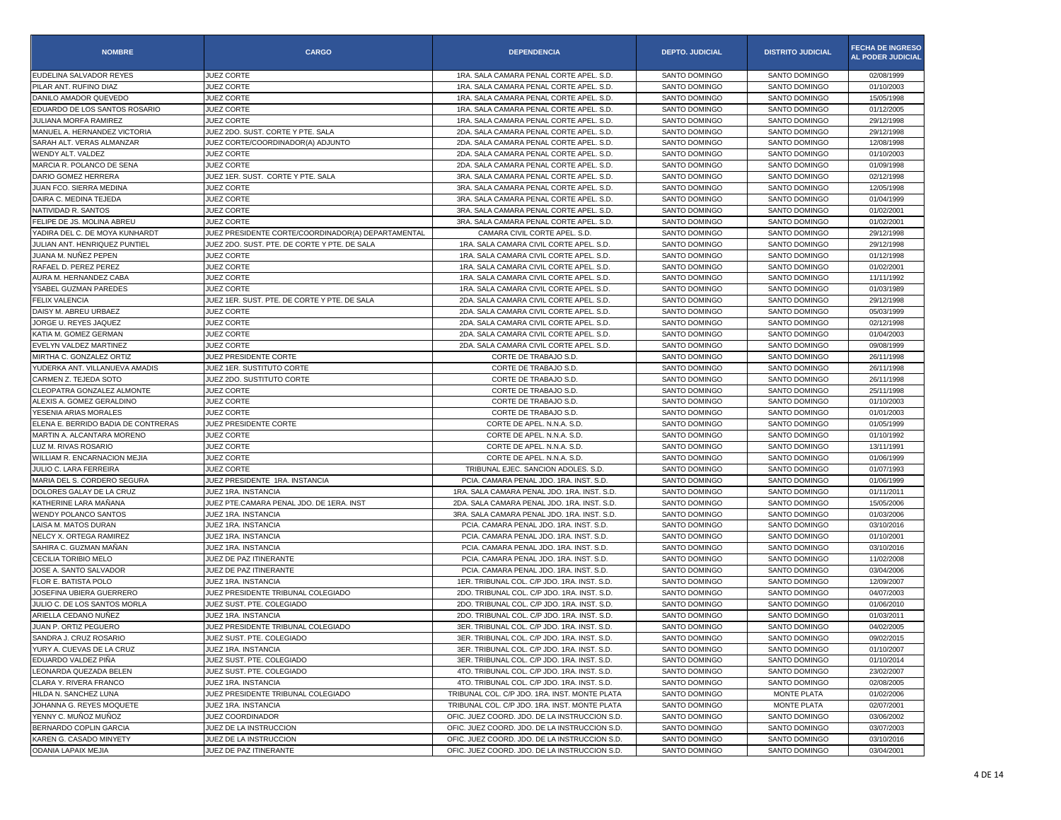| NOMBRE | CARGO | DEPENDENCIA | DEPTO. JUDICIAL | DISTRITO JUDICIAL | FECHA DE INGRESO AL PODER JUDICIAL |
|---|---|---|---|---|---|
| EUDELINA SALVADOR REYES | JUEZ CORTE | 1RA. SALA CAMARA PENAL CORTE APEL. S.D. | SANTO DOMINGO | SANTO DOMINGO | 02/08/1999 |
| PILAR ANT. RUFINO DIAZ | JUEZ CORTE | 1RA. SALA CAMARA PENAL CORTE APEL. S.D. | SANTO DOMINGO | SANTO DOMINGO | 01/10/2003 |
| DANILO AMADOR QUEVEDO | JUEZ CORTE | 1RA. SALA CAMARA PENAL CORTE APEL. S.D. | SANTO DOMINGO | SANTO DOMINGO | 15/05/1998 |
| EDUARDO DE LOS SANTOS ROSARIO | JUEZ CORTE | 1RA. SALA CAMARA PENAL CORTE APEL. S.D. | SANTO DOMINGO | SANTO DOMINGO | 01/12/2005 |
| JULIANA MORFA RAMIREZ | JUEZ CORTE | 1RA. SALA CAMARA PENAL CORTE APEL. S.D. | SANTO DOMINGO | SANTO DOMINGO | 29/12/1998 |
| MANUEL A. HERNANDEZ VICTORIA | JUEZ 2DO. SUST. CORTE Y PTE. SALA | 2DA. SALA CAMARA PENAL CORTE APEL. S.D. | SANTO DOMINGO | SANTO DOMINGO | 29/12/1998 |
| SARAH ALT. VERAS ALMANZAR | JUEZ CORTE/COORDINADOR(A) ADJUNTO | 2DA. SALA CAMARA PENAL CORTE APEL. S.D. | SANTO DOMINGO | SANTO DOMINGO | 12/08/1998 |
| WENDY ALT. VALDEZ | JUEZ CORTE | 2DA. SALA CAMARA PENAL CORTE APEL. S.D. | SANTO DOMINGO | SANTO DOMINGO | 01/10/2003 |
| MARCIA R. POLANCO DE SENA | JUEZ CORTE | 2DA. SALA CAMARA PENAL CORTE APEL. S.D. | SANTO DOMINGO | SANTO DOMINGO | 01/09/1998 |
| DARIO GOMEZ HERRERA | JUEZ 1ER. SUST. CORTE Y PTE. SALA | 3RA. SALA CAMARA PENAL CORTE APEL. S.D. | SANTO DOMINGO | SANTO DOMINGO | 02/12/1998 |
| JUAN FCO. SIERRA MEDINA | JUEZ CORTE | 3RA. SALA CAMARA PENAL CORTE APEL. S.D. | SANTO DOMINGO | SANTO DOMINGO | 12/05/1998 |
| DAIRA C. MEDINA TEJEDA | JUEZ CORTE | 3RA. SALA CAMARA PENAL CORTE APEL. S.D. | SANTO DOMINGO | SANTO DOMINGO | 01/04/1999 |
| NATIVIDAD R. SANTOS | JUEZ CORTE | 3RA. SALA CAMARA PENAL CORTE APEL. S.D. | SANTO DOMINGO | SANTO DOMINGO | 01/02/2001 |
| FELIPE DE JS. MOLINA ABREU | JUEZ CORTE | 3RA. SALA CAMARA PENAL CORTE APEL. S.D. | SANTO DOMINGO | SANTO DOMINGO | 01/02/2001 |
| YADIRA DEL C. DE MOYA KUNHARDT | JUEZ PRESIDENTE CORTE/COORDINADOR(A) DEPARTAMENTAL | CAMARA CIVIL CORTE APEL. S.D. | SANTO DOMINGO | SANTO DOMINGO | 29/12/1998 |
| JULIAN ANT. HENRIQUEZ PUNTIEL | JUEZ 2DO. SUST. PTE. DE CORTE Y PTE. DE SALA | 1RA. SALA CAMARA CIVIL CORTE APEL. S.D. | SANTO DOMINGO | SANTO DOMINGO | 29/12/1998 |
| JUANA M. NUÑEZ PEPEN | JUEZ CORTE | 1RA. SALA CAMARA CIVIL CORTE APEL. S.D. | SANTO DOMINGO | SANTO DOMINGO | 01/12/1998 |
| RAFAEL D. PEREZ PEREZ | JUEZ CORTE | 1RA. SALA CAMARA CIVIL CORTE APEL. S.D. | SANTO DOMINGO | SANTO DOMINGO | 01/02/2001 |
| AURA M. HERNANDEZ CABA | JUEZ CORTE | 1RA. SALA CAMARA CIVIL CORTE APEL. S.D. | SANTO DOMINGO | SANTO DOMINGO | 11/11/1992 |
| YSABEL GUZMAN PAREDES | JUEZ CORTE | 1RA. SALA CAMARA CIVIL CORTE APEL. S.D. | SANTO DOMINGO | SANTO DOMINGO | 01/03/1989 |
| FELIX VALENCIA | JUEZ 1ER. SUST. PTE. DE CORTE Y PTE. DE SALA | 2DA. SALA CAMARA CIVIL CORTE APEL. S.D. | SANTO DOMINGO | SANTO DOMINGO | 29/12/1998 |
| DAISY M. ABREU URBAEZ | JUEZ CORTE | 2DA. SALA CAMARA CIVIL CORTE APEL. S.D. | SANTO DOMINGO | SANTO DOMINGO | 05/03/1999 |
| JORGE U. REYES JAQUEZ | JUEZ CORTE | 2DA. SALA CAMARA CIVIL CORTE APEL. S.D. | SANTO DOMINGO | SANTO DOMINGO | 02/12/1998 |
| KATIA M. GOMEZ GERMAN | JUEZ CORTE | 2DA. SALA CAMARA CIVIL CORTE APEL. S.D. | SANTO DOMINGO | SANTO DOMINGO | 01/04/2003 |
| EVELYN VALDEZ MARTINEZ | JUEZ CORTE | 2DA. SALA CAMARA CIVIL CORTE APEL. S.D. | SANTO DOMINGO | SANTO DOMINGO | 09/08/1999 |
| MIRTHA C. GONZALEZ ORTIZ | JUEZ PRESIDENTE CORTE | CORTE DE TRABAJO S.D. | SANTO DOMINGO | SANTO DOMINGO | 26/11/1998 |
| YUDERKA ANT. VILLANUEVA AMADIS | JUEZ 1ER. SUSTITUTO CORTE | CORTE DE TRABAJO S.D. | SANTO DOMINGO | SANTO DOMINGO | 26/11/1998 |
| CARMEN Z. TEJEDA SOTO | JUEZ 2DO. SUSTITUTO CORTE | CORTE DE TRABAJO S.D. | SANTO DOMINGO | SANTO DOMINGO | 26/11/1998 |
| CLEOPATRA GONZALEZ ALMONTE | JUEZ CORTE | CORTE DE TRABAJO S.D. | SANTO DOMINGO | SANTO DOMINGO | 25/11/1998 |
| ALEXIS A. GOMEZ GERALDINO | JUEZ CORTE | CORTE DE TRABAJO S.D. | SANTO DOMINGO | SANTO DOMINGO | 01/10/2003 |
| YESENIA ARIAS MORALES | JUEZ CORTE | CORTE DE TRABAJO S.D. | SANTO DOMINGO | SANTO DOMINGO | 01/01/2003 |
| ELENA E. BERRIDO BADIA DE CONTRERAS | JUEZ PRESIDENTE CORTE | CORTE DE APEL. N.N.A. S.D. | SANTO DOMINGO | SANTO DOMINGO | 01/05/1999 |
| MARTIN A. ALCANTARA MORENO | JUEZ CORTE | CORTE DE APEL. N.N.A. S.D. | SANTO DOMINGO | SANTO DOMINGO | 01/10/1992 |
| LUZ M. RIVAS ROSARIO | JUEZ CORTE | CORTE DE APEL. N.N.A. S.D. | SANTO DOMINGO | SANTO DOMINGO | 13/11/1991 |
| WILLIAM R. ENCARNACION MEJIA | JUEZ CORTE | CORTE DE APEL. N.N.A. S.D. | SANTO DOMINGO | SANTO DOMINGO | 01/06/1999 |
| JULIO C. LARA FERREIRA | JUEZ CORTE | TRIBUNAL EJEC. SANCION ADOLES. S.D. | SANTO DOMINGO | SANTO DOMINGO | 01/07/1993 |
| MARIA DEL S. CORDERO SEGURA | JUEZ PRESIDENTE 1RA. INSTANCIA | PCIA. CAMARA PENAL JDO. 1RA. INST. S.D. | SANTO DOMINGO | SANTO DOMINGO | 01/06/1999 |
| DOLORES GALAY DE LA CRUZ | JUEZ 1RA. INSTANCIA | 1RA. SALA CAMARA PENAL JDO. 1RA. INST. S.D. | SANTO DOMINGO | SANTO DOMINGO | 01/11/2011 |
| KATHERINE LARA MAÑANA | JUEZ PTE.CAMARA PENAL JDO. DE 1ERA. INST | 2DA. SALA CAMARA PENAL JDO. 1RA. INST. S.D. | SANTO DOMINGO | SANTO DOMINGO | 15/05/2006 |
| WENDY POLANCO SANTOS | JUEZ 1RA. INSTANCIA | 3RA. SALA CAMARA PENAL JDO. 1RA. INST. S.D. | SANTO DOMINGO | SANTO DOMINGO | 01/03/2006 |
| LAISA M. MATOS DURAN | JUEZ 1RA. INSTANCIA | PCIA. CAMARA PENAL JDO. 1RA. INST. S.D. | SANTO DOMINGO | SANTO DOMINGO | 03/10/2016 |
| NELCY X. ORTEGA RAMIREZ | JUEZ 1RA. INSTANCIA | PCIA. CAMARA PENAL JDO. 1RA. INST. S.D. | SANTO DOMINGO | SANTO DOMINGO | 01/10/2001 |
| SAHIRA C. GUZMAN MAÑAN | JUEZ 1RA. INSTANCIA | PCIA. CAMARA PENAL JDO. 1RA. INST. S.D. | SANTO DOMINGO | SANTO DOMINGO | 03/10/2016 |
| CECILIA TORIBIO MELO | JUEZ DE PAZ ITINERANTE | PCIA. CAMARA PENAL JDO. 1RA. INST. S.D. | SANTO DOMINGO | SANTO DOMINGO | 11/02/2008 |
| JOSE A. SANTO SALVADOR | JUEZ DE PAZ ITINERANTE | PCIA. CAMARA PENAL JDO. 1RA. INST. S.D. | SANTO DOMINGO | SANTO DOMINGO | 03/04/2006 |
| FLOR E. BATISTA POLO | JUEZ 1RA. INSTANCIA | 1ER. TRIBUNAL COL. C/P JDO. 1RA. INST. S.D. | SANTO DOMINGO | SANTO DOMINGO | 12/09/2007 |
| JOSEFINA UBIERA GUERRERO | JUEZ PRESIDENTE TRIBUNAL COLEGIADO | 2DO. TRIBUNAL COL. C/P JDO. 1RA. INST. S.D. | SANTO DOMINGO | SANTO DOMINGO | 04/07/2003 |
| JULIO C. DE LOS SANTOS MORLA | JUEZ SUST. PTE. COLEGIADO | 2DO. TRIBUNAL COL. C/P JDO. 1RA. INST. S.D. | SANTO DOMINGO | SANTO DOMINGO | 01/06/2010 |
| ARIELLA CEDANO NUÑEZ | JUEZ 1RA. INSTANCIA | 2DO. TRIBUNAL COL. C/P JDO. 1RA. INST. S.D. | SANTO DOMINGO | SANTO DOMINGO | 01/03/2011 |
| JUAN P. ORTIZ PEGUERO | JUEZ PRESIDENTE TRIBUNAL COLEGIADO | 3ER. TRIBUNAL COL. C/P JDO. 1RA. INST. S.D. | SANTO DOMINGO | SANTO DOMINGO | 04/02/2005 |
| SANDRA J. CRUZ ROSARIO | JUEZ SUST. PTE. COLEGIADO | 3ER. TRIBUNAL COL. C/P JDO. 1RA. INST. S.D. | SANTO DOMINGO | SANTO DOMINGO | 09/02/2015 |
| YURY A. CUEVAS DE LA CRUZ | JUEZ 1RA. INSTANCIA | 3ER. TRIBUNAL COL. C/P JDO. 1RA. INST. S.D. | SANTO DOMINGO | SANTO DOMINGO | 01/10/2007 |
| EDUARDO VALDEZ PIÑA | JUEZ SUST. PTE. COLEGIADO | 3ER. TRIBUNAL COL. C/P JDO. 1RA. INST. S.D. | SANTO DOMINGO | SANTO DOMINGO | 01/10/2014 |
| LEONARDA QUEZADA BELEN | JUEZ SUST. PTE. COLEGIADO | 4TO. TRIBUNAL COL. C/P JDO. 1RA. INST. S.D. | SANTO DOMINGO | SANTO DOMINGO | 23/02/2007 |
| CLARA Y. RIVERA FRANCO | JUEZ 1RA. INSTANCIA | 4TO. TRIBUNAL COL. C/P JDO. 1RA. INST. S.D. | SANTO DOMINGO | SANTO DOMINGO | 02/08/2005 |
| HILDA N. SANCHEZ LUNA | JUEZ PRESIDENTE TRIBUNAL COLEGIADO | TRIBUNAL COL. C/P JDO. 1RA. INST. MONTE PLATA | SANTO DOMINGO | MONTE PLATA | 01/02/2006 |
| JOHANNA G. REYES MOQUETE | JUEZ 1RA. INSTANCIA | TRIBUNAL COL. C/P JDO. 1RA. INST. MONTE PLATA | SANTO DOMINGO | MONTE PLATA | 02/07/2001 |
| YENNY C. MUÑOZ MUÑOZ | JUEZ COORDINADOR | OFIC. JUEZ COORD. JDO. DE LA INSTRUCCION S.D. | SANTO DOMINGO | SANTO DOMINGO | 03/06/2002 |
| BERNARDO COPLIN GARCIA | JUEZ DE LA INSTRUCCION | OFIC. JUEZ COORD. JDO. DE LA INSTRUCCION S.D. | SANTO DOMINGO | SANTO DOMINGO | 03/07/2003 |
| KAREN G. CASADO MINYETY | JUEZ DE LA INSTRUCCION | OFIC. JUEZ COORD. JDO. DE LA INSTRUCCION S.D. | SANTO DOMINGO | SANTO DOMINGO | 03/10/2016 |
| ODANIA LAPAIX MEJIA | JUEZ DE PAZ ITINERANTE | OFIC. JUEZ COORD. JDO. DE LA INSTRUCCION S.D. | SANTO DOMINGO | SANTO DOMINGO | 03/04/2001 |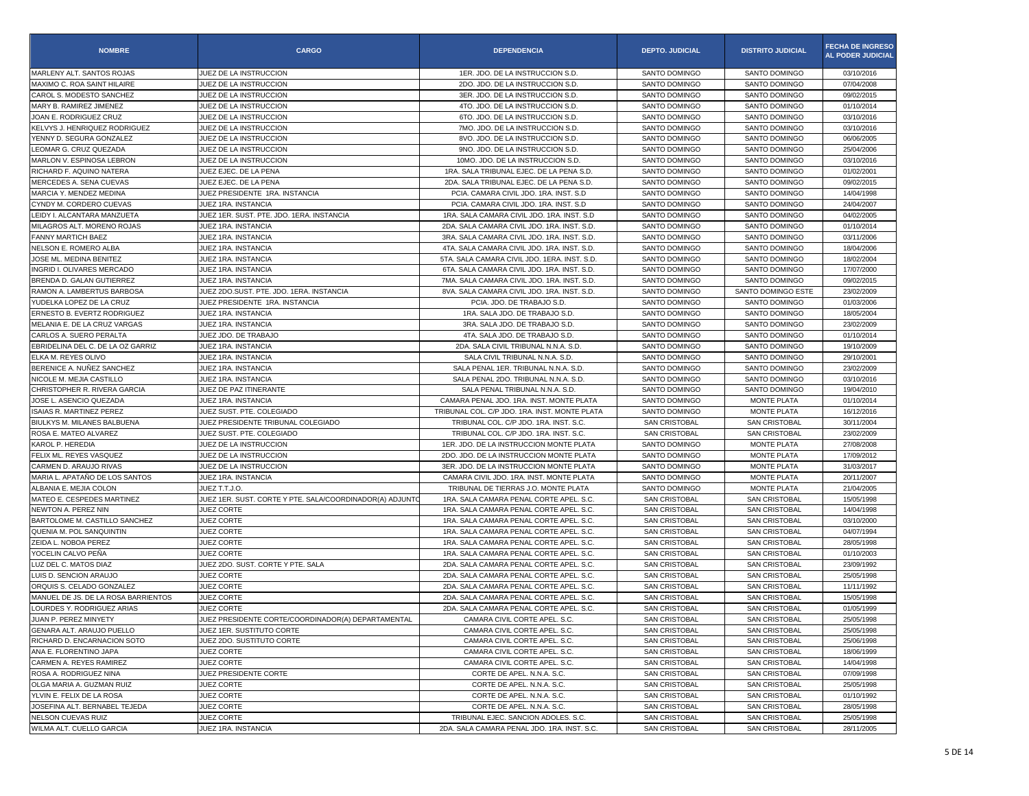| NOMBRE | CARGO | DEPENDENCIA | DEPTO. JUDICIAL | DISTRITO JUDICIAL | FECHA DE INGRESO AL PODER JUDICIAL |
|---|---|---|---|---|---|
| MARLENY ALT. SANTOS ROJAS | JUEZ DE LA INSTRUCCION | 1ER. JDO. DE LA INSTRUCCION S.D. | SANTO DOMINGO | SANTO DOMINGO | 03/10/2016 |
| MAXIMO C. ROA SAINT HILAIRE | JUEZ DE LA INSTRUCCION | 2DO. JDO. DE LA INSTRUCCION S.D. | SANTO DOMINGO | SANTO DOMINGO | 07/04/2008 |
| CAROL S. MODESTO SANCHEZ | JUEZ DE LA INSTRUCCION | 3ER. JDO. DE LA INSTRUCCION S.D. | SANTO DOMINGO | SANTO DOMINGO | 09/02/2015 |
| MARY B. RAMIREZ JIMENEZ | JUEZ DE LA INSTRUCCION | 4TO. JDO. DE LA INSTRUCCION S.D. | SANTO DOMINGO | SANTO DOMINGO | 01/10/2014 |
| JOAN E. RODRIGUEZ CRUZ | JUEZ DE LA INSTRUCCION | 6TO. JDO. DE LA INSTRUCCION S.D. | SANTO DOMINGO | SANTO DOMINGO | 03/10/2016 |
| KELVYS J. HENRIQUEZ RODRIGUEZ | JUEZ DE LA INSTRUCCION | 7MO. JDO. DE LA INSTRUCCION S.D. | SANTO DOMINGO | SANTO DOMINGO | 03/10/2016 |
| YENNY D. SEGURA GONZALEZ | JUEZ DE LA INSTRUCCION | 8VO. JDO. DE LA INSTRUCCION S.D. | SANTO DOMINGO | SANTO DOMINGO | 06/06/2005 |
| LEOMAR G. CRUZ QUEZADA | JUEZ DE LA INSTRUCCION | 9NO. JDO. DE LA INSTRUCCION S.D. | SANTO DOMINGO | SANTO DOMINGO | 25/04/2006 |
| MARLON V. ESPINOSA LEBRON | JUEZ DE LA INSTRUCCION | 10MO. JDO. DE LA INSTRUCCION S.D. | SANTO DOMINGO | SANTO DOMINGO | 03/10/2016 |
| RICHARD F. AQUINO NATERA | JUEZ EJEC. DE LA PENA | 1RA. SALA TRIBUNAL EJEC. DE LA PENA S.D. | SANTO DOMINGO | SANTO DOMINGO | 01/02/2001 |
| MERCEDES A. SENA CUEVAS | JUEZ EJEC. DE LA PENA | 2DA. SALA TRIBUNAL EJEC. DE LA PENA S.D. | SANTO DOMINGO | SANTO DOMINGO | 09/02/2015 |
| MARCIA Y. MENDEZ MEDINA | JUEZ PRESIDENTE 1RA. INSTANCIA | PCIA. CAMARA CIVIL JDO. 1RA. INST. S.D | SANTO DOMINGO | SANTO DOMINGO | 14/04/1998 |
| CYNDY M. CORDERO CUEVAS | JUEZ 1RA. INSTANCIA | PCIA. CAMARA CIVIL JDO. 1RA. INST. S.D | SANTO DOMINGO | SANTO DOMINGO | 24/04/2007 |
| LEIDY I. ALCANTARA MANZUETA | JUEZ 1ER. SUST. PTE. JDO. 1ERA. INSTANCIA | 1RA. SALA CAMARA CIVIL JDO. 1RA. INST. S.D | SANTO DOMINGO | SANTO DOMINGO | 04/02/2005 |
| MILAGROS ALT. MORENO ROJAS | JUEZ 1RA. INSTANCIA | 2DA. SALA CAMARA CIVIL JDO. 1RA. INST. S.D. | SANTO DOMINGO | SANTO DOMINGO | 01/10/2014 |
| FANNY MARTICH BAEZ | JUEZ 1RA. INSTANCIA | 3RA. SALA CAMARA CIVIL JDO. 1RA. INST. S.D. | SANTO DOMINGO | SANTO DOMINGO | 03/11/2006 |
| NELSON E. ROMERO ALBA | JUEZ 1RA. INSTANCIA | 4TA. SALA CAMARA CIVIL JDO. 1RA. INST. S.D. | SANTO DOMINGO | SANTO DOMINGO | 18/04/2006 |
| JOSE ML. MEDINA BENITEZ | JUEZ 1RA. INSTANCIA | 5TA. SALA CAMARA CIVIL JDO. 1ERA. INST. S.D. | SANTO DOMINGO | SANTO DOMINGO | 18/02/2004 |
| INGRID I. OLIVARES MERCADO | JUEZ 1RA. INSTANCIA | 6TA. SALA CAMARA CIVIL JDO. 1RA. INST. S.D. | SANTO DOMINGO | SANTO DOMINGO | 17/07/2000 |
| BRENDA D. GALAN GUTIERREZ | JUEZ 1RA. INSTANCIA | 7MA. SALA CAMARA CIVIL JDO. 1RA. INST. S.D. | SANTO DOMINGO | SANTO DOMINGO | 09/02/2015 |
| RAMON A. LAMBERTUS BARBOSA | JUEZ 2DO.SUST. PTE. JDO. 1ERA. INSTANCIA | 8VA. SALA CAMARA CIVIL JDO. 1RA. INST. S.D. | SANTO DOMINGO | SANTO DOMINGO ESTE | 23/02/2009 |
| YUDELKA LOPEZ DE LA CRUZ | JUEZ PRESIDENTE 1RA. INSTANCIA | PCIA. JDO. DE TRABAJO S.D. | SANTO DOMINGO | SANTO DOMINGO | 01/03/2006 |
| ERNESTO B. EVERTZ RODRIGUEZ | JUEZ 1RA. INSTANCIA | 1RA. SALA JDO. DE TRABAJO S.D. | SANTO DOMINGO | SANTO DOMINGO | 18/05/2004 |
| MELANIA E. DE LA CRUZ VARGAS | JUEZ 1RA. INSTANCIA | 3RA. SALA JDO. DE TRABAJO S.D. | SANTO DOMINGO | SANTO DOMINGO | 23/02/2009 |
| CARLOS A. SUERO PERALTA | JUEZ JDO. DE TRABAJO | 4TA. SALA JDO. DE TRABAJO S.D. | SANTO DOMINGO | SANTO DOMINGO | 01/10/2014 |
| EBRIDELINA DEL C. DE LA OZ GARRIZ | JUEZ 1RA. INSTANCIA | 2DA. SALA CIVIL TRIBUNAL N.N.A. S.D. | SANTO DOMINGO | SANTO DOMINGO | 19/10/2009 |
| ELKA M. REYES OLIVO | JUEZ 1RA. INSTANCIA | SALA CIVIL TRIBUNAL N.N.A. S.D. | SANTO DOMINGO | SANTO DOMINGO | 29/10/2001 |
| BERENICE A. NUÑEZ SANCHEZ | JUEZ 1RA. INSTANCIA | SALA PENAL 1ER. TRIBUNAL N.N.A. S.D. | SANTO DOMINGO | SANTO DOMINGO | 23/02/2009 |
| NICOLE M. MEJIA CASTILLO | JUEZ 1RA. INSTANCIA | SALA PENAL 2DO. TRIBUNAL N.N.A. S.D. | SANTO DOMINGO | SANTO DOMINGO | 03/10/2016 |
| CHRISTOPHER R. RIVERA GARCIA | JUEZ DE PAZ ITINERANTE | SALA PENAL TRIBUNAL N.N.A. S.D. | SANTO DOMINGO | SANTO DOMINGO | 19/04/2010 |
| JOSE L. ASENCIO QUEZADA | JUEZ 1RA. INSTANCIA | CAMARA PENAL JDO. 1RA. INST. MONTE PLATA | SANTO DOMINGO | MONTE PLATA | 01/10/2014 |
| ISAIAS R. MARTINEZ PEREZ | JUEZ SUST. PTE. COLEGIADO | TRIBUNAL COL. C/P JDO. 1RA. INST. MONTE PLATA | SANTO DOMINGO | MONTE PLATA | 16/12/2016 |
| BIULKYS M. MILANES BALBUENA | JUEZ PRESIDENTE TRIBUNAL COLEGIADO | TRIBUNAL COL. C/P JDO. 1RA. INST. S.C. | SAN CRISTOBAL | SAN CRISTOBAL | 30/11/2004 |
| ROSA E. MATEO ALVAREZ | JUEZ SUST. PTE. COLEGIADO | TRIBUNAL COL. C/P JDO. 1RA. INST. S.C. | SAN CRISTOBAL | SAN CRISTOBAL | 23/02/2009 |
| KAROL P. HEREDIA | JUEZ DE LA INSTRUCCION | 1ER. JDO. DE LA INSTRUCCION MONTE PLATA | SANTO DOMINGO | MONTE PLATA | 27/08/2008 |
| FELIX ML. REYES VASQUEZ | JUEZ DE LA INSTRUCCION | 2DO. JDO. DE LA INSTRUCCION MONTE PLATA | SANTO DOMINGO | MONTE PLATA | 17/09/2012 |
| CARMEN D. ARAUJO RIVAS | JUEZ DE LA INSTRUCCION | 3ER. JDO. DE LA INSTRUCCION MONTE PLATA | SANTO DOMINGO | MONTE PLATA | 31/03/2017 |
| MARIA L. APATAÑO DE LOS SANTOS | JUEZ 1RA. INSTANCIA | CAMARA CIVIL JDO. 1RA. INST. MONTE PLATA | SANTO DOMINGO | MONTE PLATA | 20/11/2007 |
| ALBANIA E. MEJIA COLON | JUEZ T.T.J.O. | TRIBUNAL DE TIERRAS J.O. MONTE PLATA | SANTO DOMINGO | MONTE PLATA | 21/04/2005 |
| MATEO E. CESPEDES MARTINEZ | JUEZ 1ER. SUST. CORTE Y PTE. SALA/COORDINADOR(A) ADJUNTO | 1RA. SALA CAMARA PENAL CORTE APEL. S.C. | SAN CRISTOBAL | SAN CRISTOBAL | 15/05/1998 |
| NEWTON A. PEREZ NIN | JUEZ CORTE | 1RA. SALA CAMARA PENAL CORTE APEL. S.C. | SAN CRISTOBAL | SAN CRISTOBAL | 14/04/1998 |
| BARTOLOME M. CASTILLO SANCHEZ | JUEZ CORTE | 1RA. SALA CAMARA PENAL CORTE APEL. S.C. | SAN CRISTOBAL | SAN CRISTOBAL | 03/10/2000 |
| QUENIA M. POL SANQUINTIN | JUEZ CORTE | 1RA. SALA CAMARA PENAL CORTE APEL. S.C. | SAN CRISTOBAL | SAN CRISTOBAL | 04/07/1994 |
| ZEIDA L. NOBOA PEREZ | JUEZ CORTE | 1RA. SALA CAMARA PENAL CORTE APEL. S.C. | SAN CRISTOBAL | SAN CRISTOBAL | 28/05/1998 |
| YOCELIN CALVO PEÑA | JUEZ CORTE | 1RA. SALA CAMARA PENAL CORTE APEL. S.C. | SAN CRISTOBAL | SAN CRISTOBAL | 01/10/2003 |
| LUZ DEL C. MATOS DIAZ | JUEZ 2DO. SUST. CORTE Y PTE. SALA | 2DA. SALA CAMARA PENAL CORTE APEL. S.C. | SAN CRISTOBAL | SAN CRISTOBAL | 23/09/1992 |
| LUIS D. SENCION ARAUJO | JUEZ CORTE | 2DA. SALA CAMARA PENAL CORTE APEL. S.C. | SAN CRISTOBAL | SAN CRISTOBAL | 25/05/1998 |
| ORQUIS S. CELADO GONZALEZ | JUEZ CORTE | 2DA. SALA CAMARA PENAL CORTE APEL. S.C. | SAN CRISTOBAL | SAN CRISTOBAL | 11/11/1992 |
| MANUEL DE JS. DE LA ROSA BARRIENTOS | JUEZ CORTE | 2DA. SALA CAMARA PENAL CORTE APEL. S.C. | SAN CRISTOBAL | SAN CRISTOBAL | 15/05/1998 |
| LOURDES Y. RODRIGUEZ ARIAS | JUEZ CORTE | 2DA. SALA CAMARA PENAL CORTE APEL. S.C. | SAN CRISTOBAL | SAN CRISTOBAL | 01/05/1999 |
| JUAN P. PEREZ MINYETY | JUEZ PRESIDENTE CORTE/COORDINADOR(A) DEPARTAMENTAL | CAMARA CIVIL CORTE APEL. S.C. | SAN CRISTOBAL | SAN CRISTOBAL | 25/05/1998 |
| GENARA ALT. ARAUJO PUELLO | JUEZ 1ER. SUSTITUTO CORTE | CAMARA CIVIL CORTE APEL. S.C. | SAN CRISTOBAL | SAN CRISTOBAL | 25/05/1998 |
| RICHARD D. ENCARNACION SOTO | JUEZ 2DO. SUSTITUTO CORTE | CAMARA CIVIL CORTE APEL. S.C. | SAN CRISTOBAL | SAN CRISTOBAL | 25/06/1998 |
| ANA E. FLORENTINO JAPA | JUEZ CORTE | CAMARA CIVIL CORTE APEL. S.C. | SAN CRISTOBAL | SAN CRISTOBAL | 18/06/1999 |
| CARMEN A. REYES RAMIREZ | JUEZ CORTE | CAMARA CIVIL CORTE APEL. S.C. | SAN CRISTOBAL | SAN CRISTOBAL | 14/04/1998 |
| ROSA A. RODRIGUEZ NINA | JUEZ PRESIDENTE CORTE | CORTE DE APEL. N.N.A. S.C. | SAN CRISTOBAL | SAN CRISTOBAL | 07/09/1998 |
| OLGA MARIA A. GUZMAN RUIZ | JUEZ CORTE | CORTE DE APEL. N.N.A. S.C. | SAN CRISTOBAL | SAN CRISTOBAL | 25/05/1998 |
| YLVIN E. FELIX DE LA ROSA | JUEZ CORTE | CORTE DE APEL. N.N.A. S.C. | SAN CRISTOBAL | SAN CRISTOBAL | 01/10/1992 |
| JOSEFINA ALT. BERNABEL TEJEDA | JUEZ CORTE | CORTE DE APEL. N.N.A. S.C. | SAN CRISTOBAL | SAN CRISTOBAL | 28/05/1998 |
| NELSON CUEVAS RUIZ | JUEZ CORTE | TRIBUNAL EJEC. SANCION ADOLES. S.C. | SAN CRISTOBAL | SAN CRISTOBAL | 25/05/1998 |
| WILMA ALT. CUELLO GARCIA | JUEZ 1RA. INSTANCIA | 2DA. SALA CAMARA PENAL JDO. 1RA. INST. S.C. | SAN CRISTOBAL | SAN CRISTOBAL | 28/11/2005 |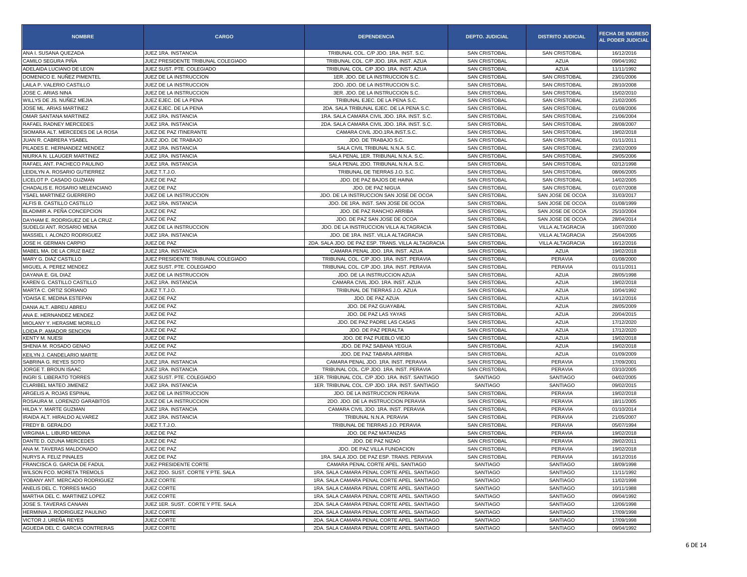| NOMBRE | CARGO | DEPENDENCIA | DEPTO. JUDICIAL | DISTRITO JUDICIAL | FECHA DE INGRESO AL PODER JUDICIAL |
|---|---|---|---|---|---|
| ANA I. SUSANA QUEZADA | JUEZ 1RA. INSTANCIA | TRIBUNAL COL. C/P JDO. 1RA. INST. S.C. | SAN CRISTOBAL | SAN CRISTOBAL | 16/12/2016 |
| CAMILO SEGURA PIÑA | JUEZ PRESIDENTE TRIBUNAL COLEGIADO | TRIBUNAL COL. C/P JDO. 1RA. INST. AZUA | SAN CRISTOBAL | AZUA | 09/04/1992 |
| ADELAIDA LUCIANO DE LEON | JUEZ SUST. PTE. COLEGIADO | TRIBUNAL COL. C/P JDO. 1RA. INST. AZUA | SAN CRISTOBAL | AZUA | 11/11/1992 |
| DOMENICO E. NUÑEZ PIMENTEL | JUEZ DE LA INSTRUCCION | 1ER. JDO. DE LA INSTRUCCION S.C. | SAN CRISTOBAL | SAN CRISTOBAL | 23/01/2006 |
| LAILA P. VALERIO CASTILLO | JUEZ DE LA INSTRUCCION | 2DO. JDO. DE LA INSTRUCCION S.C. | SAN CRISTOBAL | SAN CRISTOBAL | 28/10/2008 |
| JOSE C. ARIAS NINA | JUEZ DE LA INSTRUCCION | 3ER. JDO. DE LA INSTRUCCION S.C. | SAN CRISTOBAL | SAN CRISTOBAL | 15/02/2010 |
| WILLYS DE JS. NUÑEZ MEJIA | JUEZ EJEC. DE LA PENA | TRIBUNAL EJEC. DE LA PENA S.C. | SAN CRISTOBAL | SAN CRISTOBAL | 21/02/2005 |
| JOSE ML. ARIAS MARTINEZ | JUEZ EJEC. DE LA PENA | 2DA. SALA TRIBUNAL EJEC. DE LA PENA S.C. | SAN CRISTOBAL | SAN CRISTOBAL | 01/08/2006 |
| OMAR SANTANA MARTINEZ | JUEZ 1RA. INSTANCIA | 1RA. SALA CAMARA CIVIL JDO. 1RA. INST. S.C. | SAN CRISTOBAL | SAN CRISTOBAL | 21/06/2004 |
| RAFAEL RADNEY MERCEDES | JUEZ 1RA. INSTANCIA | 2DA. SALA CAMARA CIVIL JDO. 1RA. INST. S.C. | SAN CRISTOBAL | SAN CRISTOBAL | 28/08/2007 |
| SIOMARA ALT. MERCEDES DE LA ROSA | JUEZ DE PAZ ITINERANTE | CAMARA CIVIL JDO.1RA.INST.S.C. | SAN CRISTOBAL | SAN CRISTOBAL | 19/02/2018 |
| JUAN R. CABRERA YSABEL | JUEZ JDO. DE TRABAJO | JDO. DE TRABAJO S.C. | SAN CRISTOBAL | SAN CRISTOBAL | 01/11/2011 |
| PILADES E. HERNANDEZ MENDEZ | JUEZ 1RA. INSTANCIA | SALA CIVIL TRIBUNAL N.N.A. S.C. | SAN CRISTOBAL | SAN CRISTOBAL | 23/02/2009 |
| NIURKA N. LLAUGER MARTINEZ | JUEZ 1RA. INSTANCIA | SALA PENAL 1ER. TRIBUNAL N.N.A. S.C. | SAN CRISTOBAL | SAN CRISTOBAL | 29/05/2006 |
| RAFAEL ANT. PACHECO PAULINO | JUEZ 1RA. INSTANCIA | SALA PENAL 2DO. TRIBUNAL N.N.A. S.C. | SAN CRISTOBAL | SAN CRISTOBAL | 02/12/1998 |
| LEIDILYN A. ROSARIO GUTIERREZ | JUEZ T.T.J.O. | TRIBUNAL DE TIERRAS J.O. S.C. | SAN CRISTOBAL | SAN CRISTOBAL | 08/06/2005 |
| LICELOT P. CASADO GUZMAN | JUEZ DE PAZ | JDO. DE PAZ BAJOS DE HAINA | SAN CRISTOBAL | SAN CRISTOBAL | 14/02/2005 |
| CHADALIS E. ROSARIO MELENCIANO | JUEZ DE PAZ | JDO. DE PAZ NIGUA | SAN CRISTOBAL | SAN CRISTOBAL | 01/07/2008 |
| YSAEL MARTINEZ GUERRERO | JUEZ DE LA INSTRUCCION | JDO. DE LA INSTRUCCION SAN JOSE DE OCOA | SAN CRISTOBAL | SAN JOSE DE OCOA | 31/03/2017 |
| ALFIS B. CASTILLO CASTILLO | JUEZ 1RA. INSTANCIA | JDO. DE 1RA. INST. SAN JOSE DE OCOA | SAN CRISTOBAL | SAN JOSE DE OCOA | 01/08/1999 |
| BLADIMIR A. PEÑA CONCEPCION | JUEZ DE PAZ | JDO. DE PAZ RANCHO ARRIBA | SAN CRISTOBAL | SAN JOSE DE OCOA | 25/10/2004 |
| DAYHAM E. RODRIGUEZ DE LA CRUZ | JUEZ DE PAZ | JDO. DE PAZ SAN JOSE DE OCOA | SAN CRISTOBAL | SAN JOSE DE OCOA | 28/04/2014 |
| SUDELGI ANT. ROSARIO MENA | JUEZ DE LA INSTRUCCION | JDO. DE LA INSTRUCCION VILLA ALTAGRACIA | SAN CRISTOBAL | VILLA ALTAGRACIA | 10/07/2000 |
| MASSIEL I. ALONZO RODRIGUEZ | JUEZ 1RA. INSTANCIA | JDO. DE 1RA. INST. VILLA ALTAGRACIA | SAN CRISTOBAL | VILLA ALTAGRACIA | 25/04/2005 |
| JOSE H. GERMAN CARPIO | JUEZ DE PAZ | 2DA. SALA JDO. DE PAZ ESP. TRANS. VILLA ALTAGRACIA | SAN CRISTOBAL | VILLA ALTAGRACIA | 16/12/2016 |
| MABEL MA. DE LA CRUZ BAEZ | JUEZ 1RA. INSTANCIA | CAMARA PENAL JDO. 1RA. INST. AZUA | SAN CRISTOBAL | AZUA | 19/02/2018 |
| MARY G. DIAZ CASTILLO | JUEZ PRESIDENTE TRIBUNAL COLEGIADO | TRIBUNAL COL. C/P JDO. 1RA. INST. PERAVIA | SAN CRISTOBAL | PERAVIA | 01/08/2000 |
| MIGUEL A. PEREZ MENDEZ | JUEZ SUST. PTE. COLEGIADO | TRIBUNAL COL. C/P JDO. 1RA. INST. PERAVIA | SAN CRISTOBAL | PERAVIA | 01/11/2011 |
| DAYANA E. GIL DIAZ | JUEZ DE LA INSTRUCCION | JDO. DE LA INSTRUCCION AZUA | SAN CRISTOBAL | AZUA | 28/05/1998 |
| KAREN G. CASTILLO CASTILLO | JUEZ 1RA. INSTANCIA | CAMARA CIVIL JDO. 1RA. INST. AZUA | SAN CRISTOBAL | AZUA | 19/02/2018 |
| MARTA C. ORTIZ SORIANO | JUEZ T.T.J.O. | TRIBUNAL DE TIERRAS J.O. AZUA | SAN CRISTOBAL | AZUA | 10/04/1992 |
| YDAISA E. MEDINA ESTEPAN | JUEZ DE PAZ | JDO. DE PAZ AZUA | SAN CRISTOBAL | AZUA | 16/12/2016 |
| DANIA ALT. ABREU ABREU | JUEZ DE PAZ | JDO. DE PAZ GUAYABAL | SAN CRISTOBAL | AZUA | 28/05/2009 |
| ANA E. HERNANDEZ MENDEZ | JUEZ DE PAZ | JDO. DE PAZ LAS YAYAS | SAN CRISTOBAL | AZUA | 20/04/2015 |
| MIOLANY Y. HERASME MORILLO | JUEZ DE PAZ | JDO. DE PAZ PADRE LAS CASAS | SAN CRISTOBAL | AZUA | 17/12/2020 |
| LOIDA P. AMADOR SENCION | JUEZ DE PAZ | JDO. DE PAZ PERALTA | SAN CRISTOBAL | AZUA | 17/12/2020 |
| KENTY M. NUESI | JUEZ DE PAZ | JDO. DE PAZ PUEBLO VIEJO | SAN CRISTOBAL | AZUA | 19/02/2018 |
| SHENIA M. ROSADO GENAO | JUEZ DE PAZ | JDO. DE PAZ SABANA YEGUA | SAN CRISTOBAL | AZUA | 19/02/2018 |
| KEILYN J. CANDELARIO MARTE | JUEZ DE PAZ | JDO. DE PAZ TABARA ARRIBA | SAN CRISTOBAL | AZUA | 01/09/2009 |
| SABRINA G. REYES SOTO | JUEZ 1RA. INSTANCIA | CAMARA PENAL JDO. 1RA. INST. PERAVIA | SAN CRISTOBAL | PERAVIA | 17/09/2001 |
| JORGE T. BROUN ISAAC | JUEZ 1RA. INSTANCIA | TRIBUNAL COL. C/P JDO. 1RA. INST. PERAVIA | SAN CRISTOBAL | PERAVIA | 03/10/2005 |
| INGRI S. LIBERATO TORRES | JUEZ SUST. PTE. COLEGIADO | 1ER. TRIBUNAL COL. C/P JDO. 1RA. INST. SANTIAGO | SANTIAGO | SANTIAGO | 04/02/2005 |
| CLARIBEL MATEO JIMENEZ | JUEZ 1RA. INSTANCIA | 1ER. TRIBUNAL COL. C/P JDO. 1RA. INST. SANTIAGO | SANTIAGO | SANTIAGO | 09/02/2015 |
| ARGELIS A. ROJAS ESPINAL | JUEZ DE LA INSTRUCCION | JDO. DE LA INSTRUCCION PERAVIA | SAN CRISTOBAL | PERAVIA | 19/02/2018 |
| ROSAURA M. LORENZO GARABITOS | JUEZ DE LA INSTRUCCION | 2DO. JDO. DE LA INSTRUCCION PERAVIA | SAN CRISTOBAL | PERAVIA | 18/11/2005 |
| HILDA Y. MARTE GUZMAN | JUEZ 1RA. INSTANCIA | CAMARA CIVIL JDO. 1RA. INST. PERAVIA | SAN CRISTOBAL | PERAVIA | 01/10/2014 |
| IRAIDA ALT. HIRALDO ALVAREZ | JUEZ 1RA. INSTANCIA | TRIBUNAL N.N.A. PERAVIA | SAN CRISTOBAL | PERAVIA | 21/05/2007 |
| FREDY B. GERALDO | JUEZ T.T.J.O. | TRIBUNAL DE TIERRAS J.O. PERAVIA | SAN CRISTOBAL | PERAVIA | 05/07/1994 |
| VIRGINIA L. LIBURD MEDINA | JUEZ DE PAZ | JDO. DE PAZ MATANZAS | SAN CRISTOBAL | PERAVIA | 19/02/2018 |
| DANTE D. OZUNA MERCEDES | JUEZ DE PAZ | JDO. DE PAZ NIZAO | SAN CRISTOBAL | PERAVIA | 28/02/2011 |
| ANA M. TAVERAS MALDONADO | JUEZ DE PAZ | JDO. DE PAZ VILLA FUNDACION | SAN CRISTOBAL | PERAVIA | 19/02/2018 |
| NURYS A. FELIZ PINALES | JUEZ DE PAZ | 1RA. SALA JDO. DE PAZ ESP. TRANS. PERAVIA | SAN CRISTOBAL | PERAVIA | 16/12/2016 |
| FRANCISCA G. GARCIA DE FADUL | JUEZ PRESIDENTE CORTE | CAMARA PENAL CORTE APEL. SANTIAGO | SANTIAGO | SANTIAGO | 18/09/1998 |
| WILSON FCO. MORETA TREMOLS | JUEZ 2DO. SUST. CORTE Y PTE. SALA | 1RA. SALA CAMARA PENAL CORTE APEL. SANTIAGO | SANTIAGO | SANTIAGO | 11/11/1992 |
| YOBANY ANT. MERCADO RODRIGUEZ | JUEZ CORTE | 1RA. SALA CAMARA PENAL CORTE APEL. SANTIAGO | SANTIAGO | SANTIAGO | 11/02/1998 |
| ANELIS DEL C. TORRES MAGO | JUEZ CORTE | 1RA. SALA CAMARA PENAL CORTE APEL. SANTIAGO | SANTIAGO | SANTIAGO | 10/11/1988 |
| MARTHA DEL C. MARTINEZ LOPEZ | JUEZ CORTE | 1RA. SALA CAMARA PENAL CORTE APEL. SANTIAGO | SANTIAGO | SANTIAGO | 09/04/1992 |
| JOSE S. TAVERAS CANAAN | JUEZ 1ER. SUST. CORTE Y PTE. SALA | 2DA. SALA CAMARA PENAL CORTE APEL. SANTIAGO | SANTIAGO | SANTIAGO | 12/06/1998 |
| HERMINIA J. RODRIGUEZ PAULINO | JUEZ CORTE | 2DA. SALA CAMARA PENAL CORTE APEL. SANTIAGO | SANTIAGO | SANTIAGO | 17/09/1998 |
| VICTOR J. UREÑA REYES | JUEZ CORTE | 2DA. SALA CAMARA PENAL CORTE APEL. SANTIAGO | SANTIAGO | SANTIAGO | 17/09/1998 |
| AGUEDA DEL C. GARCIA CONTRERAS | JUEZ CORTE | 2DA. SALA CAMARA PENAL CORTE APEL. SANTIAGO | SANTIAGO | SANTIAGO | 09/04/1992 |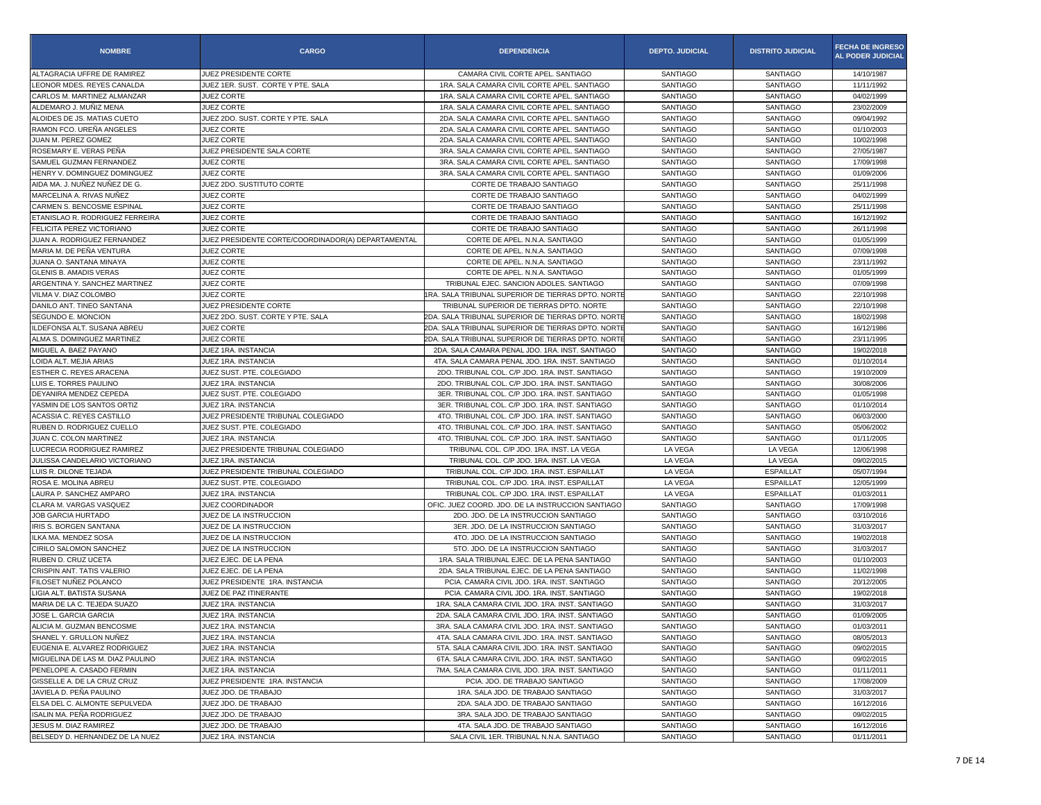| NOMBRE | CARGO | DEPENDENCIA | DEPTO. JUDICIAL | DISTRITO JUDICIAL | FECHA DE INGRESO AL PODER JUDICIAL |
|---|---|---|---|---|---|
| ALTAGRACIA UFFRE DE RAMIREZ | JUEZ PRESIDENTE CORTE | CAMARA CIVIL CORTE APEL. SANTIAGO | SANTIAGO | SANTIAGO | 14/10/1987 |
| LEONOR MDES. REYES CANALDA | JUEZ 1ER. SUST. CORTE Y PTE. SALA | 1RA. SALA CAMARA CIVIL CORTE APEL. SANTIAGO | SANTIAGO | SANTIAGO | 11/11/1992 |
| CARLOS M. MARTINEZ ALMANZAR | JUEZ CORTE | 1RA. SALA CAMARA CIVIL CORTE APEL. SANTIAGO | SANTIAGO | SANTIAGO | 04/02/1999 |
| ALDEMARO J. MUÑIZ MENA | JUEZ CORTE | 1RA. SALA CAMARA CIVIL CORTE APEL. SANTIAGO | SANTIAGO | SANTIAGO | 23/02/2009 |
| ALOIDES DE JS. MATIAS CUETO | JUEZ 2DO. SUST. CORTE Y PTE. SALA | 2DA. SALA CAMARA CIVIL CORTE APEL. SANTIAGO | SANTIAGO | SANTIAGO | 09/04/1992 |
| RAMON FCO. UREÑA ANGELES | JUEZ CORTE | 2DA. SALA CAMARA CIVIL CORTE APEL. SANTIAGO | SANTIAGO | SANTIAGO | 01/10/2003 |
| JUAN M. PEREZ GOMEZ | JUEZ CORTE | 2DA. SALA CAMARA CIVIL CORTE APEL. SANTIAGO | SANTIAGO | SANTIAGO | 10/02/1998 |
| ROSEMARY E. VERAS PEÑA | JUEZ PRESIDENTE SALA CORTE | 3RA. SALA CAMARA CIVIL CORTE APEL. SANTIAGO | SANTIAGO | SANTIAGO | 27/05/1987 |
| SAMUEL GUZMAN FERNANDEZ | JUEZ CORTE | 3RA. SALA CAMARA CIVIL CORTE APEL. SANTIAGO | SANTIAGO | SANTIAGO | 17/09/1998 |
| HENRY V. DOMINGUEZ DOMINGUEZ | JUEZ CORTE | 3RA. SALA CAMARA CIVIL CORTE APEL. SANTIAGO | SANTIAGO | SANTIAGO | 01/09/2006 |
| AIDA MA. J. NUÑEZ NUÑEZ DE G. | JUEZ 2DO. SUSTITUTO CORTE | CORTE DE TRABAJO SANTIAGO | SANTIAGO | SANTIAGO | 25/11/1998 |
| MARCELINA A. RIVAS NUÑEZ | JUEZ CORTE | CORTE DE TRABAJO SANTIAGO | SANTIAGO | SANTIAGO | 04/02/1999 |
| CARMEN S. BENCOSME ESPINAL | JUEZ CORTE | CORTE DE TRABAJO SANTIAGO | SANTIAGO | SANTIAGO | 25/11/1998 |
| ETANISLAO R. RODRIGUEZ FERREIRA | JUEZ CORTE | CORTE DE TRABAJO SANTIAGO | SANTIAGO | SANTIAGO | 16/12/1992 |
| FELICITA PEREZ VICTORIANO | JUEZ CORTE | CORTE DE TRABAJO SANTIAGO | SANTIAGO | SANTIAGO | 26/11/1998 |
| JUAN A. RODRIGUEZ FERNANDEZ | JUEZ PRESIDENTE CORTE/COORDINADOR(A) DEPARTAMENTAL | CORTE DE APEL. N.N.A. SANTIAGO | SANTIAGO | SANTIAGO | 01/05/1999 |
| MARIA M. DE PEÑA VENTURA | JUEZ CORTE | CORTE DE APEL. N.N.A. SANTIAGO | SANTIAGO | SANTIAGO | 07/09/1998 |
| JUANA O. SANTANA MINAYA | JUEZ CORTE | CORTE DE APEL. N.N.A. SANTIAGO | SANTIAGO | SANTIAGO | 23/11/1992 |
| GLENIS B. AMADIS VERAS | JUEZ CORTE | CORTE DE APEL. N.N.A. SANTIAGO | SANTIAGO | SANTIAGO | 01/05/1999 |
| ARGENTINA Y. SANCHEZ MARTINEZ | JUEZ CORTE | TRIBUNAL EJEC. SANCION ADOLES. SANTIAGO | SANTIAGO | SANTIAGO | 07/09/1998 |
| VILMA V. DIAZ COLOMBO | JUEZ CORTE | 1RA. SALA TRIBUNAL SUPERIOR DE TIERRAS DPTO. NORTE | SANTIAGO | SANTIAGO | 22/10/1998 |
| DANILO ANT. TINEO SANTANA | JUEZ PRESIDENTE CORTE | TRIBUNAL SUPERIOR DE TIERRAS DPTO. NORTE | SANTIAGO | SANTIAGO | 22/10/1998 |
| SEGUNDO E. MONCION | JUEZ 2DO. SUST. CORTE Y PTE. SALA | 2DA. SALA TRIBUNAL SUPERIOR DE TIERRAS DPTO. NORTE | SANTIAGO | SANTIAGO | 18/02/1998 |
| ILDEFONSA ALT. SUSANA ABREU | JUEZ CORTE | 2DA. SALA TRIBUNAL SUPERIOR DE TIERRAS DPTO. NORTE | SANTIAGO | SANTIAGO | 16/12/1986 |
| ALMA S. DOMINGUEZ MARTINEZ | JUEZ CORTE | 2DA. SALA TRIBUNAL SUPERIOR DE TIERRAS DPTO. NORTE | SANTIAGO | SANTIAGO | 23/11/1995 |
| MIGUEL A. BAEZ PAYANO | JUEZ 1RA. INSTANCIA | 2DA. SALA CAMARA PENAL JDO. 1RA. INST. SANTIAGO | SANTIAGO | SANTIAGO | 19/02/2018 |
| LOIDA ALT. MEJIA ARIAS | JUEZ 1RA. INSTANCIA | 4TA. SALA CAMARA PENAL JDO. 1RA. INST. SANTIAGO | SANTIAGO | SANTIAGO | 01/10/2014 |
| ESTHER C. REYES ARACENA | JUEZ SUST. PTE. COLEGIADO | 2DO. TRIBUNAL COL. C/P JDO. 1RA. INST. SANTIAGO | SANTIAGO | SANTIAGO | 19/10/2009 |
| LUIS E. TORRES PAULINO | JUEZ 1RA. INSTANCIA | 2DO. TRIBUNAL COL. C/P JDO. 1RA. INST. SANTIAGO | SANTIAGO | SANTIAGO | 30/08/2006 |
| DEYANIRA MENDEZ CEPEDA | JUEZ SUST. PTE. COLEGIADO | 3ER. TRIBUNAL COL. C/P JDO. 1RA. INST. SANTIAGO | SANTIAGO | SANTIAGO | 01/05/1998 |
| YASMIN DE LOS SANTOS ORTIZ | JUEZ 1RA. INSTANCIA | 3ER. TRIBUNAL COL. C/P JDO. 1RA. INST. SANTIAGO | SANTIAGO | SANTIAGO | 01/10/2014 |
| ACASSIA C. REYES CASTILLO | JUEZ PRESIDENTE TRIBUNAL COLEGIADO | 4TO. TRIBUNAL COL. C/P JDO. 1RA. INST. SANTIAGO | SANTIAGO | SANTIAGO | 06/03/2000 |
| RUBEN D. RODRIGUEZ CUELLO | JUEZ SUST. PTE. COLEGIADO | 4TO. TRIBUNAL COL. C/P JDO. 1RA. INST. SANTIAGO | SANTIAGO | SANTIAGO | 05/06/2002 |
| JUAN C. COLON MARTINEZ | JUEZ 1RA. INSTANCIA | 4TO. TRIBUNAL COL. C/P JDO. 1RA. INST. SANTIAGO | SANTIAGO | SANTIAGO | 01/11/2005 |
| LUCRECIA RODRIGUEZ RAMIREZ | JUEZ PRESIDENTE TRIBUNAL COLEGIADO | TRIBUNAL COL. C/P JDO. 1RA. INST. LA VEGA | LA VEGA | LA VEGA | 12/06/1998 |
| JULISSA CANDELARIO VICTORIANO | JUEZ 1RA. INSTANCIA | TRIBUNAL COL. C/P JDO. 1RA. INST. LA VEGA | LA VEGA | LA VEGA | 09/02/2015 |
| LUIS R. DILONE TEJADA | JUEZ PRESIDENTE TRIBUNAL COLEGIADO | TRIBUNAL COL. C/P JDO. 1RA. INST. ESPAILLAT | LA VEGA | ESPAILLAT | 05/07/1994 |
| ROSA E. MOLINA ABREU | JUEZ SUST. PTE. COLEGIADO | TRIBUNAL COL. C/P JDO. 1RA. INST. ESPAILLAT | LA VEGA | ESPAILLAT | 12/05/1999 |
| LAURA P. SANCHEZ AMPARO | JUEZ 1RA. INSTANCIA | TRIBUNAL COL. C/P JDO. 1RA. INST. ESPAILLAT | LA VEGA | ESPAILLAT | 01/03/2011 |
| CLARA M. VARGAS VASQUEZ | JUEZ COORDINADOR | OFIC. JUEZ COORD. JDO. DE LA INSTRUCCION SANTIAGO | SANTIAGO | SANTIAGO | 17/09/1998 |
| JOB GARCIA HURTADO | JUEZ DE LA INSTRUCCION | 2DO. JDO. DE LA INSTRUCCION SANTIAGO | SANTIAGO | SANTIAGO | 03/10/2016 |
| IRIS S. BORGEN SANTANA | JUEZ DE LA INSTRUCCION | 3ER. JDO. DE LA INSTRUCCION SANTIAGO | SANTIAGO | SANTIAGO | 31/03/2017 |
| ILKA MA. MENDEZ SOSA | JUEZ DE LA INSTRUCCION | 4TO. JDO. DE LA INSTRUCCION SANTIAGO | SANTIAGO | SANTIAGO | 19/02/2018 |
| CIRILO SALOMON SANCHEZ | JUEZ DE LA INSTRUCCION | 5TO. JDO. DE LA INSTRUCCION SANTIAGO | SANTIAGO | SANTIAGO | 31/03/2017 |
| RUBEN D. CRUZ UCETA | JUEZ EJEC. DE LA PENA | 1RA. SALA TRIBUNAL EJEC. DE LA PENA SANTIAGO | SANTIAGO | SANTIAGO | 01/10/2003 |
| CRISPIN ANT. TATIS VALERIO | JUEZ EJEC. DE LA PENA | 2DA. SALA TRIBUNAL EJEC. DE LA PENA SANTIAGO | SANTIAGO | SANTIAGO | 11/02/1998 |
| FILOSET NUÑEZ POLANCO | JUEZ PRESIDENTE 1RA. INSTANCIA | PCIA. CAMARA CIVIL JDO. 1RA. INST. SANTIAGO | SANTIAGO | SANTIAGO | 20/12/2005 |
| LIGIA ALT. BATISTA SUSANA | JUEZ DE PAZ ITINERANTE | PCIA. CAMARA CIVIL JDO. 1RA. INST. SANTIAGO | SANTIAGO | SANTIAGO | 19/02/2018 |
| MARIA DE LA C. TEJEDA SUAZO | JUEZ 1RA. INSTANCIA | 1RA. SALA CAMARA CIVIL JDO. 1RA. INST. SANTIAGO | SANTIAGO | SANTIAGO | 31/03/2017 |
| JOSE L. GARCIA GARCIA | JUEZ 1RA. INSTANCIA | 2DA. SALA CAMARA CIVIL JDO. 1RA. INST. SANTIAGO | SANTIAGO | SANTIAGO | 01/09/2005 |
| ALICIA M. GUZMAN BENCOSME | JUEZ 1RA. INSTANCIA | 3RA. SALA CAMARA CIVIL JDO. 1RA. INST. SANTIAGO | SANTIAGO | SANTIAGO | 01/03/2011 |
| SHANEL Y. GRULLON NUÑEZ | JUEZ 1RA. INSTANCIA | 4TA. SALA CAMARA CIVIL JDO. 1RA. INST. SANTIAGO | SANTIAGO | SANTIAGO | 08/05/2013 |
| EUGENIA E. ALVAREZ RODRIGUEZ | JUEZ 1RA. INSTANCIA | 5TA. SALA CAMARA CIVIL JDO. 1RA. INST. SANTIAGO | SANTIAGO | SANTIAGO | 09/02/2015 |
| MIGUELINA DE LAS M. DIAZ PAULINO | JUEZ 1RA. INSTANCIA | 6TA. SALA CAMARA CIVIL JDO. 1RA. INST. SANTIAGO | SANTIAGO | SANTIAGO | 09/02/2015 |
| PENELOPE A. CASADO FERMIN | JUEZ 1RA. INSTANCIA | 7MA. SALA CAMARA CIVIL JDO. 1RA. INST. SANTIAGO | SANTIAGO | SANTIAGO | 01/11/2011 |
| GISSELLE A. DE LA CRUZ CRUZ | JUEZ PRESIDENTE 1RA. INSTANCIA | PCIA. JDO. DE TRABAJO SANTIAGO | SANTIAGO | SANTIAGO | 17/08/2009 |
| JAVIELA D. PEÑA PAULINO | JUEZ JDO. DE TRABAJO | 1RA. SALA JDO. DE TRABAJO SANTIAGO | SANTIAGO | SANTIAGO | 31/03/2017 |
| ELSA DEL C. ALMONTE SEPULVEDA | JUEZ JDO. DE TRABAJO | 2DA. SALA JDO. DE TRABAJO SANTIAGO | SANTIAGO | SANTIAGO | 16/12/2016 |
| ISALIN MA. PEÑA RODRIGUEZ | JUEZ JDO. DE TRABAJO | 3RA. SALA JDO. DE TRABAJO SANTIAGO | SANTIAGO | SANTIAGO | 09/02/2015 |
| JESUS M. DIAZ RAMIREZ | JUEZ JDO. DE TRABAJO | 4TA. SALA JDO. DE TRABAJO SANTIAGO | SANTIAGO | SANTIAGO | 16/12/2016 |
| BELSEDY D. HERNANDEZ DE LA NUEZ | JUEZ 1RA. INSTANCIA | SALA CIVIL 1ER. TRIBUNAL N.N.A. SANTIAGO | SANTIAGO | SANTIAGO | 01/11/2011 |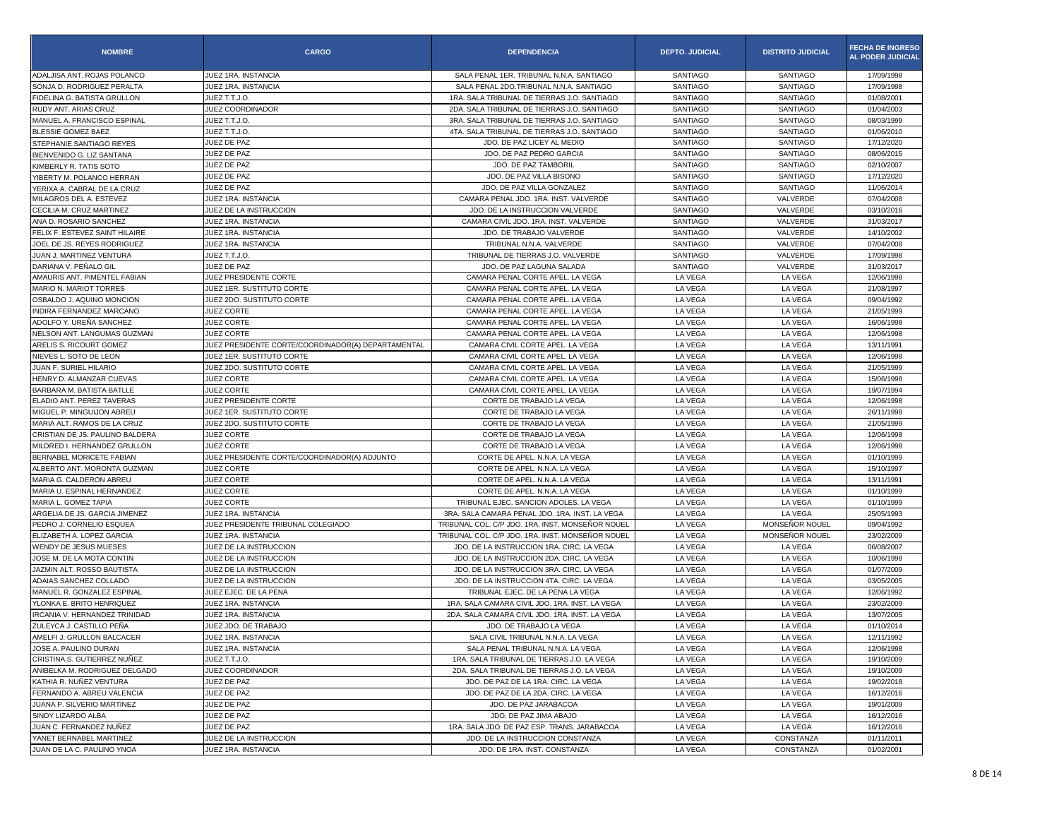| NOMBRE | CARGO | DEPENDENCIA | DEPTO. JUDICIAL | DISTRITO JUDICIAL | FECHA DE INGRESO AL PODER JUDICIAL |
|---|---|---|---|---|---|
| ADALJISA ANT. ROJAS POLANCO | JUEZ 1RA. INSTANCIA | SALA PENAL 1ER. TRIBUNAL N.N.A. SANTIAGO | SANTIAGO | SANTIAGO | 17/09/1998 |
| SONJA D. RODRIGUEZ PERALTA | JUEZ 1RA. INSTANCIA | SALA PENAL 2DO.TRIBUNAL N.N.A. SANTIAGO | SANTIAGO | SANTIAGO | 17/09/1998 |
| FIDELINA G. BATISTA GRULLON | JUEZ T.T.J.O. | 1RA. SALA TRIBUNAL DE TIERRAS J.O. SANTIAGO | SANTIAGO | SANTIAGO | 01/08/2001 |
| RUDY ANT. ARIAS CRUZ | JUEZ COORDINADOR | 2DA. SALA TRIBUNAL DE TIERRAS J.O. SANTIAGO | SANTIAGO | SANTIAGO | 01/04/2003 |
| MANUEL A. FRANCISCO ESPINAL | JUEZ T.T.J.O. | 3RA. SALA TRIBUNAL DE TIERRAS J.O. SANTIAGO | SANTIAGO | SANTIAGO | 08/03/1999 |
| BLESSIE GOMEZ BAEZ | JUEZ T.T.J.O. | 4TA. SALA TRIBUNAL DE TIERRAS J.O. SANTIAGO | SANTIAGO | SANTIAGO | 01/06/2010 |
| STEPHANIE SANTIAGO REYES | JUEZ DE PAZ | JDO. DE PAZ LICEY AL MEDIO | SANTIAGO | SANTIAGO | 17/12/2020 |
| BIENVENIDO G. LIZ SANTANA | JUEZ DE PAZ | JDO. DE PAZ PEDRO GARCIA | SANTIAGO | SANTIAGO | 08/06/2015 |
| KIMBERLY R. TATIS SOTO | JUEZ DE PAZ | JDO. DE PAZ TAMBORIL | SANTIAGO | SANTIAGO | 02/10/2007 |
| YIBERTY M. POLANCO HERRAN | JUEZ DE PAZ | JDO. DE PAZ VILLA BISONO | SANTIAGO | SANTIAGO | 17/12/2020 |
| YERIXA A. CABRAL DE LA CRUZ | JUEZ DE PAZ | JDO. DE PAZ VILLA GONZALEZ | SANTIAGO | SANTIAGO | 11/06/2014 |
| MILAGROS DEL A. ESTEVEZ | JUEZ 1RA. INSTANCIA | CAMARA PENAL JDO. 1RA. INST. VALVERDE | SANTIAGO | VALVERDE | 07/04/2008 |
| CECILIA M. CRUZ MARTINEZ | JUEZ DE LA INSTRUCCION | JDO. DE LA INSTRUCCION VALVERDE | SANTIAGO | VALVERDE | 03/10/2016 |
| ANA D. ROSARIO SANCHEZ | JUEZ 1RA. INSTANCIA | CAMARA CIVIL JDO. 1RA. INST. VALVERDE | SANTIAGO | VALVERDE | 31/03/2017 |
| FELIX F. ESTEVEZ SAINT HILAIRE | JUEZ 1RA. INSTANCIA | JDO. DE TRABAJO VALVERDE | SANTIAGO | VALVERDE | 14/10/2002 |
| JOEL DE JS. REYES RODRIGUEZ | JUEZ 1RA. INSTANCIA | TRIBUNAL N.N.A. VALVERDE | SANTIAGO | VALVERDE | 07/04/2008 |
| JUAN J. MARTINEZ VENTURA | JUEZ T.T.J.O. | TRIBUNAL DE TIERRAS J.O. VALVERDE | SANTIAGO | VALVERDE | 17/09/1998 |
| DARIANA V. PEÑALO GIL | JUEZ DE PAZ | JDO. DE PAZ LAGUNA SALADA | SANTIAGO | VALVERDE | 31/03/2017 |
| AMAURIS ANT. PIMENTEL FABIAN | JUEZ PRESIDENTE CORTE | CAMARA PENAL CORTE APEL. LA VEGA | LA VEGA | LA VEGA | 12/06/1998 |
| MARIO N. MARIOT TORRES | JUEZ 1ER. SUSTITUTO CORTE | CAMARA PENAL CORTE APEL. LA VEGA | LA VEGA | LA VEGA | 21/08/1997 |
| OSBALDO J. AQUINO MONCION | JUEZ 2DO. SUSTITUTO CORTE | CAMARA PENAL CORTE APEL. LA VEGA | LA VEGA | LA VEGA | 09/04/1992 |
| INDIRA FERNANDEZ MARCANO | JUEZ CORTE | CAMARA PENAL CORTE APEL. LA VEGA | LA VEGA | LA VEGA | 21/05/1999 |
| ADOLFO Y. UREÑA SANCHEZ | JUEZ CORTE | CAMARA PENAL CORTE APEL. LA VEGA | LA VEGA | LA VEGA | 16/06/1998 |
| NELSON ANT. LANGUMAS GUZMAN | JUEZ CORTE | CAMARA PENAL CORTE APEL. LA VEGA | LA VEGA | LA VEGA | 12/06/1998 |
| ARELIS S. RICOURT GOMEZ | JUEZ PRESIDENTE CORTE/COORDINADOR(A) DEPARTAMENTAL | CAMARA CIVIL CORTE APEL. LA VEGA | LA VEGA | LA VEGA | 13/11/1991 |
| NIEVES L. SOTO DE LEON | JUEZ 1ER. SUSTITUTO CORTE | CAMARA CIVIL CORTE APEL. LA VEGA | LA VEGA | LA VEGA | 12/06/1998 |
| JUAN F. SURIEL HILARIO | JUEZ 2DO. SUSTITUTO CORTE | CAMARA CIVIL CORTE APEL. LA VEGA | LA VEGA | LA VEGA | 21/05/1999 |
| HENRY D. ALMANZAR CUEVAS | JUEZ CORTE | CAMARA CIVIL CORTE APEL. LA VEGA | LA VEGA | LA VEGA | 15/06/1998 |
| BARBARA M. BATISTA BATLLE | JUEZ CORTE | CAMARA CIVIL CORTE APEL. LA VEGA | LA VEGA | LA VEGA | 19/07/1994 |
| ELADIO ANT. PEREZ TAVERAS | JUEZ PRESIDENTE CORTE | CORTE DE TRABAJO LA VEGA | LA VEGA | LA VEGA | 12/06/1998 |
| MIGUEL P. MINGUIJON ABREU | JUEZ 1ER. SUSTITUTO CORTE | CORTE DE TRABAJO LA VEGA | LA VEGA | LA VEGA | 26/11/1998 |
| MARIA ALT. RAMOS DE LA CRUZ | JUEZ 2DO. SUSTITUTO CORTE | CORTE DE TRABAJO LA VEGA | LA VEGA | LA VEGA | 21/05/1999 |
| CRISTIAN DE JS. PAULINO BALDERA | JUEZ CORTE | CORTE DE TRABAJO LA VEGA | LA VEGA | LA VEGA | 12/06/1998 |
| MILDRED I. HERNANDEZ GRULLON | JUEZ CORTE | CORTE DE TRABAJO LA VEGA | LA VEGA | LA VEGA | 12/06/1998 |
| BERNABEL MORICETE FABIAN | JUEZ PRESIDENTE CORTE/COORDINADOR(A) ADJUNTO | CORTE DE APEL. N.N.A. LA VEGA | LA VEGA | LA VEGA | 01/10/1999 |
| ALBERTO ANT. MORONTA GUZMAN | JUEZ CORTE | CORTE DE APEL. N.N.A. LA VEGA | LA VEGA | LA VEGA | 15/10/1997 |
| MARIA G. CALDERON ABREU | JUEZ CORTE | CORTE DE APEL. N.N.A. LA VEGA | LA VEGA | LA VEGA | 13/11/1991 |
| MARIA U. ESPINAL HERNANDEZ | JUEZ CORTE | CORTE DE APEL. N.N.A. LA VEGA | LA VEGA | LA VEGA | 01/10/1999 |
| MARIA L. GOMEZ TAPIA | JUEZ CORTE | TRIBUNAL EJEC. SANCION ADOLES. LA VEGA | LA VEGA | LA VEGA | 01/10/1999 |
| ARGELIA DE JS. GARCIA JIMENEZ | JUEZ 1RA. INSTANCIA | 3RA. SALA CAMARA PENAL JDO. 1RA. INST. LA VEGA | LA VEGA | LA VEGA | 25/05/1993 |
| PEDRO J. CORNELIO ESQUEA | JUEZ PRESIDENTE TRIBUNAL COLEGIADO | TRIBUNAL COL. C/P JDO. 1RA. INST. MONSEÑOR NOUEL | LA VEGA | MONSEÑOR NOUEL | 09/04/1992 |
| ELIZABETH A. LOPEZ GARCIA | JUEZ 1RA. INSTANCIA | TRIBUNAL COL. C/P JDO. 1RA. INST. MONSEÑOR NOUEL | LA VEGA | MONSEÑOR NOUEL | 23/02/2009 |
| WENDY DE JESUS MUESES | JUEZ DE LA INSTRUCCION | JDO. DE LA INSTRUCCION 1RA. CIRC. LA VEGA | LA VEGA | LA VEGA | 06/08/2007 |
| JOSE M. DE LA MOTA CONTIN | JUEZ DE LA INSTRUCCION | JDO. DE LA INSTRUCCION 2DA. CIRC. LA VEGA | LA VEGA | LA VEGA | 10/06/1998 |
| JAZMIN ALT. ROSSO BAUTISTA | JUEZ DE LA INSTRUCCION | JDO. DE LA INSTRUCCION 3RA. CIRC. LA VEGA | LA VEGA | LA VEGA | 01/07/2009 |
| ADAIAS SANCHEZ COLLADO | JUEZ DE LA INSTRUCCION | JDO. DE LA INSTRUCCION 4TA. CIRC. LA VEGA | LA VEGA | LA VEGA | 03/05/2005 |
| MANUEL R. GONZALEZ ESPINAL | JUEZ EJEC. DE LA PENA | TRIBUNAL EJEC. DE LA PENA LA VEGA | LA VEGA | LA VEGA | 12/06/1992 |
| YLONKA E. BRITO HENRIQUEZ | JUEZ 1RA. INSTANCIA | 1RA. SALA CAMARA CIVIL JDO. 1RA. INST. LA VEGA | LA VEGA | LA VEGA | 23/02/2009 |
| IRCANIA V. HERNANDEZ TRINIDAD | JUEZ 1RA. INSTANCIA | 2DA. SALA CAMARA CIVIL JDO. 1RA. INST. LA VEGA | LA VEGA | LA VEGA | 13/07/2005 |
| ZULEYCA J. CASTILLO PEÑA | JUEZ JDO. DE TRABAJO | JDO. DE TRABAJO LA VEGA | LA VEGA | LA VEGA | 01/10/2014 |
| AMELFI J. GRULLON BALCACER | JUEZ 1RA. INSTANCIA | SALA CIVIL TRIBUNAL N.N.A. LA VEGA | LA VEGA | LA VEGA | 12/11/1992 |
| JOSE A. PAULINO DURAN | JUEZ 1RA. INSTANCIA | SALA PENAL TRIBUNAL N.N.A. LA VEGA | LA VEGA | LA VEGA | 12/06/1998 |
| CRISTINA S. GUTIERREZ NUÑEZ | JUEZ T.T.J.O. | 1RA. SALA TRIBUNAL DE TIERRAS J.O. LA VEGA | LA VEGA | LA VEGA | 19/10/2009 |
| ANIBELKA M. RODRIGUEZ DELGADO | JUEZ COORDINADOR | 2DA. SALA TRIBUNAL DE TIERRAS J.O. LA VEGA | LA VEGA | LA VEGA | 19/10/2009 |
| KATHIA R. NUÑEZ VENTURA | JUEZ DE PAZ | JDO. DE PAZ DE LA 1RA. CIRC. LA VEGA | LA VEGA | LA VEGA | 19/02/2018 |
| FERNANDO A. ABREU VALENCIA | JUEZ DE PAZ | JDO. DE PAZ DE LA 2DA. CIRC. LA VEGA | LA VEGA | LA VEGA | 16/12/2016 |
| JUANA P. SILVERIO MARTINEZ | JUEZ DE PAZ | JDO. DE PAZ JARABACOA | LA VEGA | LA VEGA | 19/01/2009 |
| SINDY LIZARDO ALBA | JUEZ DE PAZ | JDO. DE PAZ JIMA ABAJO | LA VEGA | LA VEGA | 16/12/2016 |
| JUAN C. FERNANDEZ NUÑEZ | JUEZ DE PAZ | 1RA. SALA JDO. DE PAZ ESP. TRANS. JARABACOA | LA VEGA | LA VEGA | 16/12/2016 |
| YANET BERNABEL MARTINEZ | JUEZ DE LA INSTRUCCION | JDO. DE LA INSTRUCCION CONSTANZA | LA VEGA | CONSTANZA | 01/11/2011 |
| JUAN DE LA C. PAULINO YNOA | JUEZ 1RA. INSTANCIA | JDO. DE 1RA. INST. CONSTANZA | LA VEGA | CONSTANZA | 01/02/2001 |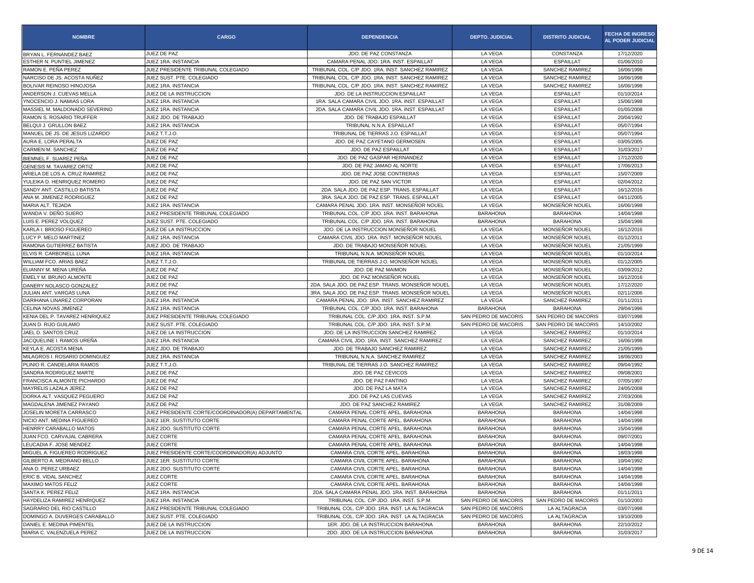| NOMBRE | CARGO | DEPENDENCIA | DEPTO. JUDICIAL | DISTRITO JUDICIAL | FECHA DE INGRESO AL PODER JUDICIAL |
|---|---|---|---|---|---|
| BRYAN L. FERNANDEZ BAEZ | JUEZ DE PAZ | JDO. DE PAZ CONSTANZA | LA VEGA | CONSTANZA | 17/12/2020 |
| ESTHER N. PUNTIEL JIMENEZ | JUEZ 1RA. INSTANCIA | CAMARA PENAL JDO. 1RA. INST. ESPAILLAT | LA VEGA | ESPAILLAT | 01/06/2010 |
| RAMON E. PEÑA PEREZ | JUEZ PRESIDENTE TRIBUNAL COLEGIADO | TRIBUNAL COL. C/P JDO. 1RA. INST. SANCHEZ RAMIREZ | LA VEGA | SANCHEZ RAMIREZ | 16/06/1998 |
| NARCISO DE JS. ACOSTA NUÑEZ | JUEZ SUST. PTE. COLEGIADO | TRIBUNAL COL. C/P JDO. 1RA. INST. SANCHEZ RAMIREZ | LA VEGA | SANCHEZ RAMIREZ | 16/06/1998 |
| BOLIVAR REINOSO HINOJOSA | JUEZ 1RA. INSTANCIA | TRIBUNAL COL. C/P JDO. 1RA. INST. SANCHEZ RAMIREZ | LA VEGA | SANCHEZ RAMIREZ | 16/06/1998 |
| ANDERSON J. CUEVAS MELLA | JUEZ DE LA INSTRUCCION | JDO. DE LA INSTRUCCION ESPAILLAT | LA VEGA | ESPAILLAT | 01/10/2014 |
| YNOCENCIO J. NAMIAS LORA | JUEZ 1RA. INSTANCIA | 1RA. SALA CAMARA CIVIL JDO. 1RA. INST. ESPAILLAT | LA VEGA | ESPAILLAT | 15/06/1998 |
| MASSIEL M. MALDONADO SEVERINO | JUEZ 1RA. INSTANCIA | 2DA. SALA CAMARA CIVIL JDO. 1RA. INST. ESPAILLAT | LA VEGA | ESPAILLAT | 01/05/2008 |
| RAMON S. ROSARIO TRUFFER | JUEZ JDO. DE TRABAJO | JDO. DE TRABAJO ESPAILLAT | LA VEGA | ESPAILLAT | 20/04/1992 |
| BELQUI J. GRULLON BAEZ | JUEZ 1RA. INSTANCIA | TRIBUNAL N.N.A. ESPAILLAT | LA VEGA | ESPAILLAT | 05/07/1994 |
| MANUEL DE JS. DE JESUS LIZARDO | JUEZ T.T.J.O. | TRIBUNAL DE TIERRAS J.O. ESPAILLAT | LA VEGA | ESPAILLAT | 05/07/1994 |
| AURA E. LORA PERALTA | JUEZ DE PAZ | JDO. DE PAZ CAYETANO GERMOSEN | LA VEGA | ESPAILLAT | 03/05/2005 |
| CARMEN M. SANCHEZ | JUEZ DE PAZ | JDO. DE PAZ ESPAILLAT | LA VEGA | ESPAILLAT | 31/03/2017 |
| BIEMNEL F. SUAREZ PEÑA | JUEZ DE PAZ | JDO. DE PAZ GASPAR HERNANDEZ | LA VEGA | ESPAILLAT | 17/12/2020 |
| GENESIS M. TAVAREZ ORTIZ | JUEZ DE PAZ | JDO. DE PAZ JAMAO AL NORTE | LA VEGA | ESPAILLAT | 17/06/2013 |
| ARIELA DE LOS A. CRUZ RAMIREZ | JUEZ DE PAZ | JDO. DE PAZ JOSE CONTRERAS | LA VEGA | ESPAILLAT | 15/07/2009 |
| YULEIKA D. HENRIQUEZ ROMERO | JUEZ DE PAZ | JDO. DE PAZ SAN VICTOR | LA VEGA | ESPAILLAT | 02/04/2012 |
| SANDY ANT. CASTILLO BATISTA | JUEZ DE PAZ | 2DA. SALA JDO. DE PAZ ESP. TRANS. ESPAILLAT | LA VEGA | ESPAILLAT | 16/12/2016 |
| ANA M. JIMENEZ RODRIGUEZ | JUEZ DE PAZ | 3RA. SALA JDO. DE PAZ ESP. TRANS. ESPAILLAT | LA VEGA | ESPAILLAT | 04/11/2005 |
| MARIA ALT. TEJADA | JUEZ 1RA. INSTANCIA | CAMARA PENAL JDO. 1RA. INST. MONSEÑOR NOUEL | LA VEGA | MONSEÑOR NOUEL | 16/06/1998 |
| WANDA V. DEÑO SUERO | JUEZ PRESIDENTE TRIBUNAL COLEGIADO | TRIBUNAL COL. C/P JDO. 1RA. INST. BARAHONA | BARAHONA | BARAHONA | 14/04/1998 |
| LUIS E. PEREZ VOLQUEZ | JUEZ SUST. PTE. COLEGIADO | TRIBUNAL COL. C/P JDO. 1RA. INST. BARAHONA | BARAHONA | BARAHONA | 15/04/1998 |
| KARLA I. BRIOSO FIGUEREO | JUEZ DE LA INSTRUCCION | JDO. DE LA INSTRUCCION MONSEÑOR NOUEL | LA VEGA | MONSEÑOR NOUEL | 16/12/2016 |
| LUCY P. MELO MARTINEZ | JUEZ 1RA. INSTANCIA | CAMARA CIVIL JDO. 1RA. INST. MONSEÑOR NOUEL | LA VEGA | MONSEÑOR NOUEL | 01/12/2011 |
| RAMONA GUTIERREZ BATISTA | JUEZ JDO. DE TRABAJO | JDO. DE TRABAJO MONSEÑOR NOUEL | LA VEGA | MONSEÑOR NOUEL | 21/05/1999 |
| ELVIS R. CARBONELL LUNA | JUEZ 1RA. INSTANCIA | TRIBUNAL N.N.A. MONSEÑOR NOUEL | LA VEGA | MONSEÑOR NOUEL | 01/10/2014 |
| WILLIAM FCO. ARIAS BAEZ | JUEZ T.T.J.O. | TRIBUNAL DE TIERRAS J.O. MONSEÑOR NOUEL | LA VEGA | MONSEÑOR NOUEL | 01/12/2005 |
| ELIANNY M. MENA UREÑA | JUEZ DE PAZ | JDO. DE PAZ MAIMON | LA VEGA | MONSEÑOR NOUEL | 03/09/2012 |
| EMELY M. BRUNO ALMONTE | JUEZ DE PAZ | JDO. DE PAZ MONSEÑOR NOUEL | LA VEGA | MONSEÑOR NOUEL | 16/12/2016 |
| DANERY NOLASCO GONZALEZ | JUEZ DE PAZ | 2DA. SALA JDO. DE PAZ ESP. TRANS. MONSEÑOR NOUEL | LA VEGA | MONSEÑOR NOUEL | 17/12/2020 |
| JULIAN ANT. VARGAS LUNA | JUEZ DE PAZ | 3RA. SALA JDO. DE PAZ ESP. TRANS. MONSEÑOR NOUEL | LA VEGA | MONSEÑOR NOUEL | 02/11/2006 |
| DARIHANA LINAREZ CORPORAN | JUEZ 1RA. INSTANCIA | CAMARA PENAL JDO. 1RA. INST. SANCHEZ RAMIREZ | LA VEGA | SANCHEZ RAMIREZ | 01/11/2011 |
| CELINA NOVAS JIMENEZ | JUEZ 1RA. INSTANCIA | TRIBUNAL COL. C/P JDO. 1RA. INST. BARAHONA | BARAHONA | BARAHONA | 29/04/1996 |
| KENIA DEL P. TAVAREZ HENRIQUEZ | JUEZ PRESIDENTE TRIBUNAL COLEGIADO | TRIBUNAL COL. C/P JDO. 1RA. INST. S.P.M. | SAN PEDRO DE MACORIS | SAN PEDRO DE MACORIS | 03/07/1998 |
| JUAN D. RIJO GUILAMO | JUEZ SUST. PTE. COLEGIADO | TRIBUNAL COL. C/P JDO. 1RA. INST. S.P.M. | SAN PEDRO DE MACORIS | SAN PEDRO DE MACORIS | 14/10/2002 |
| JAEL D. SANTOS CRUZ | JUEZ DE LA INSTRUCCION | JDO. DE LA INSTRUCCION SANCHEZ RAMIREZ | LA VEGA | SANCHEZ RAMIREZ | 01/10/2014 |
| JACQUELINE I. RAMOS UREÑA | JUEZ 1RA. INSTANCIA | CAMARA CIVIL JDO. 1RA. INST. SANCHEZ RAMIREZ | LA VEGA | SANCHEZ RAMIREZ | 16/06/1998 |
| KEYLA E. ACOSTA MENA | JUEZ JDO. DE TRABAJO | JDO. DE TRABAJO SANCHEZ RAMIREZ | LA VEGA | SANCHEZ RAMIREZ | 21/05/1999 |
| MILAGROS I. ROSARIO DOMINGUEZ | JUEZ 1RA. INSTANCIA | TRIBUNAL N.N.A. SANCHEZ RAMIREZ | LA VEGA | SANCHEZ RAMIREZ | 18/06/2003 |
| PLINIO R. CANDELARIA RAMOS | JUEZ T.T.J.O. | TRIBUNAL DE TIERRAS J.O. SANCHEZ RAMIREZ | LA VEGA | SANCHEZ RAMIREZ | 09/04/1992 |
| SANDRA RODRIGUEZ MARTE | JUEZ DE PAZ | JDO. DE PAZ CEVICOS | LA VEGA | SANCHEZ RAMIREZ | 09/08/2001 |
| FRANCISCA ALMONTE PICHARDO | JUEZ DE PAZ | JDO. DE PAZ FANTINO | LA VEGA | SANCHEZ RAMIREZ | 07/05/1997 |
| MAYRELIS LAZALA JEREZ | JUEZ DE PAZ | JDO. DE PAZ LA MATA | LA VEGA | SANCHEZ RAMIREZ | 24/05/2008 |
| DORKA ALT. VASQUEZ PEGUERO | JUEZ DE PAZ | JDO. DE PAZ LAS CUEVAS | LA VEGA | SANCHEZ RAMIREZ | 27/03/2006 |
| MAGDALENA JIMENEZ PAYANO | JUEZ DE PAZ | JDO. DE PAZ SANCHEZ RAMIREZ | LA VEGA | SANCHEZ RAMIREZ | 31/08/2009 |
| JOSELIN MORETA CARRASCO | JUEZ PRESIDENTE CORTE/COORDINADOR(A) DEPARTAMENTAL | CAMARA PENAL CORTE APEL. BARAHONA | BARAHONA | BARAHONA | 14/04/1998 |
| NICIO ANT. MEDINA FIGUEREO | JUEZ 1ER. SUSTITUTO CORTE | CAMARA PENAL CORTE APEL. BARAHONA | BARAHONA | BARAHONA | 14/04/1998 |
| HENRRY CARABALLO MATOS | JUEZ 2DO. SUSTITUTO CORTE | CAMARA PENAL CORTE APEL. BARAHONA | BARAHONA | BARAHONA | 15/04/1998 |
| JUAN FCO. CARVAJAL CABRERA | JUEZ CORTE | CAMARA PENAL CORTE APEL. BARAHONA | BARAHONA | BARAHONA | 09/07/2001 |
| LEUCADIA F. JOSE MENDEZ | JUEZ CORTE | CAMARA PENAL CORTE APEL. BARAHONA | BARAHONA | BARAHONA | 14/04/1998 |
| MIGUEL A. FIGUEREO RODRIGUEZ | JUEZ PRESIDENTE CORTE/COORDINADOR(A) ADJUNTO | CAMARA CIVIL CORTE APEL. BARAHONA | BARAHONA | BARAHONA | 18/03/1998 |
| GILBERTO A. MEDRANO BELLO | JUEZ 1ER. SUSTITUTO CORTE | CAMARA CIVIL CORTE APEL. BARAHONA | BARAHONA | BARAHONA | 10/04/1992 |
| ANA D. PEREZ URBAEZ | JUEZ 2DO. SUSTITUTO CORTE | CAMARA CIVIL CORTE APEL. BARAHONA | BARAHONA | BARAHONA | 14/04/1998 |
| ERIC B. VIDAL SANCHEZ | JUEZ CORTE | CAMARA CIVIL CORTE APEL. BARAHONA | BARAHONA | BARAHONA | 14/04/1998 |
| MAXIMO MATOS FELIZ | JUEZ CORTE | CAMARA CIVIL CORTE APEL. BARAHONA | BARAHONA | BARAHONA | 14/04/1998 |
| SANTA K. PEREZ FELIZ | JUEZ 1RA. INSTANCIA | 2DA. SALA CAMARA PENAL JDO. 1RA. INST. BARAHONA | BARAHONA | BARAHONA | 01/11/2011 |
| HAYDELIZA RAMIREZ HENRIQUEZ | JUEZ 1RA. INSTANCIA | TRIBUNAL COL. C/P JDO. 1RA. INST. S.P.M. | SAN PEDRO DE MACORIS | SAN PEDRO DE MACORIS | 01/10/2003 |
| SAGRARIO DEL RIO CASTILLO | JUEZ PRESIDENTE TRIBUNAL COLEGIADO | TRIBUNAL COL. C/P JDO. 1RA. INST. LA ALTAGRACIA | SAN PEDRO DE MACORIS | LA ALTAGRACIA | 03/07/1998 |
| DOMINGO A. DUVERGES CARABALLO | JUEZ SUST. PTE. COLEGIADO | TRIBUNAL COL. C/P JDO. 1RA. INST. LA ALTAGRACIA | SAN PEDRO DE MACORIS | LA ALTAGRACIA | 19/10/2009 |
| DANIEL E. MEDINA PIMENTEL | JUEZ DE LA INSTRUCCION | 1ER. JDO. DE LA INSTRUCCION BARAHONA | BARAHONA | BARAHONA | 22/10/2012 |
| MARIA C. VALENZUELA PEREZ | JUEZ DE LA INSTRUCCION | 2DO. JDO. DE LA INSTRUCCION BARAHONA | BARAHONA | BARAHONA | 31/03/2017 |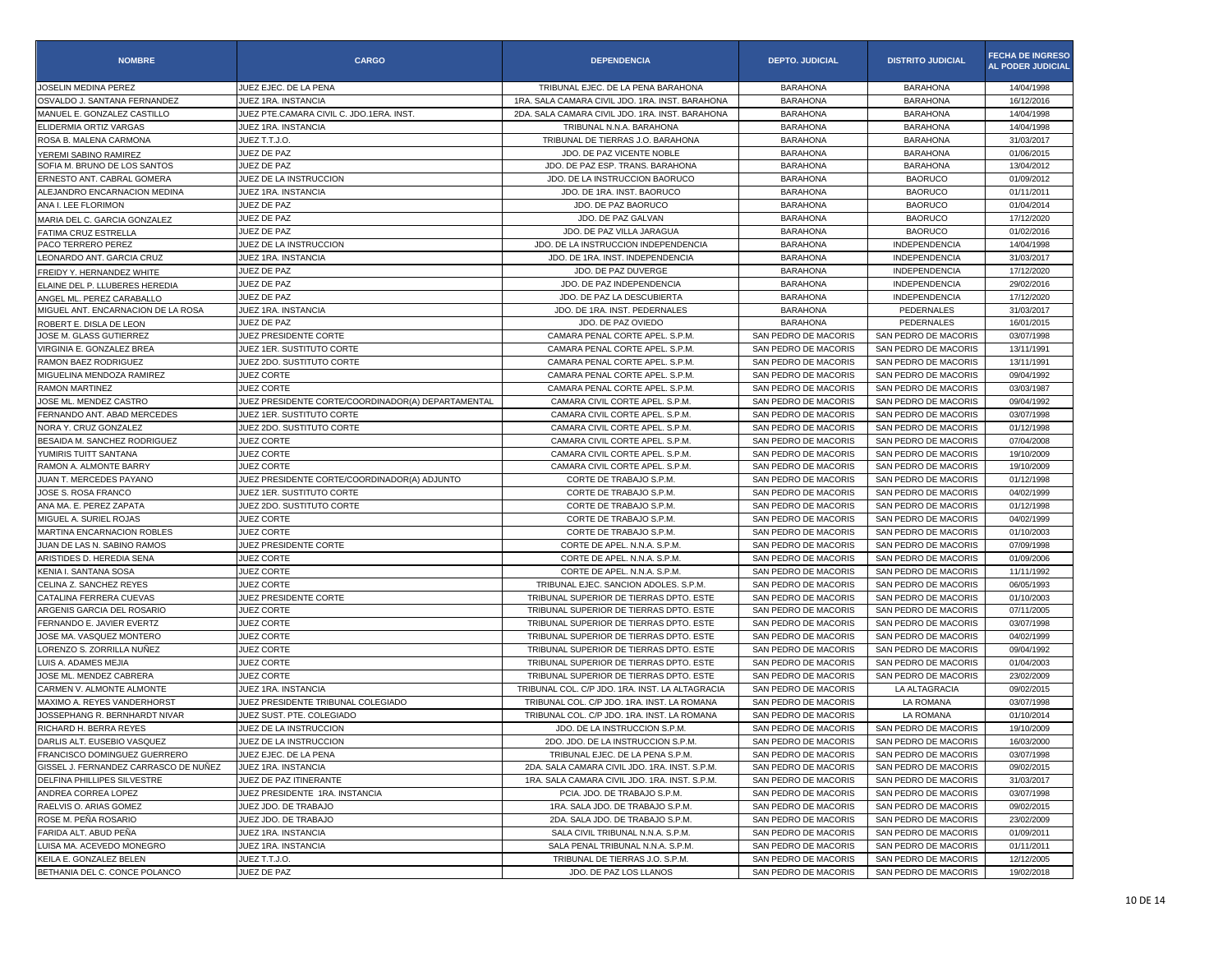| NOMBRE | CARGO | DEPENDENCIA | DEPTO. JUDICIAL | DISTRITO JUDICIAL | FECHA DE INGRESO AL PODER JUDICIAL |
|---|---|---|---|---|---|
| JOSELIN MEDINA PEREZ | JUEZ EJEC. DE LA PENA | TRIBUNAL EJEC. DE LA PENA BARAHONA | BARAHONA | BARAHONA | 14/04/1998 |
| OSVALDO J. SANTANA FERNANDEZ | JUEZ 1RA. INSTANCIA | 1RA. SALA CAMARA CIVIL JDO. 1RA. INST. BARAHONA | BARAHONA | BARAHONA | 16/12/2016 |
| MANUEL E. GONZALEZ CASTILLO | JUEZ PTE.CAMARA CIVIL C. JDO.1ERA. INST. | 2DA. SALA CAMARA CIVIL JDO. 1RA. INST. BARAHONA | BARAHONA | BARAHONA | 14/04/1998 |
| ELIDERMIA ORTIZ VARGAS | JUEZ 1RA. INSTANCIA | TRIBUNAL N.N.A. BARAHONA | BARAHONA | BARAHONA | 14/04/1998 |
| ROSA B. MALENA CARMONA | JUEZ T.T.J.O. | TRIBUNAL DE TIERRAS J.O. BARAHONA | BARAHONA | BARAHONA | 31/03/2017 |
| YEREMI SABINO RAMIREZ | JUEZ DE PAZ | JDO. DE PAZ VICENTE NOBLE | BARAHONA | BARAHONA | 01/06/2015 |
| SOFIA M. BRUNO DE LOS SANTOS | JUEZ DE PAZ | JDO. DE PAZ ESP. TRANS. BARAHONA | BARAHONA | BARAHONA | 13/04/2012 |
| ERNESTO ANT. CABRAL GOMERA | JUEZ DE LA INSTRUCCION | JDO. DE LA INSTRUCCION BAORUCO | BARAHONA | BAORUCO | 01/09/2012 |
| ALEJANDRO ENCARNACION MEDINA | JUEZ 1RA. INSTANCIA | JDO. DE 1RA. INST. BAORUCO | BARAHONA | BAORUCO | 01/11/2011 |
| ANA I. LEE FLORIMON | JUEZ DE PAZ | JDO. DE PAZ BAORUCO | BARAHONA | BAORUCO | 01/04/2014 |
| MARIA DEL C. GARCIA GONZALEZ | JUEZ DE PAZ | JDO. DE PAZ GALVAN | BARAHONA | BAORUCO | 17/12/2020 |
| FATIMA CRUZ ESTRELLA | JUEZ DE PAZ | JDO. DE PAZ VILLA JARAGUA | BARAHONA | BAORUCO | 01/02/2016 |
| PACO TERRERO PEREZ | JUEZ DE LA INSTRUCCION | JDO. DE LA INSTRUCCION INDEPENDENCIA | BARAHONA | INDEPENDENCIA | 14/04/1998 |
| LEONARDO ANT. GARCIA CRUZ | JUEZ 1RA. INSTANCIA | JDO. DE 1RA. INST. INDEPENDENCIA | BARAHONA | INDEPENDENCIA | 31/03/2017 |
| FREIDY Y. HERNANDEZ WHITE | JUEZ DE PAZ | JDO. DE PAZ DUVERGE | BARAHONA | INDEPENDENCIA | 17/12/2020 |
| ELAINE DEL P. LLUBERES HEREDIA | JUEZ DE PAZ | JDO. DE PAZ INDEPENDENCIA | BARAHONA | INDEPENDENCIA | 29/02/2016 |
| ANGEL ML. PEREZ CARABALLO | JUEZ DE PAZ | JDO. DE PAZ LA DESCUBIERTA | BARAHONA | INDEPENDENCIA | 17/12/2020 |
| MIGUEL ANT. ENCARNACION DE LA ROSA | JUEZ 1RA. INSTANCIA | JDO. DE 1RA. INST. PEDERNALES | BARAHONA | PEDERNALES | 31/03/2017 |
| ROBERT E. DISLA DE LEON | JUEZ DE PAZ | JDO. DE PAZ OVIEDO | BARAHONA | PEDERNALES | 16/01/2015 |
| JOSE M. GLASS GUTIERREZ | JUEZ PRESIDENTE CORTE | CAMARA PENAL CORTE APEL. S.P.M. | SAN PEDRO DE MACORIS | SAN PEDRO DE MACORIS | 03/07/1998 |
| VIRGINIA E. GONZALEZ BREA | JUEZ 1ER. SUSTITUTO CORTE | CAMARA PENAL CORTE APEL. S.P.M. | SAN PEDRO DE MACORIS | SAN PEDRO DE MACORIS | 13/11/1991 |
| RAMON BAEZ RODRIGUEZ | JUEZ 2DO. SUSTITUTO CORTE | CAMARA PENAL CORTE APEL. S.P.M. | SAN PEDRO DE MACORIS | SAN PEDRO DE MACORIS | 13/11/1991 |
| MIGUELINA MENDOZA RAMIREZ | JUEZ CORTE | CAMARA PENAL CORTE APEL. S.P.M. | SAN PEDRO DE MACORIS | SAN PEDRO DE MACORIS | 09/04/1992 |
| RAMON MARTINEZ | JUEZ CORTE | CAMARA PENAL CORTE APEL. S.P.M. | SAN PEDRO DE MACORIS | SAN PEDRO DE MACORIS | 03/03/1987 |
| JOSE ML. MENDEZ CASTRO | JUEZ PRESIDENTE CORTE/COORDINADOR(A) DEPARTAMENTAL | CAMARA CIVIL CORTE APEL. S.P.M. | SAN PEDRO DE MACORIS | SAN PEDRO DE MACORIS | 09/04/1992 |
| FERNANDO ANT. ABAD MERCEDES | JUEZ 1ER. SUSTITUTO CORTE | CAMARA CIVIL CORTE APEL. S.P.M. | SAN PEDRO DE MACORIS | SAN PEDRO DE MACORIS | 03/07/1998 |
| NORA Y. CRUZ GONZALEZ | JUEZ 2DO. SUSTITUTO CORTE | CAMARA CIVIL CORTE APEL. S.P.M. | SAN PEDRO DE MACORIS | SAN PEDRO DE MACORIS | 01/12/1998 |
| BESAIDA M. SANCHEZ RODRIGUEZ | JUEZ CORTE | CAMARA CIVIL CORTE APEL. S.P.M. | SAN PEDRO DE MACORIS | SAN PEDRO DE MACORIS | 07/04/2008 |
| YUMIRIS TUITT SANTANA | JUEZ CORTE | CAMARA CIVIL CORTE APEL. S.P.M. | SAN PEDRO DE MACORIS | SAN PEDRO DE MACORIS | 19/10/2009 |
| RAMON A. ALMONTE BARRY | JUEZ CORTE | CAMARA CIVIL CORTE APEL. S.P.M. | SAN PEDRO DE MACORIS | SAN PEDRO DE MACORIS | 19/10/2009 |
| JUAN T. MERCEDES PAYANO | JUEZ PRESIDENTE CORTE/COORDINADOR(A) ADJUNTO | CORTE DE TRABAJO S.P.M. | SAN PEDRO DE MACORIS | SAN PEDRO DE MACORIS | 01/12/1998 |
| JOSE S. ROSA FRANCO | JUEZ 1ER. SUSTITUTO CORTE | CORTE DE TRABAJO S.P.M. | SAN PEDRO DE MACORIS | SAN PEDRO DE MACORIS | 04/02/1999 |
| ANA MA. E. PEREZ ZAPATA | JUEZ 2DO. SUSTITUTO CORTE | CORTE DE TRABAJO S.P.M. | SAN PEDRO DE MACORIS | SAN PEDRO DE MACORIS | 01/12/1998 |
| MIGUEL A. SURIEL ROJAS | JUEZ CORTE | CORTE DE TRABAJO S.P.M. | SAN PEDRO DE MACORIS | SAN PEDRO DE MACORIS | 04/02/1999 |
| MARTINA ENCARNACION ROBLES | JUEZ CORTE | CORTE DE TRABAJO S.P.M. | SAN PEDRO DE MACORIS | SAN PEDRO DE MACORIS | 01/10/2003 |
| JUAN DE LAS N. SABINO RAMOS | JUEZ PRESIDENTE CORTE | CORTE DE APEL. N.N.A. S.P.M. | SAN PEDRO DE MACORIS | SAN PEDRO DE MACORIS | 07/09/1998 |
| ARISTIDES D. HEREDIA SENA | JUEZ CORTE | CORTE DE APEL. N.N.A. S.P.M. | SAN PEDRO DE MACORIS | SAN PEDRO DE MACORIS | 01/09/2006 |
| KENIA I. SANTANA SOSA | JUEZ CORTE | CORTE DE APEL. N.N.A. S.P.M. | SAN PEDRO DE MACORIS | SAN PEDRO DE MACORIS | 11/11/1992 |
| CELINA Z. SANCHEZ REYES | JUEZ CORTE | TRIBUNAL EJEC. SANCION ADOLES. S.P.M. | SAN PEDRO DE MACORIS | SAN PEDRO DE MACORIS | 06/05/1993 |
| CATALINA FERRERA CUEVAS | JUEZ PRESIDENTE CORTE | TRIBUNAL SUPERIOR DE TIERRAS DPTO. ESTE | SAN PEDRO DE MACORIS | SAN PEDRO DE MACORIS | 01/10/2003 |
| ARGENIS GARCIA DEL ROSARIO | JUEZ CORTE | TRIBUNAL SUPERIOR DE TIERRAS DPTO. ESTE | SAN PEDRO DE MACORIS | SAN PEDRO DE MACORIS | 07/11/2005 |
| FERNANDO E. JAVIER EVERTZ | JUEZ CORTE | TRIBUNAL SUPERIOR DE TIERRAS DPTO. ESTE | SAN PEDRO DE MACORIS | SAN PEDRO DE MACORIS | 03/07/1998 |
| JOSE MA. VASQUEZ MONTERO | JUEZ CORTE | TRIBUNAL SUPERIOR DE TIERRAS DPTO. ESTE | SAN PEDRO DE MACORIS | SAN PEDRO DE MACORIS | 04/02/1999 |
| LORENZO S. ZORRILLA NUÑEZ | JUEZ CORTE | TRIBUNAL SUPERIOR DE TIERRAS DPTO. ESTE | SAN PEDRO DE MACORIS | SAN PEDRO DE MACORIS | 09/04/1992 |
| LUIS A. ADAMES MEJIA | JUEZ CORTE | TRIBUNAL SUPERIOR DE TIERRAS DPTO. ESTE | SAN PEDRO DE MACORIS | SAN PEDRO DE MACORIS | 01/04/2003 |
| JOSE ML. MENDEZ CABRERA | JUEZ CORTE | TRIBUNAL SUPERIOR DE TIERRAS DPTO. ESTE | SAN PEDRO DE MACORIS | SAN PEDRO DE MACORIS | 23/02/2009 |
| CARMEN V. ALMONTE ALMONTE | JUEZ 1RA. INSTANCIA | TRIBUNAL COL. C/P JDO. 1RA. INST. LA ALTAGRACIA | SAN PEDRO DE MACORIS | LA ALTAGRACIA | 09/02/2015 |
| MAXIMO A. REYES VANDERHORST | JUEZ PRESIDENTE TRIBUNAL COLEGIADO | TRIBUNAL COL. C/P JDO. 1RA. INST. LA ROMANA | SAN PEDRO DE MACORIS | LA ROMANA | 03/07/1998 |
| JOSSEPHANG R. BERNHARDT NIVAR | JUEZ SUST. PTE. COLEGIADO | TRIBUNAL COL. C/P JDO. 1RA. INST. LA ROMANA | SAN PEDRO DE MACORIS | LA ROMANA | 01/10/2014 |
| RICHARD H. BERRA REYES | JUEZ DE LA INSTRUCCION | JDO. DE LA INSTRUCCION S.P.M. | SAN PEDRO DE MACORIS | SAN PEDRO DE MACORIS | 19/10/2009 |
| DARLIS ALT. EUSEBIO VASQUEZ | JUEZ DE LA INSTRUCCION | 2DO. JDO. DE LA INSTRUCCION S.P.M. | SAN PEDRO DE MACORIS | SAN PEDRO DE MACORIS | 16/03/2000 |
| FRANCISCO DOMINGUEZ GUERRERO | JUEZ EJEC. DE LA PENA | TRIBUNAL EJEC. DE LA PENA S.P.M. | SAN PEDRO DE MACORIS | SAN PEDRO DE MACORIS | 03/07/1998 |
| GISSEL J. FERNANDEZ CARRASCO DE NUÑEZ | JUEZ 1RA. INSTANCIA | 2DA. SALA CAMARA CIVIL JDO. 1RA. INST. S.P.M. | SAN PEDRO DE MACORIS | SAN PEDRO DE MACORIS | 09/02/2015 |
| DELFINA PHILLIPES SILVESTRE | JUEZ DE PAZ ITINERANTE | 1RA. SALA CAMARA CIVIL JDO. 1RA. INST. S.P.M. | SAN PEDRO DE MACORIS | SAN PEDRO DE MACORIS | 31/03/2017 |
| ANDREA CORREA LOPEZ | JUEZ PRESIDENTE 1RA. INSTANCIA | PCIA. JDO. DE TRABAJO S.P.M. | SAN PEDRO DE MACORIS | SAN PEDRO DE MACORIS | 03/07/1998 |
| RAELVIS O. ARIAS GOMEZ | JUEZ JDO. DE TRABAJO | 1RA. SALA JDO. DE TRABAJO S.P.M. | SAN PEDRO DE MACORIS | SAN PEDRO DE MACORIS | 09/02/2015 |
| ROSE M. PEÑA ROSARIO | JUEZ JDO. DE TRABAJO | 2DA. SALA JDO. DE TRABAJO S.P.M. | SAN PEDRO DE MACORIS | SAN PEDRO DE MACORIS | 23/02/2009 |
| FARIDA ALT. ABUD PEÑA | JUEZ 1RA. INSTANCIA | SALA CIVIL TRIBUNAL N.N.A. S.P.M. | SAN PEDRO DE MACORIS | SAN PEDRO DE MACORIS | 01/09/2011 |
| LUISA MA. ACEVEDO MONEGRO | JUEZ 1RA. INSTANCIA | SALA PENAL TRIBUNAL N.N.A. S.P.M. | SAN PEDRO DE MACORIS | SAN PEDRO DE MACORIS | 01/11/2011 |
| KEILA E. GONZALEZ BELEN | JUEZ T.T.J.O. | TRIBUNAL DE TIERRAS J.O. S.P.M. | SAN PEDRO DE MACORIS | SAN PEDRO DE MACORIS | 12/12/2005 |
| BETHANIA DEL C. CONCE POLANCO | JUEZ DE PAZ | JDO. DE PAZ LOS LLANOS | SAN PEDRO DE MACORIS | SAN PEDRO DE MACORIS | 19/02/2018 |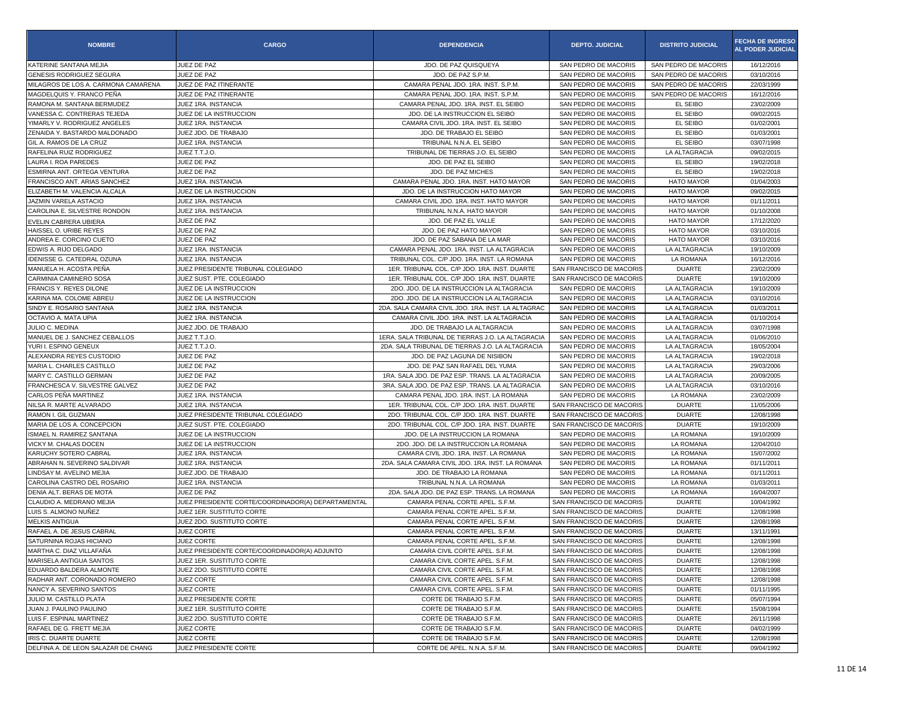| NOMBRE | CARGO | DEPENDENCIA | DEPTO. JUDICIAL | DISTRITO JUDICIAL | FECHA DE INGRESO AL PODER JUDICIAL |
|---|---|---|---|---|---|
| KATERINE SANTANA MEJIA | JUEZ DE PAZ | JDO. DE PAZ QUISQUEYA | SAN PEDRO DE MACORIS | SAN PEDRO DE MACORIS | 16/12/2016 |
| GENESIS RODRIGUEZ SEGURA | JUEZ DE PAZ | JDO. DE PAZ S.P.M. | SAN PEDRO DE MACORIS | SAN PEDRO DE MACORIS | 03/10/2016 |
| MILAGROS DE LOS A. CARMONA CAMARENA | JUEZ DE PAZ ITINERANTE | CAMARA PENAL JDO. 1RA. INST. S.P.M. | SAN PEDRO DE MACORIS | SAN PEDRO DE MACORIS | 22/03/1999 |
| MAGDELQUIS Y. FRANCO PEÑA | JUEZ DE PAZ ITINERANTE | CAMARA PENAL JDO. 1RA. INST. S.P.M. | SAN PEDRO DE MACORIS | SAN PEDRO DE MACORIS | 16/12/2016 |
| RAMONA M. SANTANA BERMUDEZ | JUEZ 1RA. INSTANCIA | CAMARA PENAL JDO. 1RA. INST. EL SEIBO | SAN PEDRO DE MACORIS | EL SEIBO | 23/02/2009 |
| VANESSA C. CONTRERAS TEJEDA | JUEZ DE LA INSTRUCCION | JDO. DE LA INSTRUCCION EL SEIBO | SAN PEDRO DE MACORIS | EL SEIBO | 09/02/2015 |
| YIMARLY V. RODRIGUEZ ANGELES | JUEZ 1RA. INSTANCIA | CAMARA CIVIL JDO. 1RA. INST. EL SEIBO | SAN PEDRO DE MACORIS | EL SEIBO | 01/02/2001 |
| ZENAIDA Y. BASTARDO MALDONADO | JUEZ JDO. DE TRABAJO | JDO. DE TRABAJO EL SEIBO | SAN PEDRO DE MACORIS | EL SEIBO | 01/03/2001 |
| GIL A. RAMOS DE LA CRUZ | JUEZ 1RA. INSTANCIA | TRIBUNAL N.N.A. EL SEIBO | SAN PEDRO DE MACORIS | EL SEIBO | 03/07/1998 |
| RAFELINA RUIZ RODRIGUEZ | JUEZ T.T.J.O. | TRIBUNAL DE TIERRAS J.O. EL SEIBO | SAN PEDRO DE MACORIS | LA ALTAGRACIA | 09/02/2015 |
| LAURA I. ROA PAREDES | JUEZ DE PAZ | JDO. DE PAZ EL SEIBO | SAN PEDRO DE MACORIS | EL SEIBO | 19/02/2018 |
| ESMIRNA ANT. ORTEGA VENTURA | JUEZ DE PAZ | JDO. DE PAZ MICHES | SAN PEDRO DE MACORIS | EL SEIBO | 19/02/2018 |
| FRANCISCO ANT. ARIAS SANCHEZ | JUEZ 1RA. INSTANCIA | CAMARA PENAL JDO. 1RA. INST. HATO MAYOR | SAN PEDRO DE MACORIS | HATO MAYOR | 01/04/2003 |
| ELIZABETH M. VALENCIA ALCALA | JUEZ DE LA INSTRUCCION | JDO. DE LA INSTRUCCION HATO MAYOR | SAN PEDRO DE MACORIS | HATO MAYOR | 09/02/2015 |
| JAZMIN VARELA ASTACIO | JUEZ 1RA. INSTANCIA | CAMARA CIVIL JDO. 1RA. INST. HATO MAYOR | SAN PEDRO DE MACORIS | HATO MAYOR | 01/11/2011 |
| CAROLINA E. SILVESTRE RONDON | JUEZ 1RA. INSTANCIA | TRIBUNAL N.N.A. HATO MAYOR | SAN PEDRO DE MACORIS | HATO MAYOR | 01/10/2008 |
| EVELIN CABRERA UBIERA | JUEZ DE PAZ | JDO. DE PAZ EL VALLE | SAN PEDRO DE MACORIS | HATO MAYOR | 17/12/2020 |
| HAISSEL O. URIBE REYES | JUEZ DE PAZ | JDO. DE PAZ HATO MAYOR | SAN PEDRO DE MACORIS | HATO MAYOR | 03/10/2016 |
| ANDREA E. CORCINO CUETO | JUEZ DE PAZ | JDO. DE PAZ SABANA DE LA MAR | SAN PEDRO DE MACORIS | HATO MAYOR | 03/10/2016 |
| EDWIS A. RIJO DELGADO | JUEZ 1RA. INSTANCIA | CAMARA PENAL JDO. 1RA. INST. LA ALTAGRACIA | SAN PEDRO DE MACORIS | LA ALTAGRACIA | 19/10/2009 |
| IDENISSE G. CATEDRAL OZUNA | JUEZ 1RA. INSTANCIA | TRIBUNAL COL. C/P JDO. 1RA. INST. LA ROMANA | SAN PEDRO DE MACORIS | LA ROMANA | 16/12/2016 |
| MANUELA H. ACOSTA PEÑA | JUEZ PRESIDENTE TRIBUNAL COLEGIADO | 1ER. TRIBUNAL COL. C/P JDO. 1RA. INST. DUARTE | SAN FRANCISCO DE MACORIS | DUARTE | 23/02/2009 |
| CARMINIA CAMINERO SOSA | JUEZ SUST. PTE. COLEGIADO | 1ER. TRIBUNAL COL. C/P JDO. 1RA. INST. DUARTE | SAN FRANCISCO DE MACORIS | DUARTE | 19/10/2009 |
| FRANCIS Y. REYES DILONE | JUEZ DE LA INSTRUCCION | 2DO. JDO. DE LA INSTRUCCION LA ALTAGRACIA | SAN PEDRO DE MACORIS | LA ALTAGRACIA | 19/10/2009 |
| KARINA MA. COLOME ABREU | JUEZ DE LA INSTRUCCION | 2DO. JDO. DE LA INSTRUCCION LA ALTAGRACIA | SAN PEDRO DE MACORIS | LA ALTAGRACIA | 03/10/2016 |
| SINDY E. ROSARIO SANTANA | JUEZ 1RA. INSTANCIA | 2DA. SALA CAMARA CIVIL JDO. 1RA. INST. LA ALTAGRAC | SAN PEDRO DE MACORIS | LA ALTAGRACIA | 01/03/2011 |
| OCTAVIO A. MATA UPIA | JUEZ 1RA. INSTANCIA | CAMARA CIVIL JDO. 1RA. INST. LA ALTAGRACIA | SAN PEDRO DE MACORIS | LA ALTAGRACIA | 01/10/2014 |
| JULIO C. MEDINA | JUEZ JDO. DE TRABAJO | JDO. DE TRABAJO LA ALTAGRACIA | SAN PEDRO DE MACORIS | LA ALTAGRACIA | 03/07/1998 |
| MANUEL DE J. SANCHEZ CEBALLOS | JUEZ T.T.J.O. | 1ERA. SALA TRIBUNAL DE TIERRAS J.O. LA ALTAGRACIA | SAN PEDRO DE MACORIS | LA ALTAGRACIA | 01/06/2010 |
| YURI I. ESPINO GENEUX | JUEZ T.T.J.O. | 2DA. SALA TRIBUNAL DE TIERRAS J.O. LA ALTAGRACIA | SAN PEDRO DE MACORIS | LA ALTAGRACIA | 18/05/2004 |
| ALEXANDRA REYES CUSTODIO | JUEZ DE PAZ | JDO. DE PAZ LAGUNA DE NISIBON | SAN PEDRO DE MACORIS | LA ALTAGRACIA | 19/02/2018 |
| MARIA L. CHARLES CASTILLO | JUEZ DE PAZ | JDO. DE PAZ SAN RAFAEL DEL YUMA | SAN PEDRO DE MACORIS | LA ALTAGRACIA | 29/03/2006 |
| MARY C. CASTILLO GERMAN | JUEZ DE PAZ | 1RA. SALA JDO. DE PAZ ESP. TRANS. LA ALTAGRACIA | SAN PEDRO DE MACORIS | LA ALTAGRACIA | 20/09/2005 |
| FRANCHESCA V. SILVESTRE GALVEZ | JUEZ DE PAZ | 3RA. SALA JDO. DE PAZ ESP. TRANS. LA ALTAGRACIA | SAN PEDRO DE MACORIS | LA ALTAGRACIA | 03/10/2016 |
| CARLOS PEÑA MARTINEZ | JUEZ 1RA. INSTANCIA | CAMARA PENAL JDO. 1RA. INST. LA ROMANA | SAN PEDRO DE MACORIS | LA ROMANA | 23/02/2009 |
| NILSA R. MARTE ALVARADO | JUEZ 1RA. INSTANCIA | 1ER. TRIBUNAL COL. C/P JDO. 1RA. INST. DUARTE | SAN FRANCISCO DE MACORIS | DUARTE | 11/05/2006 |
| RAMON I. GIL GUZMAN | JUEZ PRESIDENTE TRIBUNAL COLEGIADO | 2DO. TRIBUNAL COL. C/P JDO. 1RA. INST. DUARTE | SAN FRANCISCO DE MACORIS | DUARTE | 12/08/1998 |
| MARIA DE LOS A. CONCEPCION | JUEZ SUST. PTE. COLEGIADO | 2DO. TRIBUNAL COL. C/P JDO. 1RA. INST. DUARTE | SAN FRANCISCO DE MACORIS | DUARTE | 19/10/2009 |
| ISMAEL N. RAMIREZ SANTANA | JUEZ DE LA INSTRUCCION | JDO. DE LA INSTRUCCION LA ROMANA | SAN PEDRO DE MACORIS | LA ROMANA | 19/10/2009 |
| VICKY M. CHALAS DOCEN | JUEZ DE LA INSTRUCCION | 2DO. JDO. DE LA INSTRUCCION LA ROMANA | SAN PEDRO DE MACORIS | LA ROMANA | 12/04/2010 |
| KARUCHY SOTERO CABRAL | JUEZ 1RA. INSTANCIA | CAMARA CIVIL JDO. 1RA. INST. LA ROMANA | SAN PEDRO DE MACORIS | LA ROMANA | 15/07/2002 |
| ABRAHAN N. SEVERINO SALDIVAR | JUEZ 1RA. INSTANCIA | 2DA. SALA CAMARA CIVIL JDO. 1RA. INST. LA ROMANA | SAN PEDRO DE MACORIS | LA ROMANA | 01/11/2011 |
| LINDSAY M. AVELINO MEJIA | JUEZ JDO. DE TRABAJO | JDO. DE TRABAJO LA ROMANA | SAN PEDRO DE MACORIS | LA ROMANA | 01/11/2011 |
| CAROLINA CASTRO DEL ROSARIO | JUEZ 1RA. INSTANCIA | TRIBUNAL N.N.A. LA ROMANA | SAN PEDRO DE MACORIS | LA ROMANA | 01/03/2011 |
| DENIA ALT. BERAS DE MOTA | JUEZ DE PAZ | 2DA. SALA JDO. DE PAZ ESP. TRANS. LA ROMANA | SAN PEDRO DE MACORIS | LA ROMANA | 16/04/2007 |
| CLAUDIO A. MEDRANO MEJIA | JUEZ PRESIDENTE CORTE/COORDINADOR(A) DEPARTAMENTAL | CAMARA PENAL CORTE APEL. S.F.M. | SAN FRANCISCO DE MACORIS | DUARTE | 10/04/1992 |
| LUIS S. ALMONO NUÑEZ | JUEZ 1ER. SUSTITUTO CORTE | CAMARA PENAL CORTE APEL. S.F.M. | SAN FRANCISCO DE MACORIS | DUARTE | 12/08/1998 |
| MELKIS ANTIGUA | JUEZ 2DO. SUSTITUTO CORTE | CAMARA PENAL CORTE APEL. S.F.M. | SAN FRANCISCO DE MACORIS | DUARTE | 12/08/1998 |
| RAFAEL A. DE JESUS CABRAL | JUEZ CORTE | CAMARA PENAL CORTE APEL. S.F.M. | SAN FRANCISCO DE MACORIS | DUARTE | 13/11/1991 |
| SATURNINA ROJAS HICIANO | JUEZ CORTE | CAMARA PENAL CORTE APEL. S.F.M. | SAN FRANCISCO DE MACORIS | DUARTE | 12/08/1998 |
| MARTHA C. DIAZ VILLAFAÑA | JUEZ PRESIDENTE CORTE/COORDINADOR(A) ADJUNTO | CAMARA CIVIL CORTE APEL. S.F.M. | SAN FRANCISCO DE MACORIS | DUARTE | 12/08/1998 |
| MARISELA ANTIGUA SANTOS | JUEZ 1ER. SUSTITUTO CORTE | CAMARA CIVIL CORTE APEL. S.F.M. | SAN FRANCISCO DE MACORIS | DUARTE | 12/08/1998 |
| EDUARDO BALDERA ALMONTE | JUEZ 2DO. SUSTITUTO CORTE | CAMARA CIVIL CORTE APEL. S.F.M. | SAN FRANCISCO DE MACORIS | DUARTE | 12/08/1998 |
| RADHAR ANT. CORONADO ROMERO | JUEZ CORTE | CAMARA CIVIL CORTE APEL. S.F.M. | SAN FRANCISCO DE MACORIS | DUARTE | 12/08/1998 |
| NANCY A. SEVERINO SANTOS | JUEZ CORTE | CAMARA CIVIL CORTE APEL. S.F.M. | SAN FRANCISCO DE MACORIS | DUARTE | 01/11/1995 |
| JULIO M. CASTILLO PLATA | JUEZ PRESIDENTE CORTE | CORTE DE TRABAJO S.F.M. | SAN FRANCISCO DE MACORIS | DUARTE | 05/07/1994 |
| JUAN J. PAULINO PAULINO | JUEZ 1ER. SUSTITUTO CORTE | CORTE DE TRABAJO S.F.M. | SAN FRANCISCO DE MACORIS | DUARTE | 15/08/1994 |
| LUIS F. ESPINAL MARTINEZ | JUEZ 2DO. SUSTITUTO CORTE | CORTE DE TRABAJO S.F.M. | SAN FRANCISCO DE MACORIS | DUARTE | 26/11/1998 |
| RAFAEL DE G. FRETT MEJIA | JUEZ CORTE | CORTE DE TRABAJO S.F.M. | SAN FRANCISCO DE MACORIS | DUARTE | 04/02/1999 |
| IRIS C. DUARTE DUARTE | JUEZ CORTE | CORTE DE TRABAJO S.F.M. | SAN FRANCISCO DE MACORIS | DUARTE | 12/08/1998 |
| DELFINA A. DE LEON SALAZAR DE CHANG | JUEZ PRESIDENTE CORTE | CORTE DE APEL. N.N.A. S.F.M. | SAN FRANCISCO DE MACORIS | DUARTE | 09/04/1992 |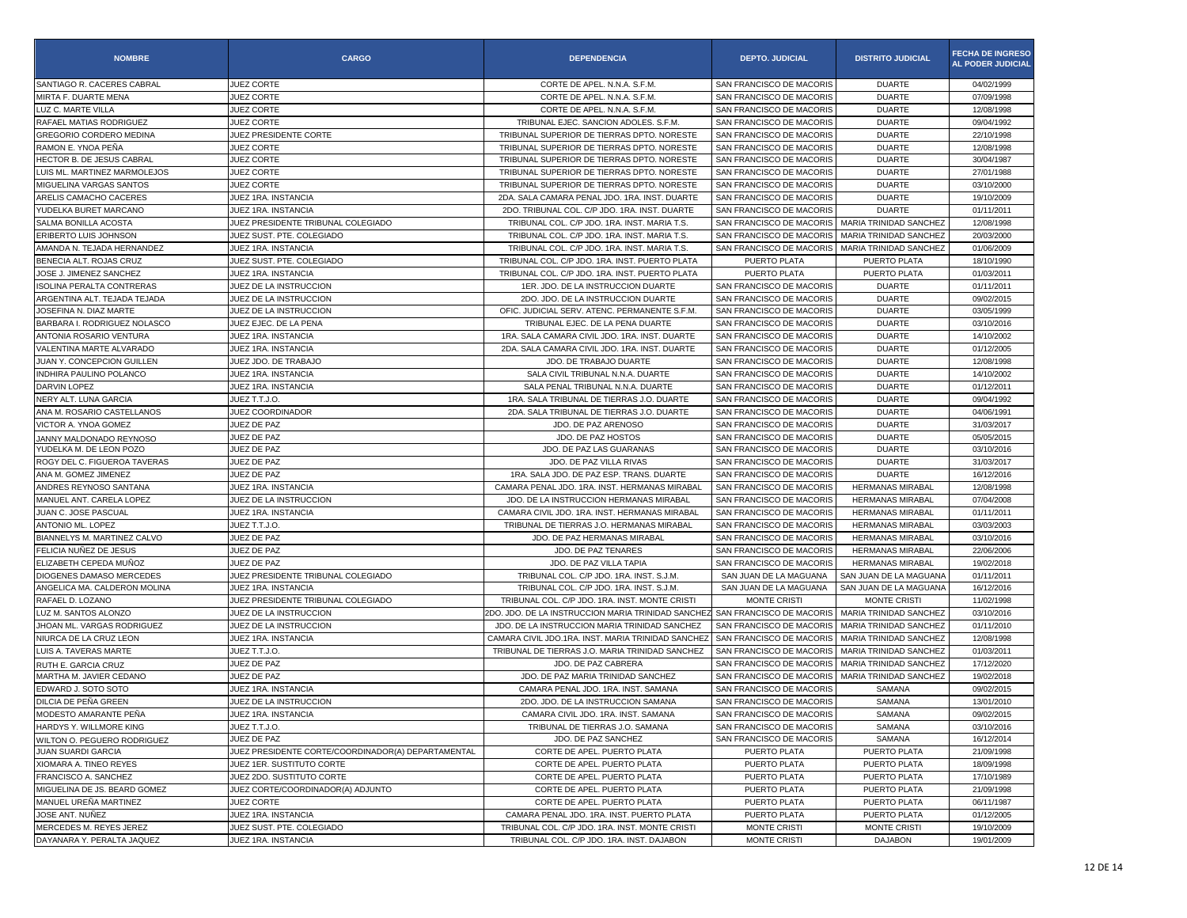| NOMBRE | CARGO | DEPENDENCIA | DEPTO. JUDICIAL | DISTRITO JUDICIAL | FECHA DE INGRESO AL PODER JUDICIAL |
|---|---|---|---|---|---|
| SANTIAGO R. CACERES CABRAL | JUEZ CORTE | CORTE DE APEL. N.N.A. S.F.M. | SAN FRANCISCO DE MACORIS | DUARTE | 04/02/1999 |
| MIRTA F. DUARTE MENA | JUEZ CORTE | CORTE DE APEL. N.N.A. S.F.M. | SAN FRANCISCO DE MACORIS | DUARTE | 07/09/1998 |
| LUZ C. MARTE VILLA | JUEZ CORTE | CORTE DE APEL. N.N.A. S.F.M. | SAN FRANCISCO DE MACORIS | DUARTE | 12/08/1998 |
| RAFAEL MATIAS RODRIGUEZ | JUEZ CORTE | TRIBUNAL EJEC. SANCION ADOLES. S.F.M. | SAN FRANCISCO DE MACORIS | DUARTE | 09/04/1992 |
| GREGORIO CORDERO MEDINA | JUEZ PRESIDENTE CORTE | TRIBUNAL SUPERIOR DE TIERRAS DPTO. NORESTE | SAN FRANCISCO DE MACORIS | DUARTE | 22/10/1998 |
| RAMON E. YNOA PEÑA | JUEZ CORTE | TRIBUNAL SUPERIOR DE TIERRAS DPTO. NORESTE | SAN FRANCISCO DE MACORIS | DUARTE | 12/08/1998 |
| HECTOR B. DE JESUS CABRAL | JUEZ CORTE | TRIBUNAL SUPERIOR DE TIERRAS DPTO. NORESTE | SAN FRANCISCO DE MACORIS | DUARTE | 30/04/1987 |
| LUIS ML. MARTINEZ MARMOLEJOS | JUEZ CORTE | TRIBUNAL SUPERIOR DE TIERRAS DPTO. NORESTE | SAN FRANCISCO DE MACORIS | DUARTE | 27/01/1988 |
| MIGUELINA VARGAS SANTOS | JUEZ CORTE | TRIBUNAL SUPERIOR DE TIERRAS DPTO. NORESTE | SAN FRANCISCO DE MACORIS | DUARTE | 03/10/2000 |
| ARELIS CAMACHO CACERES | JUEZ 1RA. INSTANCIA | 2DA. SALA CAMARA PENAL JDO. 1RA. INST. DUARTE | SAN FRANCISCO DE MACORIS | DUARTE | 19/10/2009 |
| YUDELKA BURET MARCANO | JUEZ 1RA. INSTANCIA | 2DO. TRIBUNAL COL. C/P JDO. 1RA. INST. DUARTE | SAN FRANCISCO DE MACORIS | DUARTE | 01/11/2011 |
| SALMA BONILLA ACOSTA | JUEZ PRESIDENTE TRIBUNAL COLEGIADO | TRIBUNAL COL. C/P JDO. 1RA. INST. MARIA T.S. | SAN FRANCISCO DE MACORIS | MARIA TRINIDAD SANCHEZ | 12/08/1998 |
| ERIBERTO LUIS JOHNSON | JUEZ SUST. PTE. COLEGIADO | TRIBUNAL COL. C/P JDO. 1RA. INST. MARIA T.S. | SAN FRANCISCO DE MACORIS | MARIA TRINIDAD SANCHEZ | 20/03/2000 |
| AMANDA N. TEJADA HERNANDEZ | JUEZ 1RA. INSTANCIA | TRIBUNAL COL. C/P JDO. 1RA. INST. MARIA T.S. | SAN FRANCISCO DE MACORIS | MARIA TRINIDAD SANCHEZ | 01/06/2009 |
| BENECIA ALT. ROJAS CRUZ | JUEZ SUST. PTE. COLEGIADO | TRIBUNAL COL. C/P JDO. 1RA. INST. PUERTO PLATA | PUERTO PLATA | PUERTO PLATA | 18/10/1990 |
| JOSE J. JIMENEZ SANCHEZ | JUEZ 1RA. INSTANCIA | TRIBUNAL COL. C/P JDO. 1RA. INST. PUERTO PLATA | PUERTO PLATA | PUERTO PLATA | 01/03/2011 |
| ISOLINA PERALTA CONTRERAS | JUEZ DE LA INSTRUCCION | 1ER. JDO. DE LA INSTRUCCION DUARTE | SAN FRANCISCO DE MACORIS | DUARTE | 01/11/2011 |
| ARGENTINA ALT. TEJADA TEJADA | JUEZ DE LA INSTRUCCION | 2DO. JDO. DE LA INSTRUCCION DUARTE | SAN FRANCISCO DE MACORIS | DUARTE | 09/02/2015 |
| JOSEFINA N. DIAZ MARTE | JUEZ DE LA INSTRUCCION | OFIC. JUDICIAL SERV. ATENC. PERMANENTE S.F.M. | SAN FRANCISCO DE MACORIS | DUARTE | 03/05/1999 |
| BARBARA I. RODRIGUEZ NOLASCO | JUEZ EJEC. DE LA PENA | TRIBUNAL EJEC. DE LA PENA DUARTE | SAN FRANCISCO DE MACORIS | DUARTE | 03/10/2016 |
| ANTONIA ROSARIO VENTURA | JUEZ 1RA. INSTANCIA | 1RA. SALA CAMARA CIVIL JDO. 1RA. INST. DUARTE | SAN FRANCISCO DE MACORIS | DUARTE | 14/10/2002 |
| VALENTINA MARTE ALVARADO | JUEZ 1RA. INSTANCIA | 2DA. SALA CAMARA CIVIL JDO. 1RA. INST. DUARTE | SAN FRANCISCO DE MACORIS | DUARTE | 01/12/2005 |
| JUAN Y. CONCEPCION GUILLEN | JUEZ JDO. DE TRABAJO | JDO. DE TRABAJO DUARTE | SAN FRANCISCO DE MACORIS | DUARTE | 12/08/1998 |
| INDHIRA PAULINO POLANCO | JUEZ 1RA. INSTANCIA | SALA CIVIL TRIBUNAL N.N.A. DUARTE | SAN FRANCISCO DE MACORIS | DUARTE | 14/10/2002 |
| DARVIN LOPEZ | JUEZ 1RA. INSTANCIA | SALA PENAL TRIBUNAL N.N.A. DUARTE | SAN FRANCISCO DE MACORIS | DUARTE | 01/12/2011 |
| NERY ALT. LUNA GARCIA | JUEZ T.T.J.O. | 1RA. SALA TRIBUNAL DE TIERRAS J.O. DUARTE | SAN FRANCISCO DE MACORIS | DUARTE | 09/04/1992 |
| ANA M. ROSARIO CASTELLANOS | JUEZ COORDINADOR | 2DA. SALA TRIBUNAL DE TIERRAS J.O. DUARTE | SAN FRANCISCO DE MACORIS | DUARTE | 04/06/1991 |
| VICTOR A. YNOA GOMEZ | JUEZ DE PAZ | JDO. DE PAZ ARENOSO | SAN FRANCISCO DE MACORIS | DUARTE | 31/03/2017 |
| JANNY MALDONADO REYNOSO | JUEZ DE PAZ | JDO. DE PAZ HOSTOS | SAN FRANCISCO DE MACORIS | DUARTE | 05/05/2015 |
| YUDELKA M. DE LEON POZO | JUEZ DE PAZ | JDO. DE PAZ LAS GUARANAS | SAN FRANCISCO DE MACORIS | DUARTE | 03/10/2016 |
| ROGY DEL C. FIGUEROA TAVERAS | JUEZ DE PAZ | JDO. DE PAZ VILLA RIVAS | SAN FRANCISCO DE MACORIS | DUARTE | 31/03/2017 |
| ANA M. GOMEZ JIMENEZ | JUEZ DE PAZ | 1RA. SALA JDO. DE PAZ ESP. TRANS. DUARTE | SAN FRANCISCO DE MACORIS | DUARTE | 16/12/2016 |
| ANDRES REYNOSO SANTANA | JUEZ 1RA. INSTANCIA | CAMARA PENAL JDO. 1RA. INST. HERMANAS MIRABAL | SAN FRANCISCO DE MACORIS | HERMANAS MIRABAL | 12/08/1998 |
| MANUEL ANT. CARELA LOPEZ | JUEZ DE LA INSTRUCCION | JDO. DE LA INSTRUCCION HERMANAS MIRABAL | SAN FRANCISCO DE MACORIS | HERMANAS MIRABAL | 07/04/2008 |
| JUAN C. JOSE PASCUAL | JUEZ 1RA. INSTANCIA | CAMARA CIVIL JDO. 1RA. INST. HERMANAS MIRABAL | SAN FRANCISCO DE MACORIS | HERMANAS MIRABAL | 01/11/2011 |
| ANTONIO ML. LOPEZ | JUEZ T.T.J.O. | TRIBUNAL DE TIERRAS J.O. HERMANAS MIRABAL | SAN FRANCISCO DE MACORIS | HERMANAS MIRABAL | 03/03/2003 |
| BIANNELYS M. MARTINEZ CALVO | JUEZ DE PAZ | JDO. DE PAZ HERMANAS MIRABAL | SAN FRANCISCO DE MACORIS | HERMANAS MIRABAL | 03/10/2016 |
| FELICIA NUÑEZ DE JESUS | JUEZ DE PAZ | JDO. DE PAZ TENARES | SAN FRANCISCO DE MACORIS | HERMANAS MIRABAL | 22/06/2006 |
| ELIZABETH CEPEDA MUÑOZ | JUEZ DE PAZ | JDO. DE PAZ VILLA TAPIA | SAN FRANCISCO DE MACORIS | HERMANAS MIRABAL | 19/02/2018 |
| DIOGENES DAMASO MERCEDES | JUEZ PRESIDENTE TRIBUNAL COLEGIADO | TRIBUNAL COL. C/P JDO. 1RA. INST. S.J.M. | SAN JUAN DE LA MAGUANA | SAN JUAN DE LA MAGUANA | 01/11/2011 |
| ANGELICA MA. CALDERON MOLINA | JUEZ 1RA. INSTANCIA | TRIBUNAL COL. C/P JDO. 1RA. INST. S.J.M. | SAN JUAN DE LA MAGUANA | SAN JUAN DE LA MAGUANA | 16/12/2016 |
| RAFAEL D. LOZANO | JUEZ PRESIDENTE TRIBUNAL COLEGIADO | TRIBUNAL COL. C/P JDO. 1RA. INST. MONTE CRISTI | MONTE CRISTI | MONTE CRISTI | 11/02/1998 |
| LUZ M. SANTOS ALONZO | JUEZ DE LA INSTRUCCION | 2DO. JDO. DE LA INSTRUCCION MARIA TRINIDAD SANCHEZ | SAN FRANCISCO DE MACORIS | MARIA TRINIDAD SANCHEZ | 03/10/2016 |
| JHOAN ML. VARGAS RODRIGUEZ | JUEZ DE LA INSTRUCCION | JDO. DE LA INSTRUCCION MARIA TRINIDAD SANCHEZ | SAN FRANCISCO DE MACORIS | MARIA TRINIDAD SANCHEZ | 01/11/2010 |
| NIURCA DE LA CRUZ LEON | JUEZ 1RA. INSTANCIA | CAMARA CIVIL JDO.1RA. INST. MARIA TRINIDAD SANCHEZ | SAN FRANCISCO DE MACORIS | MARIA TRINIDAD SANCHEZ | 12/08/1998 |
| LUIS A. TAVERAS MARTE | JUEZ T.T.J.O. | TRIBUNAL DE TIERRAS J.O. MARIA TRINIDAD SANCHEZ | SAN FRANCISCO DE MACORIS | MARIA TRINIDAD SANCHEZ | 01/03/2011 |
| RUTH E. GARCIA CRUZ | JUEZ DE PAZ | JDO. DE PAZ CABRERA | SAN FRANCISCO DE MACORIS | MARIA TRINIDAD SANCHEZ | 17/12/2020 |
| MARTHA M. JAVIER CEDANO | JUEZ DE PAZ | JDO. DE PAZ MARIA TRINIDAD SANCHEZ | SAN FRANCISCO DE MACORIS | MARIA TRINIDAD SANCHEZ | 19/02/2018 |
| EDWARD J. SOTO SOTO | JUEZ 1RA. INSTANCIA | CAMARA PENAL JDO. 1RA. INST. SAMANA | SAN FRANCISCO DE MACORIS | SAMANA | 09/02/2015 |
| DILCIA DE PEÑA GREEN | JUEZ DE LA INSTRUCCION | 2DO. JDO. DE LA INSTRUCCION SAMANA | SAN FRANCISCO DE MACORIS | SAMANA | 13/01/2010 |
| MODESTO AMARANTE PEÑA | JUEZ 1RA. INSTANCIA | CAMARA CIVIL JDO. 1RA. INST. SAMANA | SAN FRANCISCO DE MACORIS | SAMANA | 09/02/2015 |
| HARDYS Y. WILLMORE KING | JUEZ T.T.J.O. | TRIBUNAL DE TIERRAS J.O. SAMANA | SAN FRANCISCO DE MACORIS | SAMANA | 03/10/2016 |
| WILTON O. PEGUERO RODRIGUEZ | JUEZ DE PAZ | JDO. DE PAZ SANCHEZ | SAN FRANCISCO DE MACORIS | SAMANA | 16/12/2014 |
| JUAN SUARDI GARCIA | JUEZ PRESIDENTE CORTE/COORDINADOR(A) DEPARTAMENTAL | CORTE DE APEL. PUERTO PLATA | PUERTO PLATA | PUERTO PLATA | 21/09/1998 |
| XIOMARA A. TINEO REYES | JUEZ 1ER. SUSTITUTO CORTE | CORTE DE APEL. PUERTO PLATA | PUERTO PLATA | PUERTO PLATA | 18/09/1998 |
| FRANCISCO A. SANCHEZ | JUEZ 2DO. SUSTITUTO CORTE | CORTE DE APEL. PUERTO PLATA | PUERTO PLATA | PUERTO PLATA | 17/10/1989 |
| MIGUELINA DE JS. BEARD GOMEZ | JUEZ CORTE/COORDINADOR(A) ADJUNTO | CORTE DE APEL. PUERTO PLATA | PUERTO PLATA | PUERTO PLATA | 21/09/1998 |
| MANUEL UREÑA MARTINEZ | JUEZ CORTE | CORTE DE APEL. PUERTO PLATA | PUERTO PLATA | PUERTO PLATA | 06/11/1987 |
| JOSE ANT. NUÑEZ | JUEZ 1RA. INSTANCIA | CAMARA PENAL JDO. 1RA. INST. PUERTO PLATA | PUERTO PLATA | PUERTO PLATA | 01/12/2005 |
| MERCEDES M. REYES JEREZ | JUEZ SUST. PTE. COLEGIADO | TRIBUNAL COL. C/P JDO. 1RA. INST. MONTE CRISTI | MONTE CRISTI | MONTE CRISTI | 19/10/2009 |
| DAYANARA Y. PERALTA JAQUEZ | JUEZ 1RA. INSTANCIA | TRIBUNAL COL. C/P JDO. 1RA. INST. DAJABON | MONTE CRISTI | DAJABON | 19/01/2009 |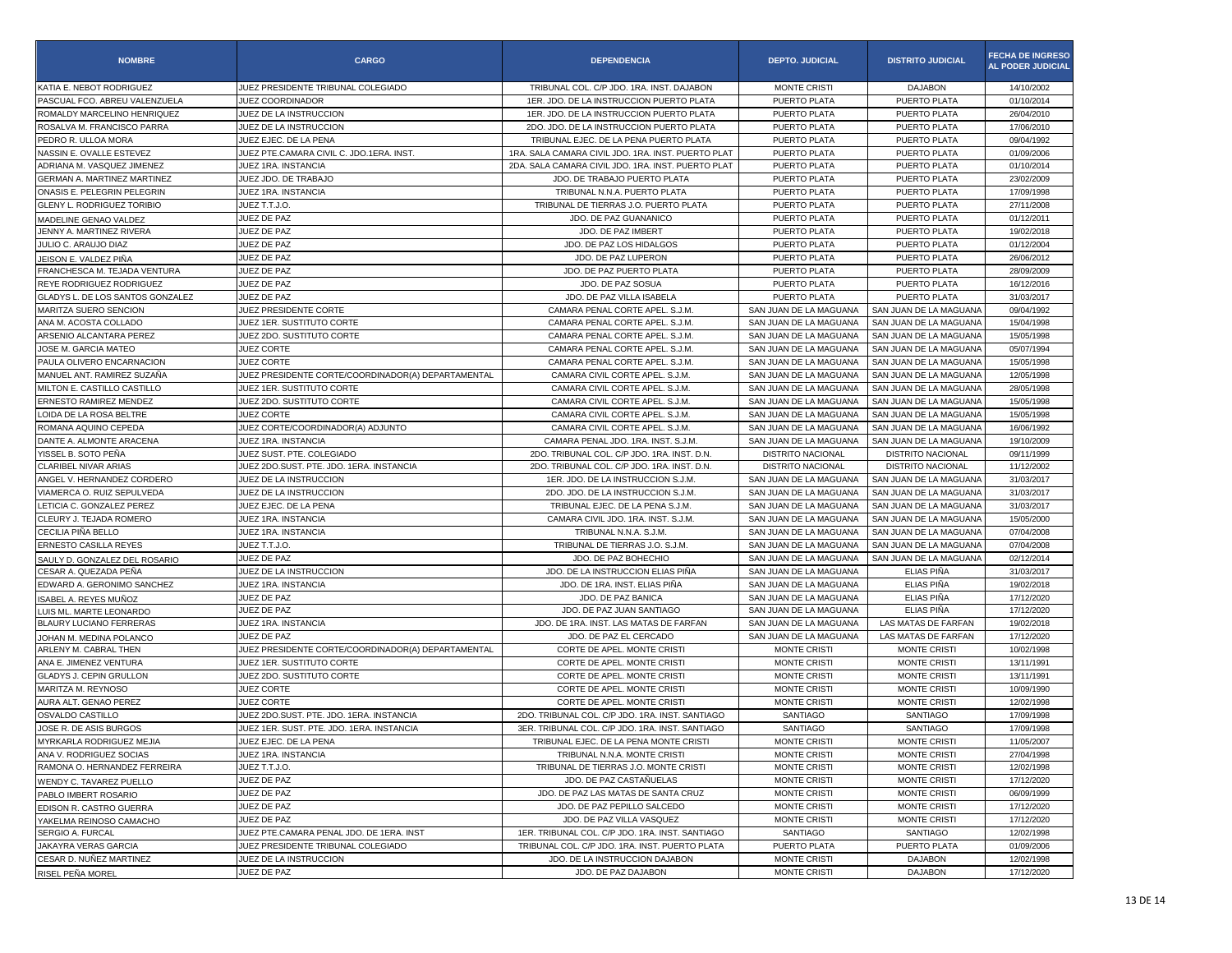| NOMBRE | CARGO | DEPENDENCIA | DEPTO. JUDICIAL | DISTRITO JUDICIAL | FECHA DE INGRESO AL PODER JUDICIAL |
|---|---|---|---|---|---|
| KATIA E. NEBOT RODRIGUEZ | JUEZ PRESIDENTE TRIBUNAL COLEGIADO | TRIBUNAL COL. C/P JDO. 1RA. INST. DAJABON | MONTE CRISTI | DAJABON | 14/10/2002 |
| PASCUAL FCO. ABREU VALENZUELA | JUEZ COORDINADOR | 1ER. JDO. DE LA INSTRUCCION PUERTO PLATA | PUERTO PLATA | PUERTO PLATA | 01/10/2014 |
| ROMALDY MARCELINO HENRIQUEZ | JUEZ DE LA INSTRUCCION | 1ER. JDO. DE LA INSTRUCCION PUERTO PLATA | PUERTO PLATA | PUERTO PLATA | 26/04/2010 |
| ROSALVA M. FRANCISCO PARRA | JUEZ DE LA INSTRUCCION | 2DO. JDO. DE LA INSTRUCCION PUERTO PLATA | PUERTO PLATA | PUERTO PLATA | 17/06/2010 |
| PEDRO R. ULLOA MORA | JUEZ EJEC. DE LA PENA | TRIBUNAL EJEC. DE LA PENA PUERTO PLATA | PUERTO PLATA | PUERTO PLATA | 09/04/1992 |
| NASSIN E. OVALLE ESTEVEZ | JUEZ PTE.CAMARA CIVIL C. JDO.1ERA. INST. | 1RA. SALA CAMARA CIVIL JDO. 1RA. INST. PUERTO PLAT | PUERTO PLATA | PUERTO PLATA | 01/09/2006 |
| ADRIANA M. VASQUEZ JIMENEZ | JUEZ 1RA. INSTANCIA | 2DA. SALA CAMARA CIVIL JDO. 1RA. INST. PUERTO PLAT | PUERTO PLATA | PUERTO PLATA | 01/10/2014 |
| GERMAN A. MARTINEZ MARTINEZ | JUEZ JDO. DE TRABAJO | JDO. DE TRABAJO PUERTO PLATA | PUERTO PLATA | PUERTO PLATA | 23/02/2009 |
| ONASIS E. PELEGRIN PELEGRIN | JUEZ 1RA. INSTANCIA | TRIBUNAL N.N.A. PUERTO PLATA | PUERTO PLATA | PUERTO PLATA | 17/09/1998 |
| GLENY L. RODRIGUEZ TORIBIO | JUEZ T.T.J.O. | TRIBUNAL DE TIERRAS J.O. PUERTO PLATA | PUERTO PLATA | PUERTO PLATA | 27/11/2008 |
| MADELINE GENAO VALDEZ | JUEZ DE PAZ | JDO. DE PAZ GUANANICO | PUERTO PLATA | PUERTO PLATA | 01/12/2011 |
| JENNY A. MARTINEZ RIVERA | JUEZ DE PAZ | JDO. DE PAZ IMBERT | PUERTO PLATA | PUERTO PLATA | 19/02/2018 |
| JULIO C. ARAUJO DIAZ | JUEZ DE PAZ | JDO. DE PAZ LOS HIDALGOS | PUERTO PLATA | PUERTO PLATA | 01/12/2004 |
| JEISON E. VALDEZ PIÑA | JUEZ DE PAZ | JDO. DE PAZ LUPERON | PUERTO PLATA | PUERTO PLATA | 26/06/2012 |
| FRANCHESCA M. TEJADA VENTURA | JUEZ DE PAZ | JDO. DE PAZ PUERTO PLATA | PUERTO PLATA | PUERTO PLATA | 28/09/2009 |
| REYE RODRIGUEZ RODRIGUEZ | JUEZ DE PAZ | JDO. DE PAZ SOSUA | PUERTO PLATA | PUERTO PLATA | 16/12/2016 |
| GLADYS L. DE LOS SANTOS GONZALEZ | JUEZ DE PAZ | JDO. DE PAZ VILLA ISABELA | PUERTO PLATA | PUERTO PLATA | 31/03/2017 |
| MARITZA SUERO SENCION | JUEZ PRESIDENTE CORTE | CAMARA PENAL CORTE APEL. S.J.M. | SAN JUAN DE LA MAGUANA | SAN JUAN DE LA MAGUANA | 09/04/1992 |
| ANA M. ACOSTA COLLADO | JUEZ 1ER. SUSTITUTO CORTE | CAMARA PENAL CORTE APEL. S.J.M. | SAN JUAN DE LA MAGUANA | SAN JUAN DE LA MAGUANA | 15/04/1998 |
| ARSENIO ALCANTARA PEREZ | JUEZ 2DO. SUSTITUTO CORTE | CAMARA PENAL CORTE APEL. S.J.M. | SAN JUAN DE LA MAGUANA | SAN JUAN DE LA MAGUANA | 15/05/1998 |
| JOSE M. GARCIA MATEO | JUEZ CORTE | CAMARA PENAL CORTE APEL. S.J.M. | SAN JUAN DE LA MAGUANA | SAN JUAN DE LA MAGUANA | 05/07/1994 |
| PAULA OLIVERO ENCARNACION | JUEZ CORTE | CAMARA PENAL CORTE APEL. S.J.M. | SAN JUAN DE LA MAGUANA | SAN JUAN DE LA MAGUANA | 15/05/1998 |
| MANUEL ANT. RAMIREZ SUZAÑA | JUEZ PRESIDENTE CORTE/COORDINADOR(A) DEPARTAMENTAL | CAMARA CIVIL CORTE APEL. S.J.M. | SAN JUAN DE LA MAGUANA | SAN JUAN DE LA MAGUANA | 12/05/1998 |
| MILTON E. CASTILLO CASTILLO | JUEZ 1ER. SUSTITUTO CORTE | CAMARA CIVIL CORTE APEL. S.J.M. | SAN JUAN DE LA MAGUANA | SAN JUAN DE LA MAGUANA | 28/05/1998 |
| ERNESTO RAMIREZ MENDEZ | JUEZ 2DO. SUSTITUTO CORTE | CAMARA CIVIL CORTE APEL. S.J.M. | SAN JUAN DE LA MAGUANA | SAN JUAN DE LA MAGUANA | 15/05/1998 |
| LOIDA DE LA ROSA BELTRE | JUEZ CORTE | CAMARA CIVIL CORTE APEL. S.J.M. | SAN JUAN DE LA MAGUANA | SAN JUAN DE LA MAGUANA | 15/05/1998 |
| ROMANA AQUINO CEPEDA | JUEZ CORTE/COORDINADOR(A) ADJUNTO | CAMARA CIVIL CORTE APEL. S.J.M. | SAN JUAN DE LA MAGUANA | SAN JUAN DE LA MAGUANA | 16/06/1992 |
| DANTE A. ALMONTE ARACENA | JUEZ 1RA. INSTANCIA | CAMARA PENAL JDO. 1RA. INST. S.J.M. | SAN JUAN DE LA MAGUANA | SAN JUAN DE LA MAGUANA | 19/10/2009 |
| YISSEL B. SOTO PEÑA | JUEZ SUST. PTE. COLEGIADO | 2DO. TRIBUNAL COL. C/P JDO. 1RA. INST. D.N. | DISTRITO NACIONAL | DISTRITO NACIONAL | 09/11/1999 |
| CLARIBEL NIVAR ARIAS | JUEZ 2DO.SUST. PTE. JDO. 1ERA. INSTANCIA | 2DO. TRIBUNAL COL. C/P JDO. 1RA. INST. D.N. | DISTRITO NACIONAL | DISTRITO NACIONAL | 11/12/2002 |
| ANGEL V. HERNANDEZ CORDERO | JUEZ DE LA INSTRUCCION | 1ER. JDO. DE LA INSTRUCCION S.J.M. | SAN JUAN DE LA MAGUANA | SAN JUAN DE LA MAGUANA | 31/03/2017 |
| VIAMERCA O. RUIZ SEPULVEDA | JUEZ DE LA INSTRUCCION | 2DO. JDO. DE LA INSTRUCCION S.J.M. | SAN JUAN DE LA MAGUANA | SAN JUAN DE LA MAGUANA | 31/03/2017 |
| LETICIA C. GONZALEZ PEREZ | JUEZ EJEC. DE LA PENA | TRIBUNAL EJEC. DE LA PENA S.J.M. | SAN JUAN DE LA MAGUANA | SAN JUAN DE LA MAGUANA | 31/03/2017 |
| CLEURY J. TEJADA ROMERO | JUEZ 1RA. INSTANCIA | CAMARA CIVIL JDO. 1RA. INST. S.J.M. | SAN JUAN DE LA MAGUANA | SAN JUAN DE LA MAGUANA | 15/05/2000 |
| CECILIA PIÑA BELLO | JUEZ 1RA. INSTANCIA | TRIBUNAL N.N.A. S.J.M. | SAN JUAN DE LA MAGUANA | SAN JUAN DE LA MAGUANA | 07/04/2008 |
| ERNESTO CASILLA REYES | JUEZ T.T.J.O. | TRIBUNAL DE TIERRAS J.O. S.J.M. | SAN JUAN DE LA MAGUANA | SAN JUAN DE LA MAGUANA | 07/04/2008 |
| SAULY D. GONZALEZ DEL ROSARIO | JUEZ DE PAZ | JDO. DE PAZ BOHECHIO | SAN JUAN DE LA MAGUANA | SAN JUAN DE LA MAGUANA | 02/12/2014 |
| CESAR A. QUEZADA PEÑA | JUEZ DE LA INSTRUCCION | JDO. DE LA INSTRUCCION ELIAS PIÑA | SAN JUAN DE LA MAGUANA | ELIAS PIÑA | 31/03/2017 |
| EDWARD A. GERONIMO SANCHEZ | JUEZ 1RA. INSTANCIA | JDO. DE 1RA. INST. ELIAS PIÑA | SAN JUAN DE LA MAGUANA | ELIAS PIÑA | 19/02/2018 |
| ISABEL A. REYES MUÑOZ | JUEZ DE PAZ | JDO. DE PAZ BANICA | SAN JUAN DE LA MAGUANA | ELIAS PIÑA | 17/12/2020 |
| LUIS ML. MARTE LEONARDO | JUEZ DE PAZ | JDO. DE PAZ JUAN SANTIAGO | SAN JUAN DE LA MAGUANA | ELIAS PIÑA | 17/12/2020 |
| BLAURY LUCIANO FERRERAS | JUEZ 1RA. INSTANCIA | JDO. DE 1RA. INST. LAS MATAS DE FARFAN | SAN JUAN DE LA MAGUANA | LAS MATAS DE FARFAN | 19/02/2018 |
| JOHAN M. MEDINA POLANCO | JUEZ DE PAZ | JDO. DE PAZ EL CERCADO | SAN JUAN DE LA MAGUANA | LAS MATAS DE FARFAN | 17/12/2020 |
| ARLENY M. CABRAL THEN | JUEZ PRESIDENTE CORTE/COORDINADOR(A) DEPARTAMENTAL | CORTE DE APEL. MONTE CRISTI | MONTE CRISTI | MONTE CRISTI | 10/02/1998 |
| ANA E. JIMENEZ VENTURA | JUEZ 1ER. SUSTITUTO CORTE | CORTE DE APEL. MONTE CRISTI | MONTE CRISTI | MONTE CRISTI | 13/11/1991 |
| GLADYS J. CEPIN GRULLON | JUEZ 2DO. SUSTITUTO CORTE | CORTE DE APEL. MONTE CRISTI | MONTE CRISTI | MONTE CRISTI | 13/11/1991 |
| MARITZA M. REYNOSO | JUEZ CORTE | CORTE DE APEL. MONTE CRISTI | MONTE CRISTI | MONTE CRISTI | 10/09/1990 |
| AURA ALT. GENAO PEREZ | JUEZ CORTE | CORTE DE APEL. MONTE CRISTI | MONTE CRISTI | MONTE CRISTI | 12/02/1998 |
| OSVALDO CASTILLO | JUEZ 2DO.SUST. PTE. JDO. 1ERA. INSTANCIA | 2DO. TRIBUNAL COL. C/P JDO. 1RA. INST. SANTIAGO | SANTIAGO | SANTIAGO | 17/09/1998 |
| JOSE R. DE ASIS BURGOS | JUEZ 1ER. SUST. PTE. JDO. 1ERA. INSTANCIA | 3ER. TRIBUNAL COL. C/P JDO. 1RA. INST. SANTIAGO | SANTIAGO | SANTIAGO | 17/09/1998 |
| MYRKARLA RODRIGUEZ MEJIA | JUEZ EJEC. DE LA PENA | TRIBUNAL EJEC. DE LA PENA MONTE CRISTI | MONTE CRISTI | MONTE CRISTI | 11/05/2007 |
| ANA V. RODRIGUEZ SOCIAS | JUEZ 1RA. INSTANCIA | TRIBUNAL N.N.A. MONTE CRISTI | MONTE CRISTI | MONTE CRISTI | 27/04/1998 |
| RAMONA O. HERNANDEZ FERREIRA | JUEZ T.T.J.O. | TRIBUNAL DE TIERRAS J.O. MONTE CRISTI | MONTE CRISTI | MONTE CRISTI | 12/02/1998 |
| WENDY C. TAVAREZ PUELLO | JUEZ DE PAZ | JDO. DE PAZ CASTAÑUELAS | MONTE CRISTI | MONTE CRISTI | 17/12/2020 |
| PABLO IMBERT ROSARIO | JUEZ DE PAZ | JDO. DE PAZ LAS MATAS DE SANTA CRUZ | MONTE CRISTI | MONTE CRISTI | 06/09/1999 |
| EDISON R. CASTRO GUERRA | JUEZ DE PAZ | JDO. DE PAZ PEPILLO SALCEDO | MONTE CRISTI | MONTE CRISTI | 17/12/2020 |
| YAKELMA REINOSO CAMACHO | JUEZ DE PAZ | JDO. DE PAZ VILLA VASQUEZ | MONTE CRISTI | MONTE CRISTI | 17/12/2020 |
| SERGIO A. FURCAL | JUEZ PTE.CAMARA PENAL JDO. DE 1ERA. INST | 1ER. TRIBUNAL COL. C/P JDO. 1RA. INST. SANTIAGO | SANTIAGO | SANTIAGO | 12/02/1998 |
| JAKAYRA VERAS GARCIA | JUEZ PRESIDENTE TRIBUNAL COLEGIADO | TRIBUNAL COL. C/P JDO. 1RA. INST. PUERTO PLATA | PUERTO PLATA | PUERTO PLATA | 01/09/2006 |
| CESAR D. NUÑEZ MARTINEZ | JUEZ DE LA INSTRUCCION | JDO. DE LA INSTRUCCION DAJABON | MONTE CRISTI | DAJABON | 12/02/1998 |
| RISEL PEÑA MOREL | JUEZ DE PAZ | JDO. DE PAZ DAJABON | MONTE CRISTI | DAJABON | 17/12/2020 |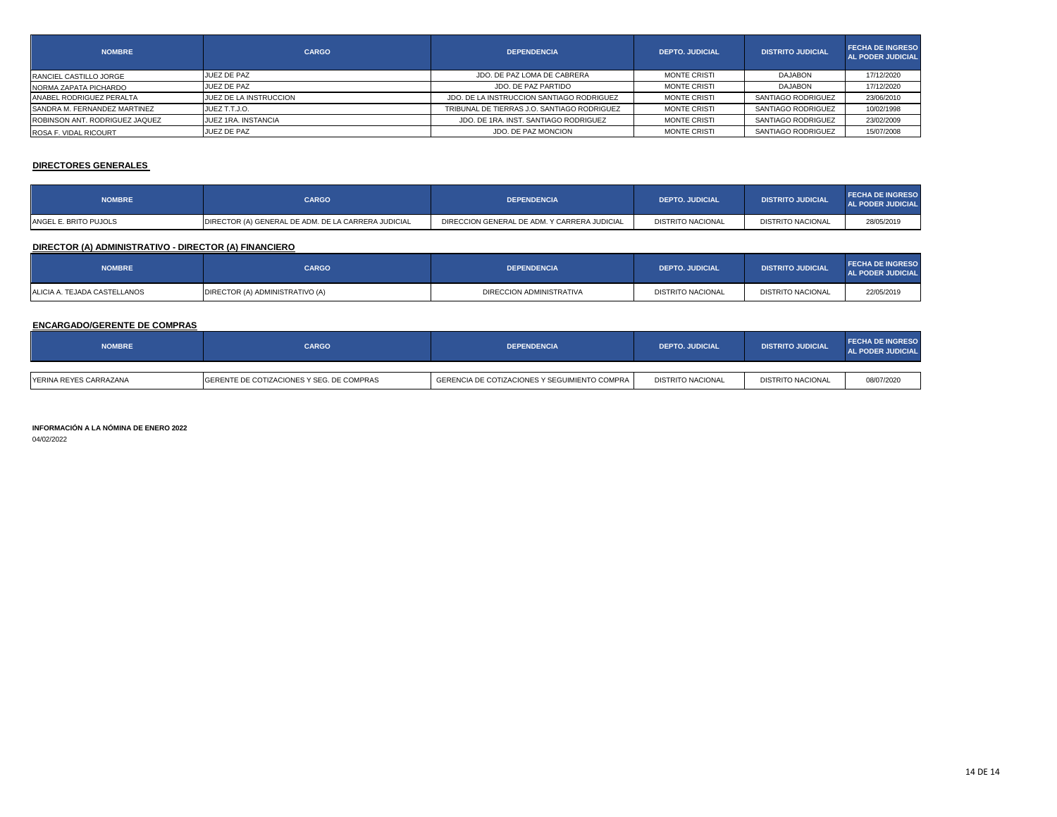| NOMBRE | CARGO | DEPENDENCIA | DEPTO. JUDICIAL | DISTRITO JUDICIAL | FECHA DE INGRESO AL PODER JUDICIAL |
|---|---|---|---|---|---|
| RANCIEL CASTILLO JORGE | JUEZ DE PAZ | JDO. DE PAZ LOMA DE CABRERA | MONTE CRISTI | DAJABON | 17/12/2020 |
| NORMA ZAPATA PICHARDO | JUEZ DE PAZ | JDO. DE PAZ PARTIDO | MONTE CRISTI | DAJABON | 17/12/2020 |
| ANABEL RODRIGUEZ PERALTA | JUEZ DE LA INSTRUCCION | JDO. DE LA INSTRUCCION SANTIAGO RODRIGUEZ | MONTE CRISTI | SANTIAGO RODRIGUEZ | 23/06/2010 |
| SANDRA M. FERNANDEZ MARTINEZ | JUEZ T.T.J.O. | TRIBUNAL DE TIERRAS J.O. SANTIAGO RODRIGUEZ | MONTE CRISTI | SANTIAGO RODRIGUEZ | 10/02/1998 |
| ROBINSON ANT. RODRIGUEZ JAQUEZ | JUEZ 1RA. INSTANCIA | JDO. DE 1RA. INST. SANTIAGO RODRIGUEZ | MONTE CRISTI | SANTIAGO RODRIGUEZ | 23/02/2009 |
| ROSA F. VIDAL RICOURT | JUEZ DE PAZ | JDO. DE PAZ MONCION | MONTE CRISTI | SANTIAGO RODRIGUEZ | 15/07/2008 |

**DIRECTORES GENERALES**

| NOMBRE | CARGO | DEPENDENCIA | DEPTO. JUDICIAL | DISTRITO JUDICIAL | FECHA DE INGRESO AL PODER JUDICIAL |
|---|---|---|---|---|---|
| ANGEL E. BRITO PUJOLS | DIRECTOR (A) GENERAL DE ADM. DE LA CARRERA JUDICIAL | DIRECCION GENERAL DE ADM. Y CARRERA JUDICIAL | DISTRITO NACIONAL | DISTRITO NACIONAL | 28/05/2019 |

**DIRECTOR (A) ADMINISTRATIVO - DIRECTOR (A) FINANCIERO**

| NOMBRE | CARGO | DEPENDENCIA | DEPTO. JUDICIAL | DISTRITO JUDICIAL | FECHA DE INGRESO AL PODER JUDICIAL |
|---|---|---|---|---|---|
| ALICIA A. TEJADA CASTELLANOS | DIRECTOR (A) ADMINISTRATIVO (A) | DIRECCION ADMINISTRATIVA | DISTRITO NACIONAL | DISTRITO NACIONAL | 22/05/2019 |

**ENCARGADO/GERENTE DE COMPRAS**

| NOMBRE | CARGO | DEPENDENCIA | DEPTO. JUDICIAL | DISTRITO JUDICIAL | FECHA DE INGRESO AL PODER JUDICIAL |
|---|---|---|---|---|---|
| YERINA REYES CARRAZANA | GERENTE DE COTIZACIONES Y SEG. DE COMPRAS | GERENCIA DE COTIZACIONES Y SEGUIMIENTO COMPRA | DISTRITO NACIONAL | DISTRITO NACIONAL | 08/07/2020 |

**INFORMACIÓN A LA NÓMINA DE ENERO 2022**

04/02/2022